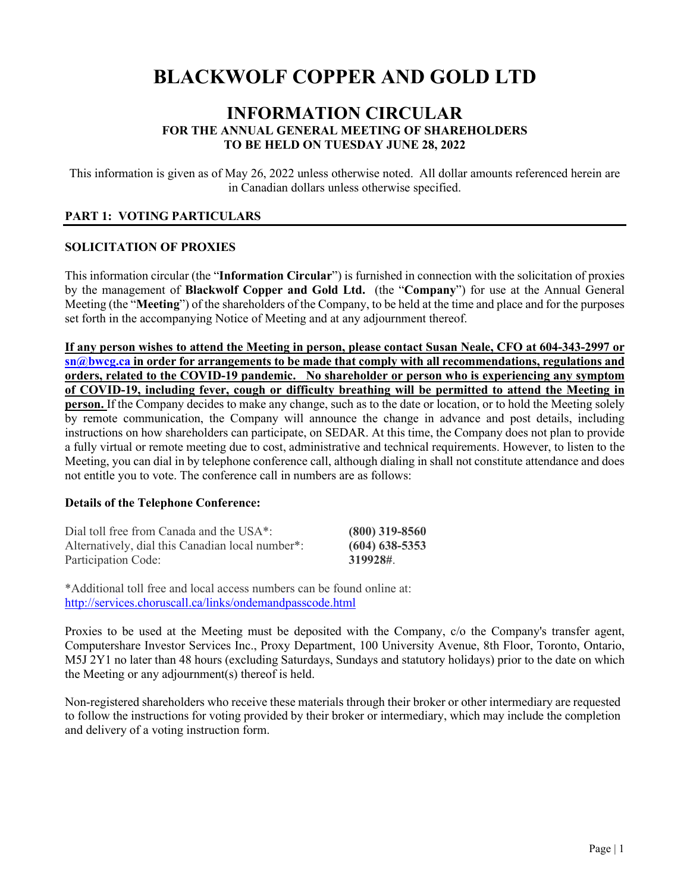# BLACKWOLF COPPER AND GOLD LTD

## INFORMATION CIRCULAR

### FOR THE ANNUAL GENERAL MEETING OF SHAREHOLDERS
### TO BE HELD ON TUESDAY JUNE 28, 2022

This information is given as of May 26, 2022 unless otherwise noted. All dollar amounts referenced herein are in Canadian dollars unless otherwise specified.

## PART 1: VOTING PARTICULARS

### SOLICITATION OF PROXIES

This information circular (the "**Information Circular**") is furnished in connection with the solicitation of proxies by the management of **Blackwolf Copper and Gold Ltd.** (the "**Company**") for use at the Annual General Meeting (the "**Meeting**") of the shareholders of the Company, to be held at the time and place and for the purposes set forth in the accompanying Notice of Meeting and at any adjournment thereof.

**If any person wishes to attend the Meeting in person, please contact Susan Neale, CFO at 604-343-2997 or sn@bwcg.ca in order for arrangements to be made that comply with all recommendations, regulations and orders, related to the COVID-19 pandemic. No shareholder or person who is experiencing any symptom of COVID-19, including fever, cough or difficulty breathing will be permitted to attend the Meeting in person.** If the Company decides to make any change, such as to the date or location, or to hold the Meeting solely by remote communication, the Company will announce the change in advance and post details, including instructions on how shareholders can participate, on SEDAR. At this time, the Company does not plan to provide a fully virtual or remote meeting due to cost, administrative and technical requirements. However, to listen to the Meeting, you can dial in by telephone conference call, although dialing in shall not constitute attendance and does not entitle you to vote. The conference call in numbers are as follows:

**Details of the Telephone Conference:**

| | |
|---|---|
| Dial toll free from Canada and the USA*: | **(800) 319-8560** |
| Alternatively, dial this Canadian local number*: | **(604) 638-5353** |
| Participation Code: | **319928#**. |

*Additional toll free and local access numbers can be found online at: http://services.choruscall.ca/links/ondemandpasscode.html

Proxies to be used at the Meeting must be deposited with the Company, c/o the Company's transfer agent, Computershare Investor Services Inc., Proxy Department, 100 University Avenue, 8th Floor, Toronto, Ontario, M5J 2Y1 no later than 48 hours (excluding Saturdays, Sundays and statutory holidays) prior to the date on which the Meeting or any adjournment(s) thereof is held.

Non-registered shareholders who receive these materials through their broker or other intermediary are requested to follow the instructions for voting provided by their broker or intermediary, which may include the completion and delivery of a voting instruction form.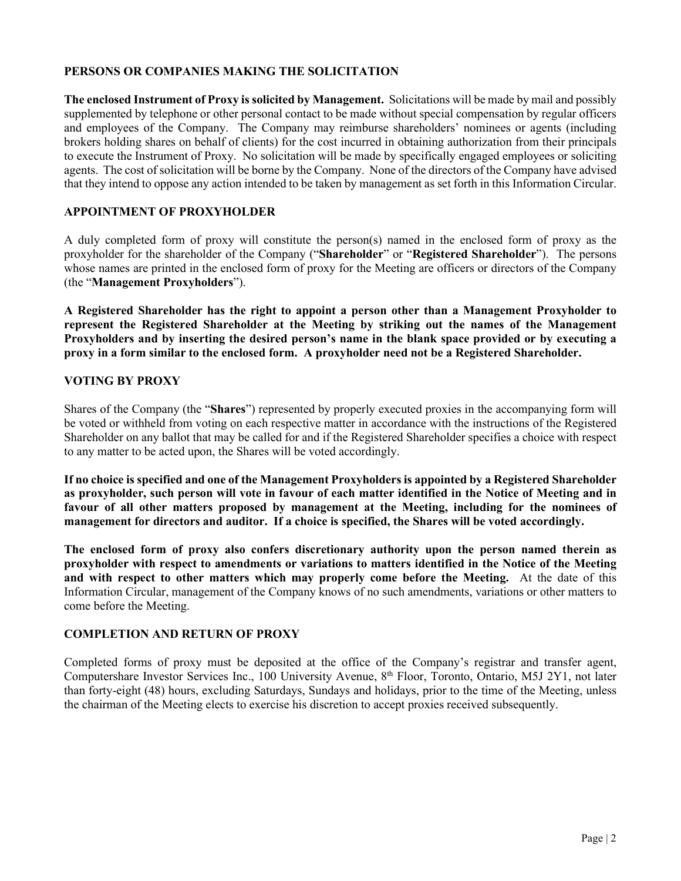## PERSONS OR COMPANIES MAKING THE SOLICITATION

**The enclosed Instrument of Proxy is solicited by Management.** Solicitations will be made by mail and possibly supplemented by telephone or other personal contact to be made without special compensation by regular officers and employees of the Company. The Company may reimburse shareholders' nominees or agents (including brokers holding shares on behalf of clients) for the cost incurred in obtaining authorization from their principals to execute the Instrument of Proxy. No solicitation will be made by specifically engaged employees or soliciting agents. The cost of solicitation will be borne by the Company. None of the directors of the Company have advised that they intend to oppose any action intended to be taken by management as set forth in this Information Circular.

## APPOINTMENT OF PROXYHOLDER

A duly completed form of proxy will constitute the person(s) named in the enclosed form of proxy as the proxyholder for the shareholder of the Company ("**Shareholder**" or "**Registered Shareholder**"). The persons whose names are printed in the enclosed form of proxy for the Meeting are officers or directors of the Company (the "**Management Proxyholders**").

**A Registered Shareholder has the right to appoint a person other than a Management Proxyholder to represent the Registered Shareholder at the Meeting by striking out the names of the Management Proxyholders and by inserting the desired person's name in the blank space provided or by executing a proxy in a form similar to the enclosed form. A proxyholder need not be a Registered Shareholder.**

## VOTING BY PROXY

Shares of the Company (the "**Shares**") represented by properly executed proxies in the accompanying form will be voted or withheld from voting on each respective matter in accordance with the instructions of the Registered Shareholder on any ballot that may be called for and if the Registered Shareholder specifies a choice with respect to any matter to be acted upon, the Shares will be voted accordingly.

**If no choice is specified and one of the Management Proxyholders is appointed by a Registered Shareholder as proxyholder, such person will vote in favour of each matter identified in the Notice of Meeting and in favour of all other matters proposed by management at the Meeting, including for the nominees of management for directors and auditor. If a choice is specified, the Shares will be voted accordingly.**

**The enclosed form of proxy also confers discretionary authority upon the person named therein as proxyholder with respect to amendments or variations to matters identified in the Notice of the Meeting and with respect to other matters which may properly come before the Meeting.** At the date of this Information Circular, management of the Company knows of no such amendments, variations or other matters to come before the Meeting.

## COMPLETION AND RETURN OF PROXY

Completed forms of proxy must be deposited at the office of the Company's registrar and transfer agent, Computershare Investor Services Inc., 100 University Avenue, 8th Floor, Toronto, Ontario, M5J 2Y1, not later than forty-eight (48) hours, excluding Saturdays, Sundays and holidays, prior to the time of the Meeting, unless the chairman of the Meeting elects to exercise his discretion to accept proxies received subsequently.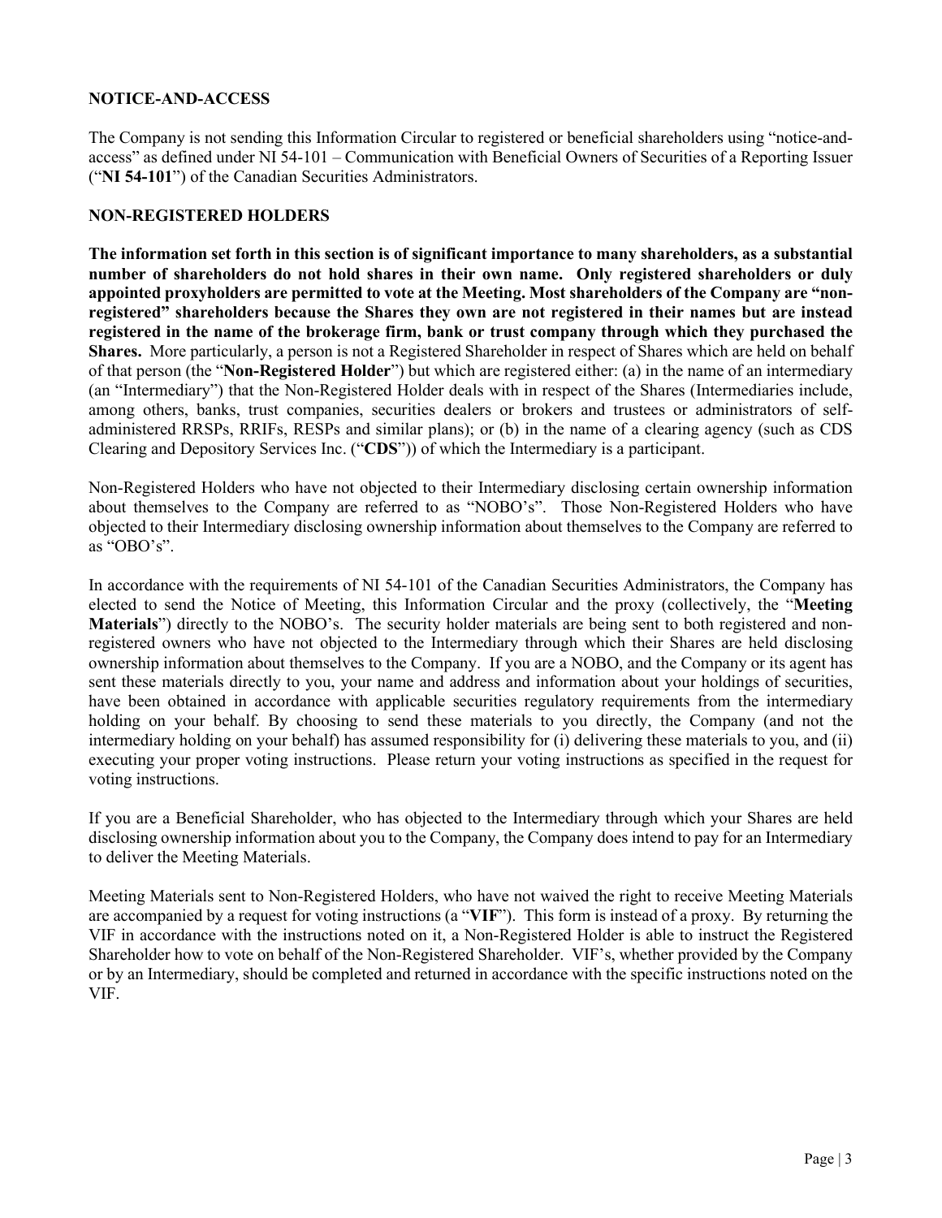## NOTICE-AND-ACCESS

The Company is not sending this Information Circular to registered or beneficial shareholders using "notice-and-access" as defined under NI 54-101 – Communication with Beneficial Owners of Securities of a Reporting Issuer ("**NI 54-101**") of the Canadian Securities Administrators.

## NON-REGISTERED HOLDERS

**The information set forth in this section is of significant importance to many shareholders, as a substantial number of shareholders do not hold shares in their own name. Only registered shareholders or duly appointed proxyholders are permitted to vote at the Meeting. Most shareholders of the Company are "non-registered" shareholders because the Shares they own are not registered in their names but are instead registered in the name of the brokerage firm, bank or trust company through which they purchased the Shares.** More particularly, a person is not a Registered Shareholder in respect of Shares which are held on behalf of that person (the "**Non-Registered Holder**") but which are registered either: (a) in the name of an intermediary (an "Intermediary") that the Non-Registered Holder deals with in respect of the Shares (Intermediaries include, among others, banks, trust companies, securities dealers or brokers and trustees or administrators of self-administered RRSPs, RRIFs, RESPs and similar plans); or (b) in the name of a clearing agency (such as CDS Clearing and Depository Services Inc. ("**CDS**")) of which the Intermediary is a participant.

Non-Registered Holders who have not objected to their Intermediary disclosing certain ownership information about themselves to the Company are referred to as "NOBO's". Those Non-Registered Holders who have objected to their Intermediary disclosing ownership information about themselves to the Company are referred to as "OBO's".

In accordance with the requirements of NI 54-101 of the Canadian Securities Administrators, the Company has elected to send the Notice of Meeting, this Information Circular and the proxy (collectively, the "**Meeting Materials**") directly to the NOBO's. The security holder materials are being sent to both registered and non-registered owners who have not objected to the Intermediary through which their Shares are held disclosing ownership information about themselves to the Company. If you are a NOBO, and the Company or its agent has sent these materials directly to you, your name and address and information about your holdings of securities, have been obtained in accordance with applicable securities regulatory requirements from the intermediary holding on your behalf. By choosing to send these materials to you directly, the Company (and not the intermediary holding on your behalf) has assumed responsibility for (i) delivering these materials to you, and (ii) executing your proper voting instructions. Please return your voting instructions as specified in the request for voting instructions.

If you are a Beneficial Shareholder, who has objected to the Intermediary through which your Shares are held disclosing ownership information about you to the Company, the Company does intend to pay for an Intermediary to deliver the Meeting Materials.

Meeting Materials sent to Non-Registered Holders, who have not waived the right to receive Meeting Materials are accompanied by a request for voting instructions (a "**VIF**"). This form is instead of a proxy. By returning the VIF in accordance with the instructions noted on it, a Non-Registered Holder is able to instruct the Registered Shareholder how to vote on behalf of the Non-Registered Shareholder. VIF's, whether provided by the Company or by an Intermediary, should be completed and returned in accordance with the specific instructions noted on the VIF.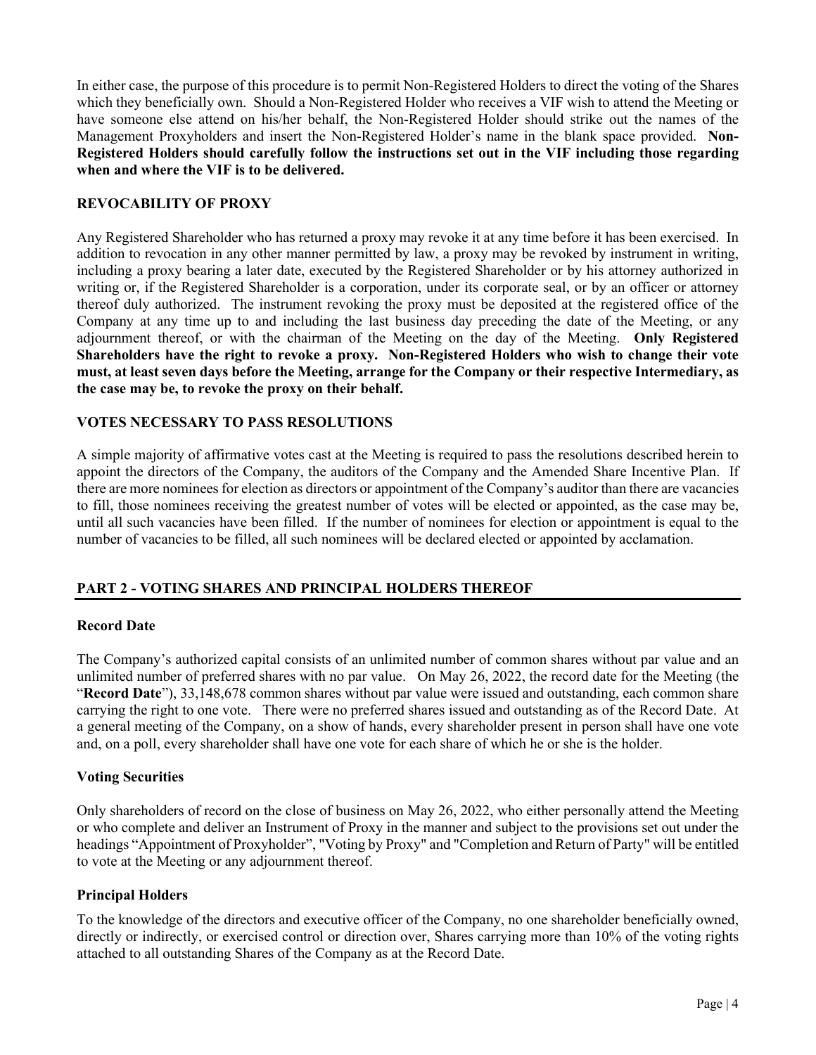In either case, the purpose of this procedure is to permit Non-Registered Holders to direct the voting of the Shares which they beneficially own. Should a Non-Registered Holder who receives a VIF wish to attend the Meeting or have someone else attend on his/her behalf, the Non-Registered Holder should strike out the names of the Management Proxyholders and insert the Non-Registered Holder's name in the blank space provided. **Non-Registered Holders should carefully follow the instructions set out in the VIF including those regarding when and where the VIF is to be delivered.**

### REVOCABILITY OF PROXY

Any Registered Shareholder who has returned a proxy may revoke it at any time before it has been exercised. In addition to revocation in any other manner permitted by law, a proxy may be revoked by instrument in writing, including a proxy bearing a later date, executed by the Registered Shareholder or by his attorney authorized in writing or, if the Registered Shareholder is a corporation, under its corporate seal, or by an officer or attorney thereof duly authorized. The instrument revoking the proxy must be deposited at the registered office of the Company at any time up to and including the last business day preceding the date of the Meeting, or any adjournment thereof, or with the chairman of the Meeting on the day of the Meeting. **Only Registered Shareholders have the right to revoke a proxy. Non-Registered Holders who wish to change their vote must, at least seven days before the Meeting, arrange for the Company or their respective Intermediary, as the case may be, to revoke the proxy on their behalf.**

### VOTES NECESSARY TO PASS RESOLUTIONS

A simple majority of affirmative votes cast at the Meeting is required to pass the resolutions described herein to appoint the directors of the Company, the auditors of the Company and the Amended Share Incentive Plan. If there are more nominees for election as directors or appointment of the Company's auditor than there are vacancies to fill, those nominees receiving the greatest number of votes will be elected or appointed, as the case may be, until all such vacancies have been filled. If the number of nominees for election or appointment is equal to the number of vacancies to be filled, all such nominees will be declared elected or appointed by acclamation.

## PART 2 - VOTING SHARES AND PRINCIPAL HOLDERS THEREOF

### Record Date

The Company's authorized capital consists of an unlimited number of common shares without par value and an unlimited number of preferred shares with no par value. On May 26, 2022, the record date for the Meeting (the "**Record Date**"), 33,148,678 common shares without par value were issued and outstanding, each common share carrying the right to one vote. There were no preferred shares issued and outstanding as of the Record Date. At a general meeting of the Company, on a show of hands, every shareholder present in person shall have one vote and, on a poll, every shareholder shall have one vote for each share of which he or she is the holder.

### Voting Securities

Only shareholders of record on the close of business on May 26, 2022, who either personally attend the Meeting or who complete and deliver an Instrument of Proxy in the manner and subject to the provisions set out under the headings "Appointment of Proxyholder", "Voting by Proxy" and "Completion and Return of Party" will be entitled to vote at the Meeting or any adjournment thereof.

### Principal Holders

To the knowledge of the directors and executive officer of the Company, no one shareholder beneficially owned, directly or indirectly, or exercised control or direction over, Shares carrying more than 10% of the voting rights attached to all outstanding Shares of the Company as at the Record Date.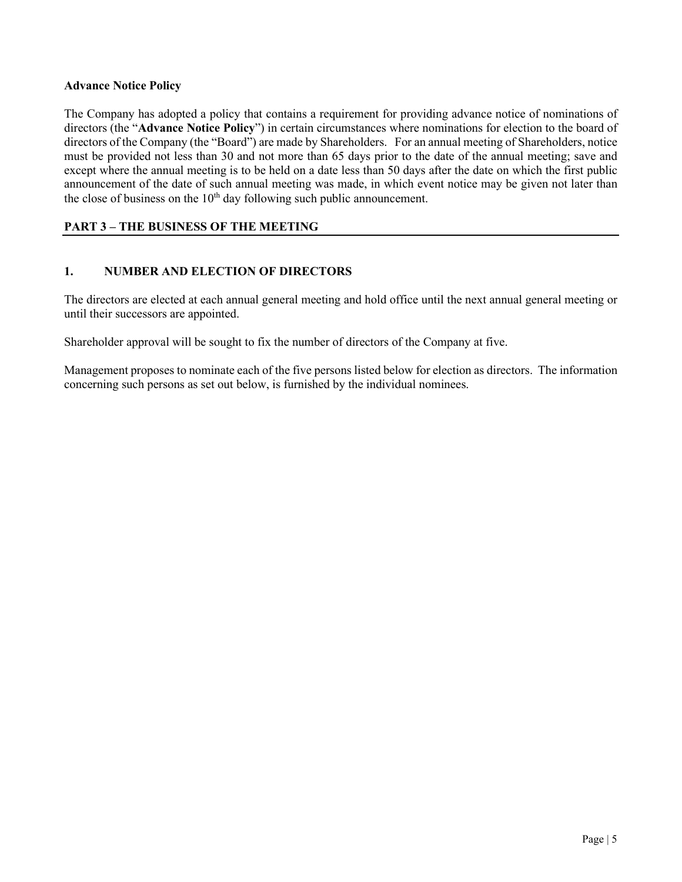**Advance Notice Policy**

The Company has adopted a policy that contains a requirement for providing advance notice of nominations of directors (the "**Advance Notice Policy**") in certain circumstances where nominations for election to the board of directors of the Company (the "Board") are made by Shareholders. For an annual meeting of Shareholders, notice must be provided not less than 30 and not more than 65 days prior to the date of the annual meeting; save and except where the annual meeting is to be held on a date less than 50 days after the date on which the first public announcement of the date of such annual meeting was made, in which event notice may be given not later than the close of business on the 10th day following such public announcement.

## PART 3 – THE BUSINESS OF THE MEETING

### 1. NUMBER AND ELECTION OF DIRECTORS

The directors are elected at each annual general meeting and hold office until the next annual general meeting or until their successors are appointed.

Shareholder approval will be sought to fix the number of directors of the Company at five.

Management proposes to nominate each of the five persons listed below for election as directors. The information concerning such persons as set out below, is furnished by the individual nominees.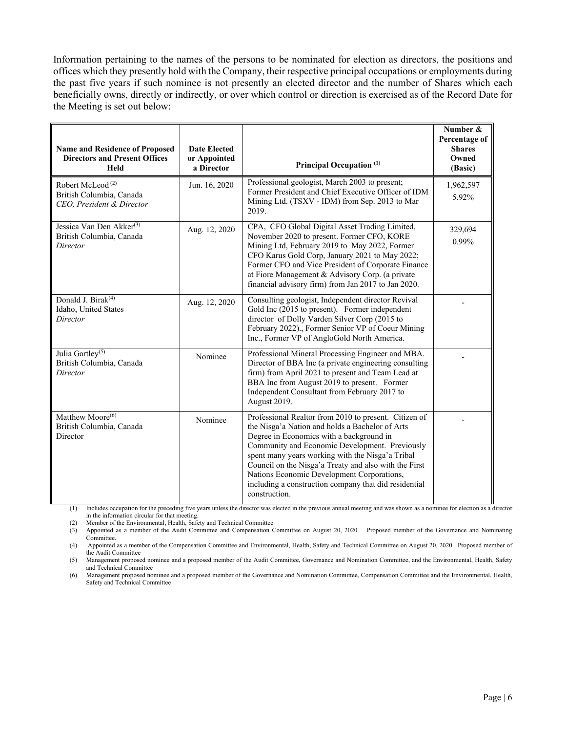Information pertaining to the names of the persons to be nominated for election as directors, the positions and offices which they presently hold with the Company, their respective principal occupations or employments during the past five years if such nominee is not presently an elected director and the number of Shares which each beneficially owns, directly or indirectly, or over which control or direction is exercised as of the Record Date for the Meeting is set out below:

| Name and Residence of Proposed Directors and Present Offices Held | Date Elected or Appointed a Director | Principal Occupation [(1)] | Number & Percentage of Shares Owned (Basic) |
|---|---|---|---|
| Robert McLeod [(2)]<br>British Columbia, Canada<br>*CEO, President & Director* | Jun. 16, 2020 | Professional geologist, March 2003 to present; Former President and Chief Executive Officer of IDM Mining Ltd. (TSXV - IDM) from Sep. 2013 to Mar 2019. | 1,962,597<br>5.92% |
| Jessica Van Den Akker[(3)]<br>British Columbia, Canada<br>*Director* | Aug. 12, 2020 | CPA, CFO Global Digital Asset Trading Limited, November 2020 to present. Former CFO, KORE Mining Ltd, February 2019 to May 2022, Former CFO Karus Gold Corp, January 2021 to May 2022; Former CFO and Vice President of Corporate Finance at Fiore Management & Advisory Corp. (a private financial advisory firm) from Jan 2017 to Jan 2020. | 329,694<br>0.99% |
| Donald J. Birak[(4)]<br>Idaho, United States<br>*Director* | Aug. 12, 2020 | Consulting geologist, Independent director Revival Gold Inc (2015 to present). Former independent director of Dolly Varden Silver Corp (2015 to February 2022)., Former Senior VP of Coeur Mining Inc., Former VP of AngloGold North America. | - |
| Julia Gartley[(5)]<br>British Columbia, Canada<br>*Director* | Nominee | Professional Mineral Processing Engineer and MBA. Director of BBA Inc (a private engineering consulting firm) from April 2021 to present and Team Lead at BBA Inc from August 2019 to present. Former Independent Consultant from February 2017 to August 2019. | - |
| Matthew Moore[(6)]<br>British Columbia, Canada<br>Director | Nominee | Professional Realtor from 2010 to present. Citizen of the Nisga'a Nation and holds a Bachelor of Arts Degree in Economics with a background in Community and Economic Development. Previously spent many years working with the Nisga'a Tribal Council on the Nisga'a Treaty and also with the First Nations Economic Development Corporations, including a construction company that did residential construction. | - |

(1) Includes occupation for the preceding five years unless the director was elected in the previous annual meeting and was shown as a nominee for election as a director in the information circular for that meeting.

(2) Member of the Environmental, Health, Safety and Technical Committee

(3) Appointed as a member of the Audit Committee and Compensation Committee on August 20, 2020. Proposed member of the Governance and Nominating Committee.

(4) Appointed as a member of the Compensation Committee and Environmental, Health, Safety and Technical Committee on August 20, 2020. Proposed member of the Audit Committee

(5) Management proposed nominee and a proposed member of the Audit Committee, Governance and Nomination Committee, and the Environmental, Health, Safety and Technical Committee

(6) Management proposed nominee and a proposed member of the Governance and Nomination Committee, Compensation Committee and the Environmental, Health, Safety and Technical Committee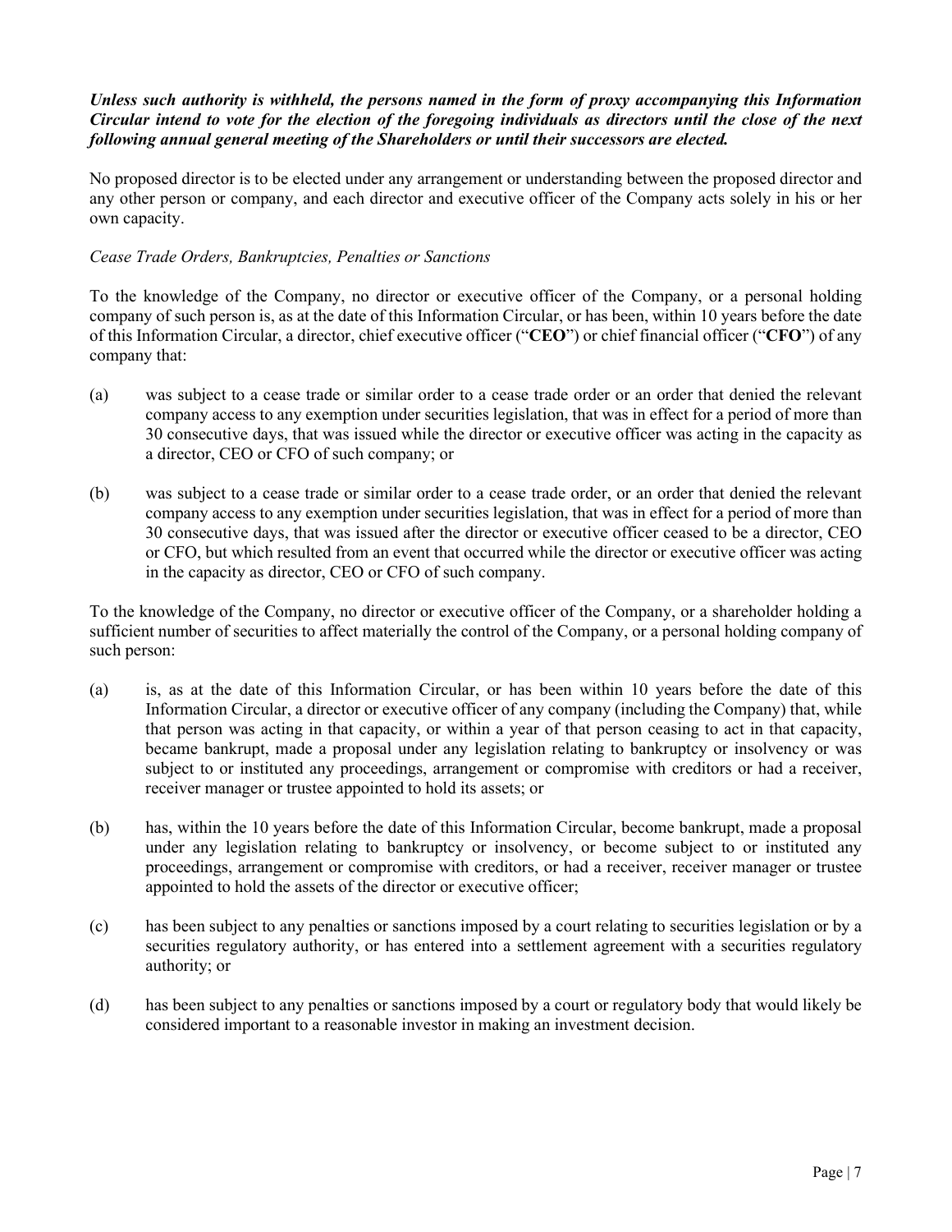***Unless such authority is withheld, the persons named in the form of proxy accompanying this Information Circular intend to vote for the election of the foregoing individuals as directors until the close of the next following annual general meeting of the Shareholders or until their successors are elected.***

No proposed director is to be elected under any arrangement or understanding between the proposed director and any other person or company, and each director and executive officer of the Company acts solely in his or her own capacity.

*Cease Trade Orders, Bankruptcies, Penalties or Sanctions*

To the knowledge of the Company, no director or executive officer of the Company, or a personal holding company of such person is, as at the date of this Information Circular, or has been, within 10 years before the date of this Information Circular, a director, chief executive officer ("**CEO**") or chief financial officer ("**CFO**") of any company that:

(a) was subject to a cease trade or similar order to a cease trade order or an order that denied the relevant company access to any exemption under securities legislation, that was in effect for a period of more than 30 consecutive days, that was issued while the director or executive officer was acting in the capacity as a director, CEO or CFO of such company; or

(b) was subject to a cease trade or similar order to a cease trade order, or an order that denied the relevant company access to any exemption under securities legislation, that was in effect for a period of more than 30 consecutive days, that was issued after the director or executive officer ceased to be a director, CEO or CFO, but which resulted from an event that occurred while the director or executive officer was acting in the capacity as director, CEO or CFO of such company.

To the knowledge of the Company, no director or executive officer of the Company, or a shareholder holding a sufficient number of securities to affect materially the control of the Company, or a personal holding company of such person:

(a) is, as at the date of this Information Circular, or has been within 10 years before the date of this Information Circular, a director or executive officer of any company (including the Company) that, while that person was acting in that capacity, or within a year of that person ceasing to act in that capacity, became bankrupt, made a proposal under any legislation relating to bankruptcy or insolvency or was subject to or instituted any proceedings, arrangement or compromise with creditors or had a receiver, receiver manager or trustee appointed to hold its assets; or

(b) has, within the 10 years before the date of this Information Circular, become bankrupt, made a proposal under any legislation relating to bankruptcy or insolvency, or become subject to or instituted any proceedings, arrangement or compromise with creditors, or had a receiver, receiver manager or trustee appointed to hold the assets of the director or executive officer;

(c) has been subject to any penalties or sanctions imposed by a court relating to securities legislation or by a securities regulatory authority, or has entered into a settlement agreement with a securities regulatory authority; or

(d) has been subject to any penalties or sanctions imposed by a court or regulatory body that would likely be considered important to a reasonable investor in making an investment decision.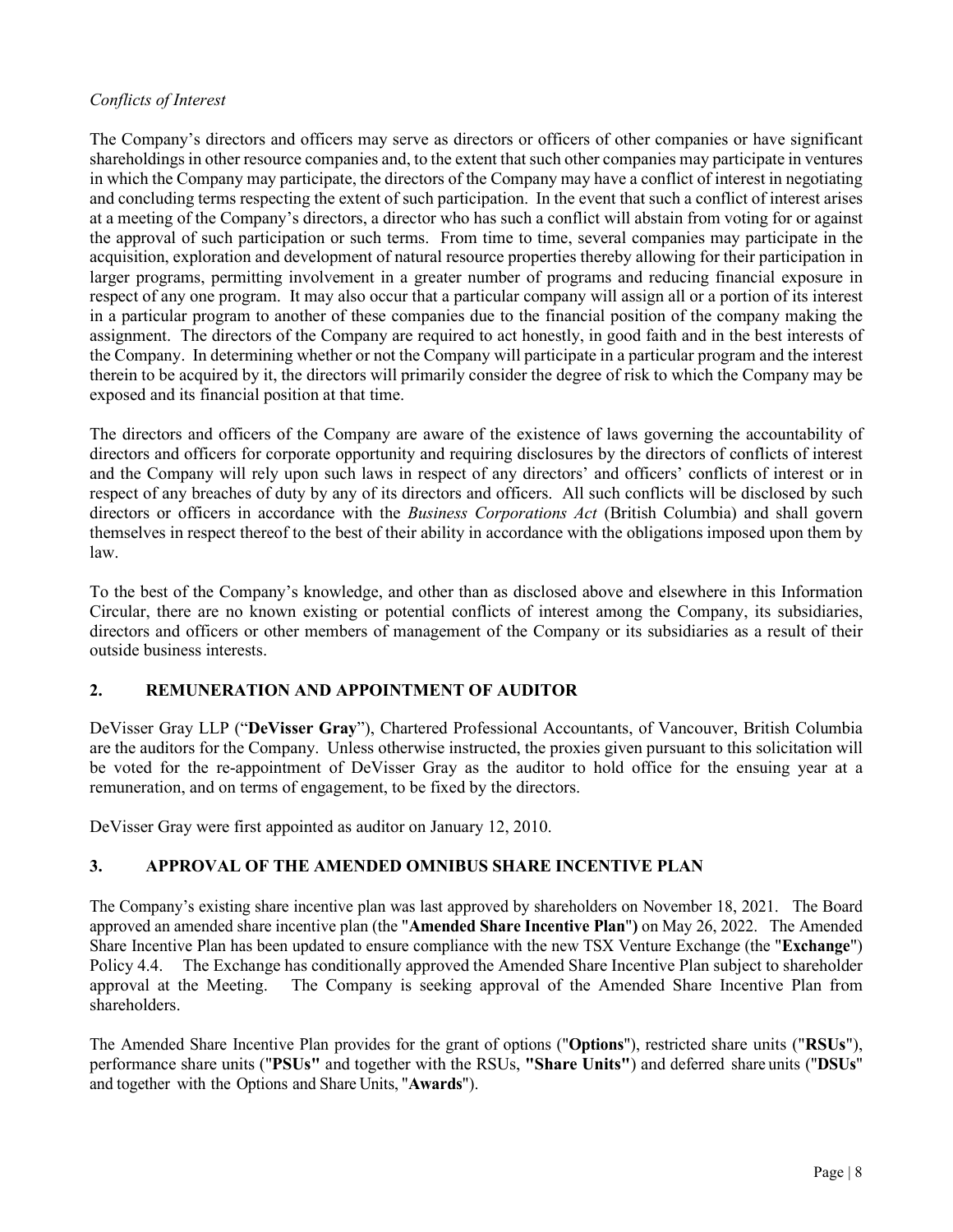*Conflicts of Interest*

The Company's directors and officers may serve as directors or officers of other companies or have significant shareholdings in other resource companies and, to the extent that such other companies may participate in ventures in which the Company may participate, the directors of the Company may have a conflict of interest in negotiating and concluding terms respecting the extent of such participation. In the event that such a conflict of interest arises at a meeting of the Company's directors, a director who has such a conflict will abstain from voting for or against the approval of such participation or such terms. From time to time, several companies may participate in the acquisition, exploration and development of natural resource properties thereby allowing for their participation in larger programs, permitting involvement in a greater number of programs and reducing financial exposure in respect of any one program. It may also occur that a particular company will assign all or a portion of its interest in a particular program to another of these companies due to the financial position of the company making the assignment. The directors of the Company are required to act honestly, in good faith and in the best interests of the Company. In determining whether or not the Company will participate in a particular program and the interest therein to be acquired by it, the directors will primarily consider the degree of risk to which the Company may be exposed and its financial position at that time.

The directors and officers of the Company are aware of the existence of laws governing the accountability of directors and officers for corporate opportunity and requiring disclosures by the directors of conflicts of interest and the Company will rely upon such laws in respect of any directors' and officers' conflicts of interest or in respect of any breaches of duty by any of its directors and officers. All such conflicts will be disclosed by such directors or officers in accordance with the *Business Corporations Act* (British Columbia) and shall govern themselves in respect thereof to the best of their ability in accordance with the obligations imposed upon them by law.

To the best of the Company's knowledge, and other than as disclosed above and elsewhere in this Information Circular, there are no known existing or potential conflicts of interest among the Company, its subsidiaries, directors and officers or other members of management of the Company or its subsidiaries as a result of their outside business interests.

## 2. REMUNERATION AND APPOINTMENT OF AUDITOR

DeVisser Gray LLP ("**DeVisser Gray**"), Chartered Professional Accountants, of Vancouver, British Columbia are the auditors for the Company. Unless otherwise instructed, the proxies given pursuant to this solicitation will be voted for the re-appointment of DeVisser Gray as the auditor to hold office for the ensuing year at a remuneration, and on terms of engagement, to be fixed by the directors.

DeVisser Gray were first appointed as auditor on January 12, 2010.

## 3. APPROVAL OF THE AMENDED OMNIBUS SHARE INCENTIVE PLAN

The Company's existing share incentive plan was last approved by shareholders on November 18, 2021. The Board approved an amended share incentive plan (the "**Amended Share Incentive Plan**") on May 26, 2022. The Amended Share Incentive Plan has been updated to ensure compliance with the new TSX Venture Exchange (the "**Exchange**") Policy 4.4. The Exchange has conditionally approved the Amended Share Incentive Plan subject to shareholder approval at the Meeting. The Company is seeking approval of the Amended Share Incentive Plan from shareholders.

The Amended Share Incentive Plan provides for the grant of options ("**Options**"), restricted share units ("**RSUs**"), performance share units ("**PSUs"** and together with the RSUs, **"Share Units"**) and deferred share units ("**DSUs**" and together with the Options and Share Units, "**Awards**").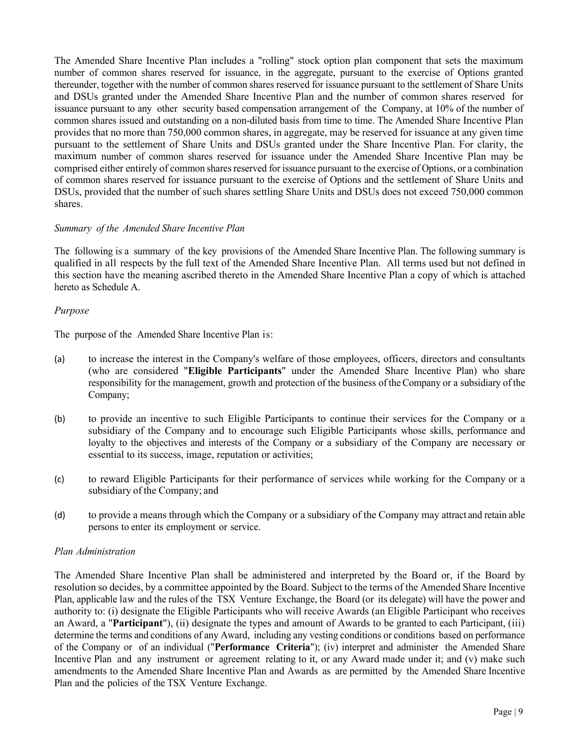The Amended Share Incentive Plan includes a "rolling" stock option plan component that sets the maximum number of common shares reserved for issuance, in the aggregate, pursuant to the exercise of Options granted thereunder, together with the number of common shares reserved for issuance pursuant to the settlement of Share Units and DSUs granted under the Amended Share Incentive Plan and the number of common shares reserved for issuance pursuant to any other security based compensation arrangement of the Company, at 10% of the number of common shares issued and outstanding on a non-diluted basis from time to time. The Amended Share Incentive Plan provides that no more than 750,000 common shares, in aggregate, may be reserved for issuance at any given time pursuant to the settlement of Share Units and DSUs granted under the Share Incentive Plan. For clarity, the maximum number of common shares reserved for issuance under the Amended Share Incentive Plan may be comprised either entirely of common shares reserved for issuance pursuant to the exercise of Options, or a combination of common shares reserved for issuance pursuant to the exercise of Options and the settlement of Share Units and DSUs, provided that the number of such shares settling Share Units and DSUs does not exceed 750,000 common shares.

*Summary of the Amended Share Incentive Plan*

The following is a summary of the key provisions of the Amended Share Incentive Plan. The following summary is qualified in all respects by the full text of the Amended Share Incentive Plan. All terms used but not defined in this section have the meaning ascribed thereto in the Amended Share Incentive Plan a copy of which is attached hereto as Schedule A.

*Purpose*

The purpose of the Amended Share Incentive Plan is:

(a) to increase the interest in the Company's welfare of those employees, officers, directors and consultants (who are considered "**Eligible Participants**" under the Amended Share Incentive Plan) who share responsibility for the management, growth and protection of the business of the Company or a subsidiary of the Company;

(b) to provide an incentive to such Eligible Participants to continue their services for the Company or a subsidiary of the Company and to encourage such Eligible Participants whose skills, performance and loyalty to the objectives and interests of the Company or a subsidiary of the Company are necessary or essential to its success, image, reputation or activities;

(c) to reward Eligible Participants for their performance of services while working for the Company or a subsidiary of the Company; and

(d) to provide a means through which the Company or a subsidiary of the Company may attract and retain able persons to enter its employment or service.

*Plan Administration*

The Amended Share Incentive Plan shall be administered and interpreted by the Board or, if the Board by resolution so decides, by a committee appointed by the Board. Subject to the terms of the Amended Share Incentive Plan, applicable law and the rules of the TSX Venture Exchange, the Board (or its delegate) will have the power and authority to: (i) designate the Eligible Participants who will receive Awards (an Eligible Participant who receives an Award, a "**Participant**"), (ii) designate the types and amount of Awards to be granted to each Participant, (iii) determine the terms and conditions of any Award, including any vesting conditions or conditions based on performance of the Company or of an individual ("**Performance Criteria**"); (iv) interpret and administer the Amended Share Incentive Plan and any instrument or agreement relating to it, or any Award made under it; and (v) make such amendments to the Amended Share Incentive Plan and Awards as are permitted by the Amended Share Incentive Plan and the policies of the TSX Venture Exchange.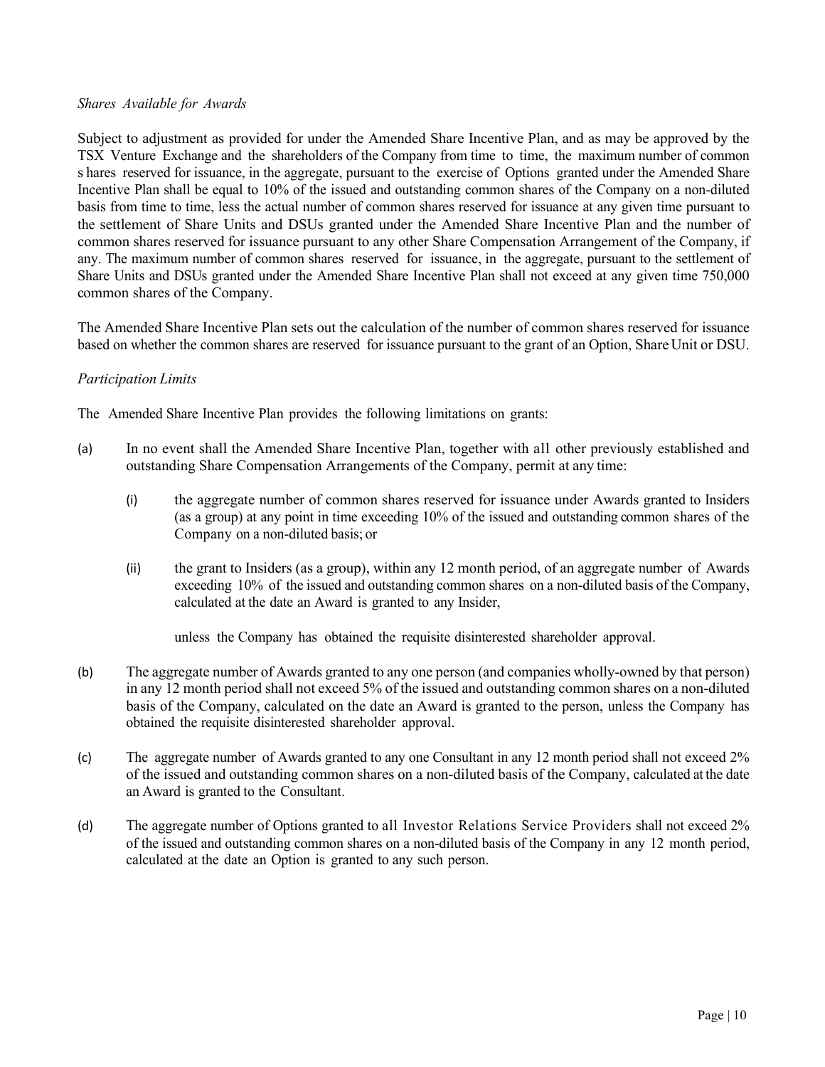*Shares Available for Awards*

Subject to adjustment as provided for under the Amended Share Incentive Plan, and as may be approved by the TSX Venture Exchange and the shareholders of the Company from time to time, the maximum number of common s hares reserved for issuance, in the aggregate, pursuant to the exercise of Options granted under the Amended Share Incentive Plan shall be equal to 10% of the issued and outstanding common shares of the Company on a non-diluted basis from time to time, less the actual number of common shares reserved for issuance at any given time pursuant to the settlement of Share Units and DSUs granted under the Amended Share Incentive Plan and the number of common shares reserved for issuance pursuant to any other Share Compensation Arrangement of the Company, if any. The maximum number of common shares reserved for issuance, in the aggregate, pursuant to the settlement of Share Units and DSUs granted under the Amended Share Incentive Plan shall not exceed at any given time 750,000 common shares of the Company.

The Amended Share Incentive Plan sets out the calculation of the number of common shares reserved for issuance based on whether the common shares are reserved for issuance pursuant to the grant of an Option, Share Unit or DSU.

*Participation Limits*

The Amended Share Incentive Plan provides the following limitations on grants:

(a) In no event shall the Amended Share Incentive Plan, together with all other previously established and outstanding Share Compensation Arrangements of the Company, permit at any time:

  (i) the aggregate number of common shares reserved for issuance under Awards granted to Insiders (as a group) at any point in time exceeding 10% of the issued and outstanding common shares of the Company on a non-diluted basis; or

  (ii) the grant to Insiders (as a group), within any 12 month period, of an aggregate number of Awards exceeding 10% of the issued and outstanding common shares on a non-diluted basis of the Company, calculated at the date an Award is granted to any Insider,

  unless the Company has obtained the requisite disinterested shareholder approval.

(b) The aggregate number of Awards granted to any one person (and companies wholly-owned by that person) in any 12 month period shall not exceed 5% of the issued and outstanding common shares on a non-diluted basis of the Company, calculated on the date an Award is granted to the person, unless the Company has obtained the requisite disinterested shareholder approval.

(c) The aggregate number of Awards granted to any one Consultant in any 12 month period shall not exceed 2% of the issued and outstanding common shares on a non-diluted basis of the Company, calculated at the date an Award is granted to the Consultant.

(d) The aggregate number of Options granted to all Investor Relations Service Providers shall not exceed 2% of the issued and outstanding common shares on a non-diluted basis of the Company in any 12 month period, calculated at the date an Option is granted to any such person.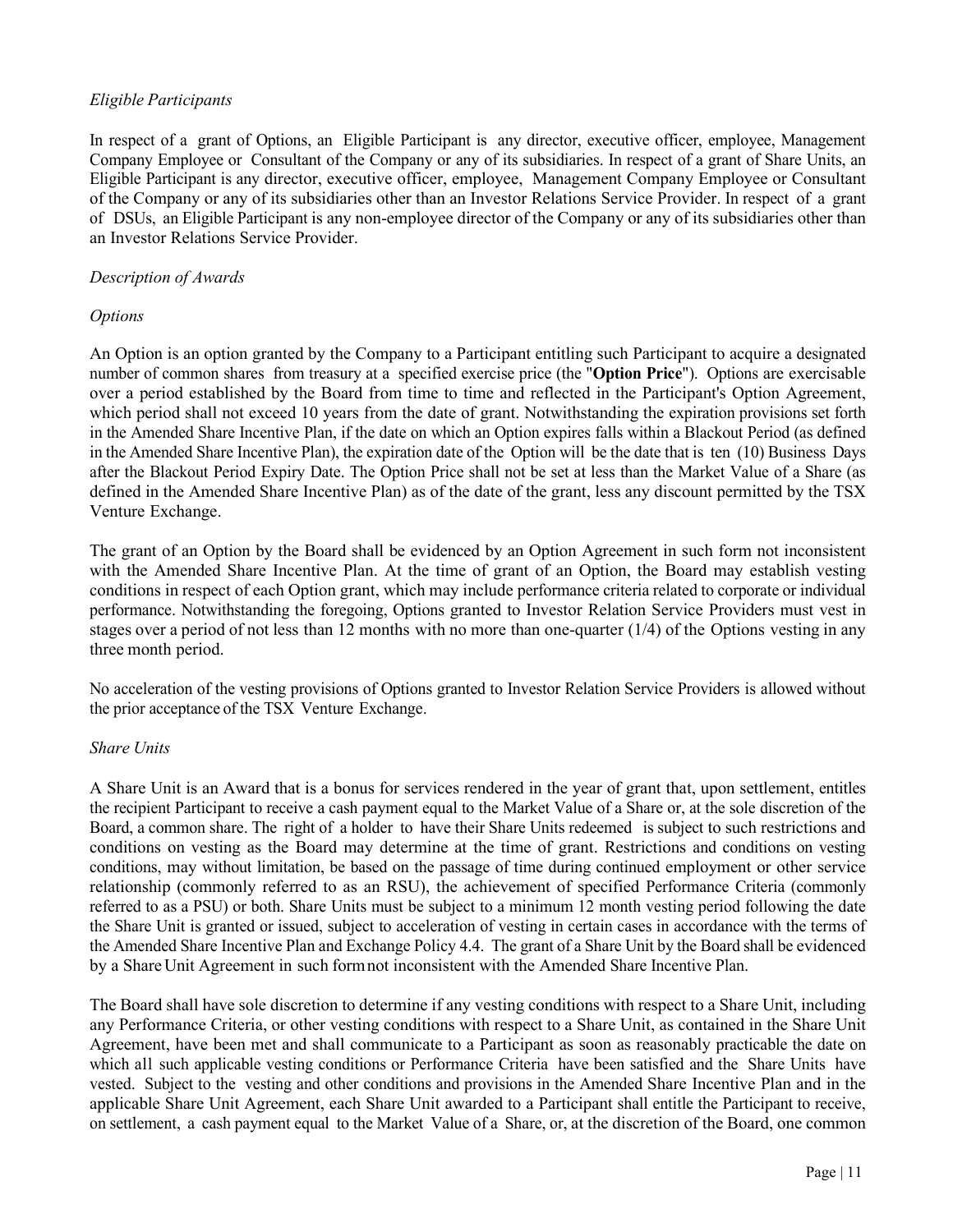*Eligible Participants*

In respect of a grant of Options, an Eligible Participant is any director, executive officer, employee, Management Company Employee or Consultant of the Company or any of its subsidiaries. In respect of a grant of Share Units, an Eligible Participant is any director, executive officer, employee, Management Company Employee or Consultant of the Company or any of its subsidiaries other than an Investor Relations Service Provider. In respect of a grant of DSUs, an Eligible Participant is any non-employee director of the Company or any of its subsidiaries other than an Investor Relations Service Provider.

*Description of Awards*

*Options*

An Option is an option granted by the Company to a Participant entitling such Participant to acquire a designated number of common shares from treasury at a specified exercise price (the "**Option Price**"). Options are exercisable over a period established by the Board from time to time and reflected in the Participant's Option Agreement, which period shall not exceed 10 years from the date of grant. Notwithstanding the expiration provisions set forth in the Amended Share Incentive Plan, if the date on which an Option expires falls within a Blackout Period (as defined in the Amended Share Incentive Plan), the expiration date of the Option will be the date that is ten (10) Business Days after the Blackout Period Expiry Date. The Option Price shall not be set at less than the Market Value of a Share (as defined in the Amended Share Incentive Plan) as of the date of the grant, less any discount permitted by the TSX Venture Exchange.

The grant of an Option by the Board shall be evidenced by an Option Agreement in such form not inconsistent with the Amended Share Incentive Plan. At the time of grant of an Option, the Board may establish vesting conditions in respect of each Option grant, which may include performance criteria related to corporate or individual performance. Notwithstanding the foregoing, Options granted to Investor Relation Service Providers must vest in stages over a period of not less than 12 months with no more than one-quarter (1/4) of the Options vesting in any three month period.

No acceleration of the vesting provisions of Options granted to Investor Relation Service Providers is allowed without the prior acceptance of the TSX Venture Exchange.

*Share Units*

A Share Unit is an Award that is a bonus for services rendered in the year of grant that, upon settlement, entitles the recipient Participant to receive a cash payment equal to the Market Value of a Share or, at the sole discretion of the Board, a common share. The right of a holder to have their Share Units redeemed is subject to such restrictions and conditions on vesting as the Board may determine at the time of grant. Restrictions and conditions on vesting conditions, may without limitation, be based on the passage of time during continued employment or other service relationship (commonly referred to as an RSU), the achievement of specified Performance Criteria (commonly referred to as a PSU) or both. Share Units must be subject to a minimum 12 month vesting period following the date the Share Unit is granted or issued, subject to acceleration of vesting in certain cases in accordance with the terms of the Amended Share Incentive Plan and Exchange Policy 4.4. The grant of a Share Unit by the Board shall be evidenced by a Share Unit Agreement in such form not inconsistent with the Amended Share Incentive Plan.

The Board shall have sole discretion to determine if any vesting conditions with respect to a Share Unit, including any Performance Criteria, or other vesting conditions with respect to a Share Unit, as contained in the Share Unit Agreement, have been met and shall communicate to a Participant as soon as reasonably practicable the date on which all such applicable vesting conditions or Performance Criteria have been satisfied and the Share Units have vested. Subject to the vesting and other conditions and provisions in the Amended Share Incentive Plan and in the applicable Share Unit Agreement, each Share Unit awarded to a Participant shall entitle the Participant to receive, on settlement, a cash payment equal to the Market Value of a Share, or, at the discretion of the Board, one common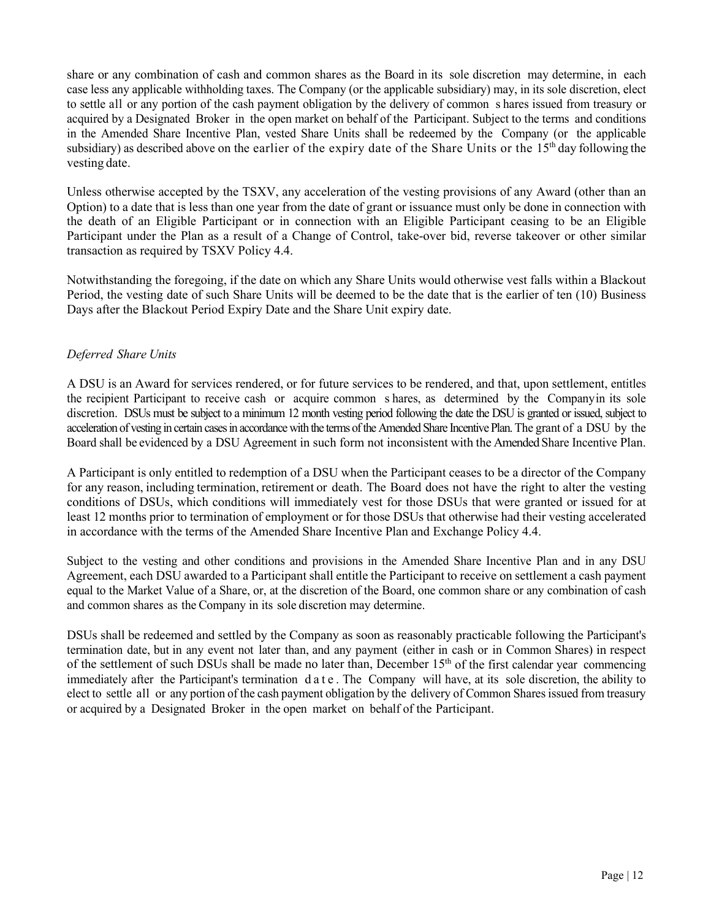share or any combination of cash and common shares as the Board in its sole discretion may determine, in each case less any applicable withholding taxes. The Company (or the applicable subsidiary) may, in its sole discretion, elect to settle all or any portion of the cash payment obligation by the delivery of common shares issued from treasury or acquired by a Designated Broker in the open market on behalf of the Participant. Subject to the terms and conditions in the Amended Share Incentive Plan, vested Share Units shall be redeemed by the Company (or the applicable subsidiary) as described above on the earlier of the expiry date of the Share Units or the 15th day following the vesting date.

Unless otherwise accepted by the TSXV, any acceleration of the vesting provisions of any Award (other than an Option) to a date that is less than one year from the date of grant or issuance must only be done in connection with the death of an Eligible Participant or in connection with an Eligible Participant ceasing to be an Eligible Participant under the Plan as a result of a Change of Control, take-over bid, reverse takeover or other similar transaction as required by TSXV Policy 4.4.

Notwithstanding the foregoing, if the date on which any Share Units would otherwise vest falls within a Blackout Period, the vesting date of such Share Units will be deemed to be the date that is the earlier of ten (10) Business Days after the Blackout Period Expiry Date and the Share Unit expiry date.

*Deferred Share Units*

A DSU is an Award for services rendered, or for future services to be rendered, and that, upon settlement, entitles the recipient Participant to receive cash or acquire common shares, as determined by the Company in its sole discretion. DSUs must be subject to a minimum 12 month vesting period following the date the DSU is granted or issued, subject to acceleration of vesting in certain cases in accordance with the terms of the Amended Share Incentive Plan. The grant of a DSU by the Board shall be evidenced by a DSU Agreement in such form not inconsistent with the Amended Share Incentive Plan.

A Participant is only entitled to redemption of a DSU when the Participant ceases to be a director of the Company for any reason, including termination, retirement or death. The Board does not have the right to alter the vesting conditions of DSUs, which conditions will immediately vest for those DSUs that were granted or issued for at least 12 months prior to termination of employment or for those DSUs that otherwise had their vesting accelerated in accordance with the terms of the Amended Share Incentive Plan and Exchange Policy 4.4.

Subject to the vesting and other conditions and provisions in the Amended Share Incentive Plan and in any DSU Agreement, each DSU awarded to a Participant shall entitle the Participant to receive on settlement a cash payment equal to the Market Value of a Share, or, at the discretion of the Board, one common share or any combination of cash and common shares as the Company in its sole discretion may determine.

DSUs shall be redeemed and settled by the Company as soon as reasonably practicable following the Participant's termination date, but in any event not later than, and any payment (either in cash or in Common Shares) in respect of the settlement of such DSUs shall be made no later than, December 15th of the first calendar year commencing immediately after the Participant's termination date. The Company will have, at its sole discretion, the ability to elect to settle all or any portion of the cash payment obligation by the delivery of Common Shares issued from treasury or acquired by a Designated Broker in the open market on behalf of the Participant.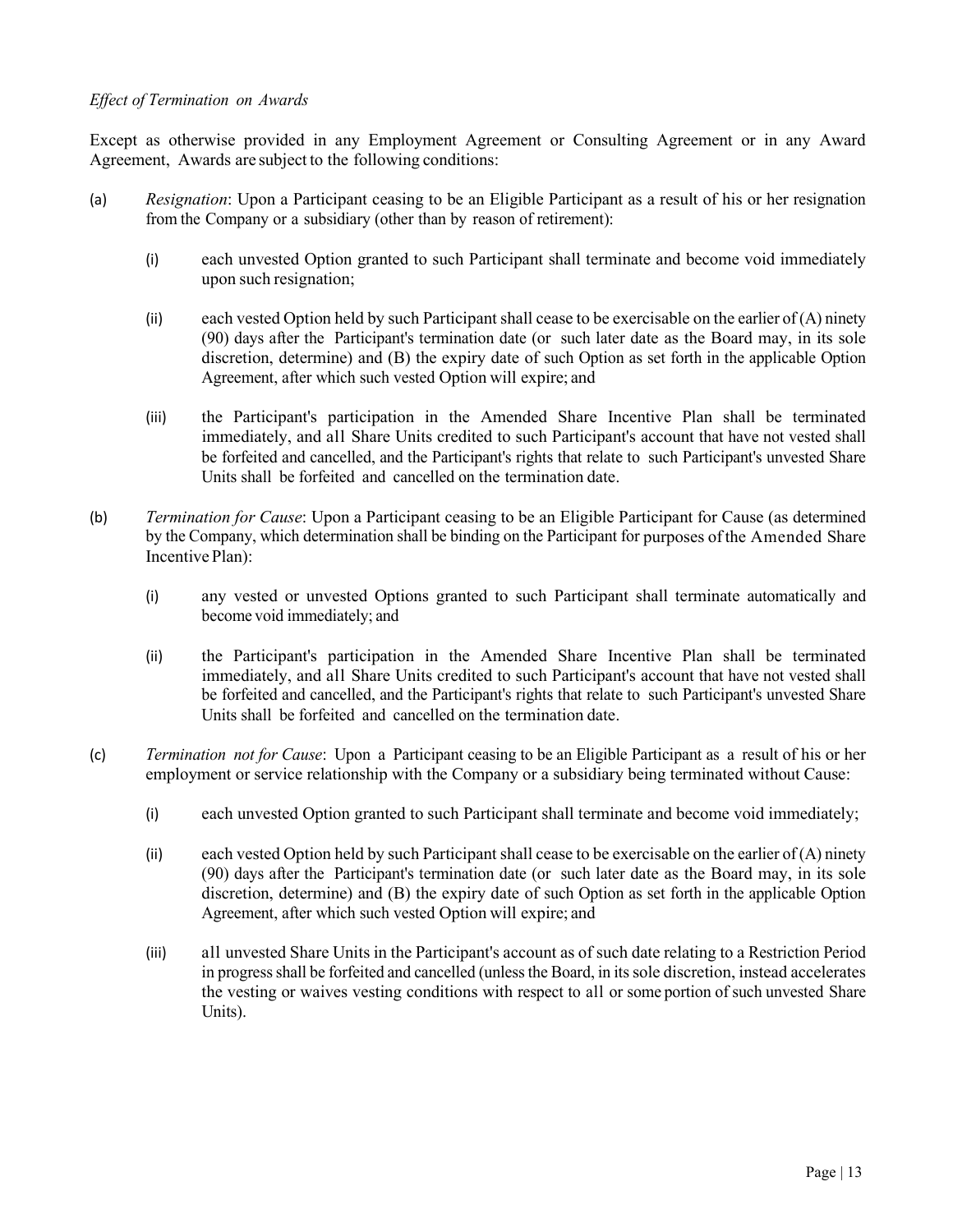*Effect of Termination on Awards*

Except as otherwise provided in any Employment Agreement or Consulting Agreement or in any Award Agreement, Awards are subject to the following conditions:

(a) *Resignation*: Upon a Participant ceasing to be an Eligible Participant as a result of his or her resignation from the Company or a subsidiary (other than by reason of retirement):

  (i) each unvested Option granted to such Participant shall terminate and become void immediately upon such resignation;

  (ii) each vested Option held by such Participant shall cease to be exercisable on the earlier of (A) ninety (90) days after the Participant's termination date (or such later date as the Board may, in its sole discretion, determine) and (B) the expiry date of such Option as set forth in the applicable Option Agreement, after which such vested Option will expire; and

  (iii) the Participant's participation in the Amended Share Incentive Plan shall be terminated immediately, and all Share Units credited to such Participant's account that have not vested shall be forfeited and cancelled, and the Participant's rights that relate to such Participant's unvested Share Units shall be forfeited and cancelled on the termination date.

(b) *Termination for Cause*: Upon a Participant ceasing to be an Eligible Participant for Cause (as determined by the Company, which determination shall be binding on the Participant for purposes of the Amended Share Incentive Plan):

  (i) any vested or unvested Options granted to such Participant shall terminate automatically and become void immediately; and

  (ii) the Participant's participation in the Amended Share Incentive Plan shall be terminated immediately, and all Share Units credited to such Participant's account that have not vested shall be forfeited and cancelled, and the Participant's rights that relate to such Participant's unvested Share Units shall be forfeited and cancelled on the termination date.

(c) *Termination not for Cause*: Upon a Participant ceasing to be an Eligible Participant as a result of his or her employment or service relationship with the Company or a subsidiary being terminated without Cause:

  (i) each unvested Option granted to such Participant shall terminate and become void immediately;

  (ii) each vested Option held by such Participant shall cease to be exercisable on the earlier of (A) ninety (90) days after the Participant's termination date (or such later date as the Board may, in its sole discretion, determine) and (B) the expiry date of such Option as set forth in the applicable Option Agreement, after which such vested Option will expire; and

  (iii) all unvested Share Units in the Participant's account as of such date relating to a Restriction Period in progress shall be forfeited and cancelled (unless the Board, in its sole discretion, instead accelerates the vesting or waives vesting conditions with respect to all or some portion of such unvested Share Units).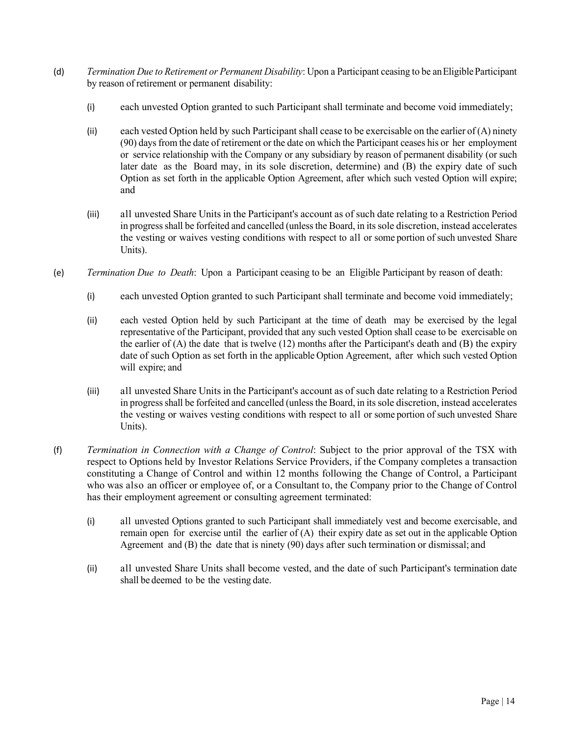(d) *Termination Due to Retirement or Permanent Disability*: Upon a Participant ceasing to be an Eligible Participant by reason of retirement or permanent disability:

  (i) each unvested Option granted to such Participant shall terminate and become void immediately;

  (ii) each vested Option held by such Participant shall cease to be exercisable on the earlier of (A) ninety (90) days from the date of retirement or the date on which the Participant ceases his or her employment or service relationship with the Company or any subsidiary by reason of permanent disability (or such later date as the Board may, in its sole discretion, determine) and (B) the expiry date of such Option as set forth in the applicable Option Agreement, after which such vested Option will expire; and

  (iii) all unvested Share Units in the Participant's account as of such date relating to a Restriction Period in progress shall be forfeited and cancelled (unless the Board, in its sole discretion, instead accelerates the vesting or waives vesting conditions with respect to all or some portion of such unvested Share Units).

(e) *Termination Due to Death*: Upon a Participant ceasing to be an Eligible Participant by reason of death:

  (i) each unvested Option granted to such Participant shall terminate and become void immediately;

  (ii) each vested Option held by such Participant at the time of death may be exercised by the legal representative of the Participant, provided that any such vested Option shall cease to be exercisable on the earlier of (A) the date that is twelve (12) months after the Participant's death and (B) the expiry date of such Option as set forth in the applicable Option Agreement, after which such vested Option will expire; and

  (iii) all unvested Share Units in the Participant's account as of such date relating to a Restriction Period in progress shall be forfeited and cancelled (unless the Board, in its sole discretion, instead accelerates the vesting or waives vesting conditions with respect to all or some portion of such unvested Share Units).

(f) *Termination in Connection with a Change of Control*: Subject to the prior approval of the TSX with respect to Options held by Investor Relations Service Providers, if the Company completes a transaction constituting a Change of Control and within 12 months following the Change of Control, a Participant who was also an officer or employee of, or a Consultant to, the Company prior to the Change of Control has their employment agreement or consulting agreement terminated:

  (i) all unvested Options granted to such Participant shall immediately vest and become exercisable, and remain open for exercise until the earlier of (A) their expiry date as set out in the applicable Option Agreement and (B) the date that is ninety (90) days after such termination or dismissal; and

  (ii) all unvested Share Units shall become vested, and the date of such Participant's termination date shall be deemed to be the vesting date.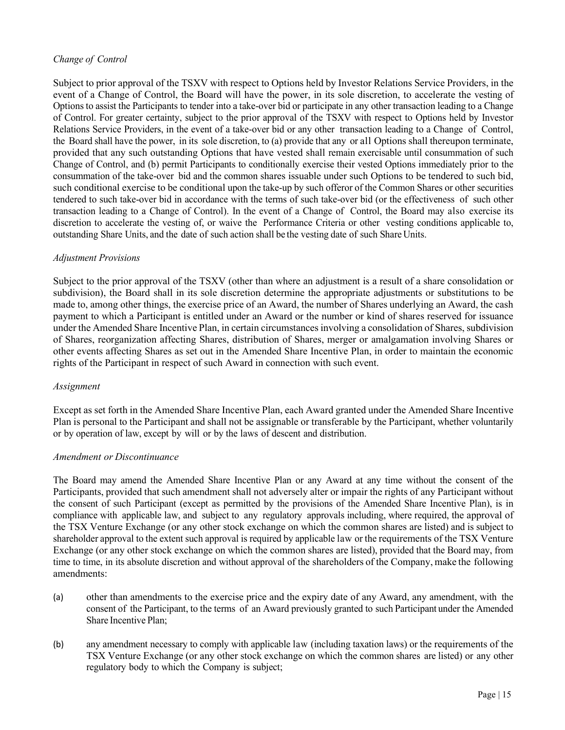*Change of Control*

Subject to prior approval of the TSXV with respect to Options held by Investor Relations Service Providers, in the event of a Change of Control, the Board will have the power, in its sole discretion, to accelerate the vesting of Options to assist the Participants to tender into a take-over bid or participate in any other transaction leading to a Change of Control. For greater certainty, subject to the prior approval of the TSXV with respect to Options held by Investor Relations Service Providers, in the event of a take-over bid or any other transaction leading to a Change of Control, the Board shall have the power, in its sole discretion, to (a) provide that any or all Options shall thereupon terminate, provided that any such outstanding Options that have vested shall remain exercisable until consummation of such Change of Control, and (b) permit Participants to conditionally exercise their vested Options immediately prior to the consummation of the take-over bid and the common shares issuable under such Options to be tendered to such bid, such conditional exercise to be conditional upon the take-up by such offeror of the Common Shares or other securities tendered to such take-over bid in accordance with the terms of such take-over bid (or the effectiveness of such other transaction leading to a Change of Control). In the event of a Change of Control, the Board may also exercise its discretion to accelerate the vesting of, or waive the Performance Criteria or other vesting conditions applicable to, outstanding Share Units, and the date of such action shall be the vesting date of such Share Units.

*Adjustment Provisions*

Subject to the prior approval of the TSXV (other than where an adjustment is a result of a share consolidation or subdivision), the Board shall in its sole discretion determine the appropriate adjustments or substitutions to be made to, among other things, the exercise price of an Award, the number of Shares underlying an Award, the cash payment to which a Participant is entitled under an Award or the number or kind of shares reserved for issuance under the Amended Share Incentive Plan, in certain circumstances involving a consolidation of Shares, subdivision of Shares, reorganization affecting Shares, distribution of Shares, merger or amalgamation involving Shares or other events affecting Shares as set out in the Amended Share Incentive Plan, in order to maintain the economic rights of the Participant in respect of such Award in connection with such event.

*Assignment*

Except as set forth in the Amended Share Incentive Plan, each Award granted under the Amended Share Incentive Plan is personal to the Participant and shall not be assignable or transferable by the Participant, whether voluntarily or by operation of law, except by will or by the laws of descent and distribution.

*Amendment or Discontinuance*

The Board may amend the Amended Share Incentive Plan or any Award at any time without the consent of the Participants, provided that such amendment shall not adversely alter or impair the rights of any Participant without the consent of such Participant (except as permitted by the provisions of the Amended Share Incentive Plan), is in compliance with applicable law, and subject to any regulatory approvals including, where required, the approval of the TSX Venture Exchange (or any other stock exchange on which the common shares are listed) and is subject to shareholder approval to the extent such approval is required by applicable law or the requirements of the TSX Venture Exchange (or any other stock exchange on which the common shares are listed), provided that the Board may, from time to time, in its absolute discretion and without approval of the shareholders of the Company, make the following amendments:

(a) other than amendments to the exercise price and the expiry date of any Award, any amendment, with the consent of the Participant, to the terms of an Award previously granted to such Participant under the Amended Share Incentive Plan;

(b) any amendment necessary to comply with applicable law (including taxation laws) or the requirements of the TSX Venture Exchange (or any other stock exchange on which the common shares are listed) or any other regulatory body to which the Company is subject;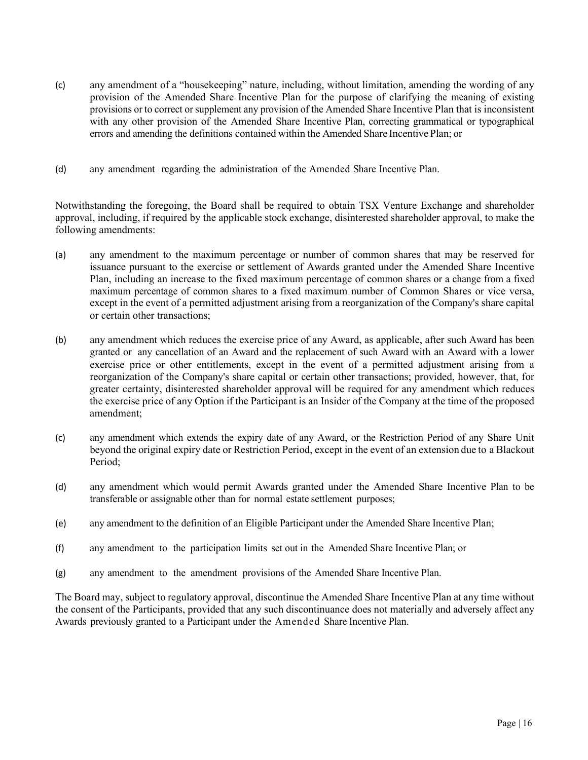(c) any amendment of a "housekeeping" nature, including, without limitation, amending the wording of any provision of the Amended Share Incentive Plan for the purpose of clarifying the meaning of existing provisions or to correct or supplement any provision of the Amended Share Incentive Plan that is inconsistent with any other provision of the Amended Share Incentive Plan, correcting grammatical or typographical errors and amending the definitions contained within the Amended Share Incentive Plan; or

(d) any amendment regarding the administration of the Amended Share Incentive Plan.

Notwithstanding the foregoing, the Board shall be required to obtain TSX Venture Exchange and shareholder approval, including, if required by the applicable stock exchange, disinterested shareholder approval, to make the following amendments:

(a) any amendment to the maximum percentage or number of common shares that may be reserved for issuance pursuant to the exercise or settlement of Awards granted under the Amended Share Incentive Plan, including an increase to the fixed maximum percentage of common shares or a change from a fixed maximum percentage of common shares to a fixed maximum number of Common Shares or vice versa, except in the event of a permitted adjustment arising from a reorganization of the Company's share capital or certain other transactions;

(b) any amendment which reduces the exercise price of any Award, as applicable, after such Award has been granted or any cancellation of an Award and the replacement of such Award with an Award with a lower exercise price or other entitlements, except in the event of a permitted adjustment arising from a reorganization of the Company's share capital or certain other transactions; provided, however, that, for greater certainty, disinterested shareholder approval will be required for any amendment which reduces the exercise price of any Option if the Participant is an Insider of the Company at the time of the proposed amendment;

(c) any amendment which extends the expiry date of any Award, or the Restriction Period of any Share Unit beyond the original expiry date or Restriction Period, except in the event of an extension due to a Blackout Period;

(d) any amendment which would permit Awards granted under the Amended Share Incentive Plan to be transferable or assignable other than for normal estate settlement purposes;

(e) any amendment to the definition of an Eligible Participant under the Amended Share Incentive Plan;

(f) any amendment to the participation limits set out in the Amended Share Incentive Plan; or

(g) any amendment to the amendment provisions of the Amended Share Incentive Plan.

The Board may, subject to regulatory approval, discontinue the Amended Share Incentive Plan at any time without the consent of the Participants, provided that any such discontinuance does not materially and adversely affect any Awards previously granted to a Participant under the Amended Share Incentive Plan.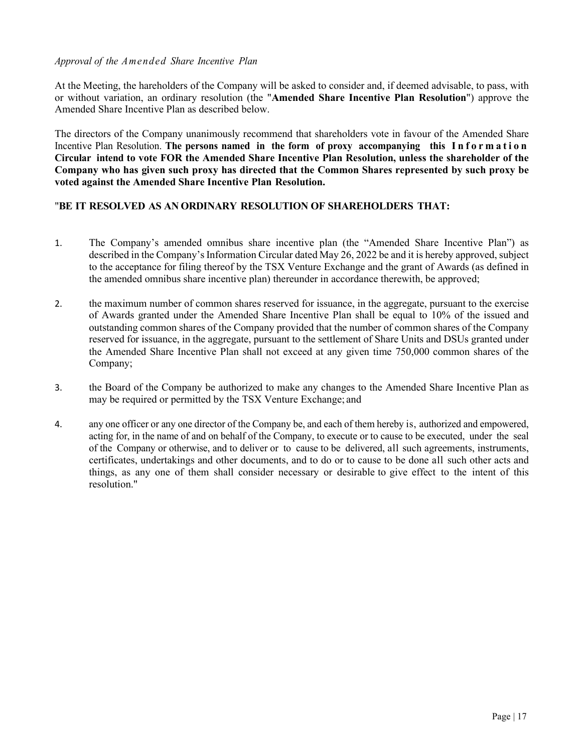*Approval of the Amended Share Incentive Plan*

At the Meeting, the hareholders of the Company will be asked to consider and, if deemed advisable, to pass, with or without variation, an ordinary resolution (the "**Amended Share Incentive Plan Resolution**") approve the Amended Share Incentive Plan as described below.

The directors of the Company unanimously recommend that shareholders vote in favour of the Amended Share Incentive Plan Resolution. **The persons named in the form of proxy accompanying this Information Circular intend to vote FOR the Amended Share Incentive Plan Resolution, unless the shareholder of the Company who has given such proxy has directed that the Common Shares represented by such proxy be voted against the Amended Share Incentive Plan Resolution.**

"**BE IT RESOLVED AS AN ORDINARY RESOLUTION OF SHAREHOLDERS THAT:**

1. The Company's amended omnibus share incentive plan (the "Amended Share Incentive Plan") as described in the Company's Information Circular dated May 26, 2022 be and it is hereby approved, subject to the acceptance for filing thereof by the TSX Venture Exchange and the grant of Awards (as defined in the amended omnibus share incentive plan) thereunder in accordance therewith, be approved;

2. the maximum number of common shares reserved for issuance, in the aggregate, pursuant to the exercise of Awards granted under the Amended Share Incentive Plan shall be equal to 10% of the issued and outstanding common shares of the Company provided that the number of common shares of the Company reserved for issuance, in the aggregate, pursuant to the settlement of Share Units and DSUs granted under the Amended Share Incentive Plan shall not exceed at any given time 750,000 common shares of the Company;

3. the Board of the Company be authorized to make any changes to the Amended Share Incentive Plan as may be required or permitted by the TSX Venture Exchange; and

4. any one officer or any one director of the Company be, and each of them hereby is, authorized and empowered, acting for, in the name of and on behalf of the Company, to execute or to cause to be executed, under the seal of the Company or otherwise, and to deliver or to cause to be delivered, all such agreements, instruments, certificates, undertakings and other documents, and to do or to cause to be done all such other acts and things, as any one of them shall consider necessary or desirable to give effect to the intent of this resolution."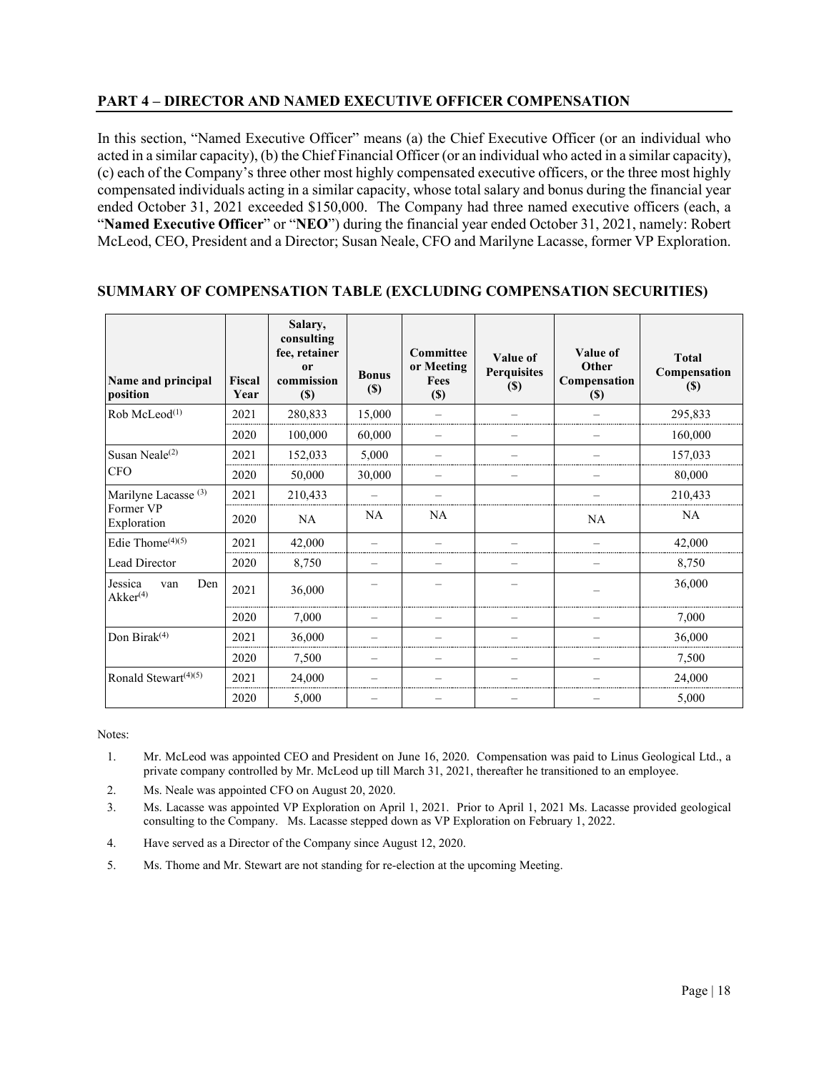## PART 4 – DIRECTOR AND NAMED EXECUTIVE OFFICER COMPENSATION

In this section, "Named Executive Officer" means (a) the Chief Executive Officer (or an individual who acted in a similar capacity), (b) the Chief Financial Officer (or an individual who acted in a similar capacity), (c) each of the Company's three other most highly compensated executive officers, or the three most highly compensated individuals acting in a similar capacity, whose total salary and bonus during the financial year ended October 31, 2021 exceeded $150,000. The Company had three named executive officers (each, a "**Named Executive Officer**" or "**NEO**") during the financial year ended October 31, 2021, namely: Robert McLeod, CEO, President and a Director; Susan Neale, CFO and Marilyne Lacasse, former VP Exploration.

### SUMMARY OF COMPENSATION TABLE (EXCLUDING COMPENSATION SECURITIES)

| Name and principal position | Fiscal Year | Salary, consulting fee, retainer or commission ($) | Bonus ($) | Committee or Meeting Fees ($) | Value of Perquisites ($) | Value of Other Compensation ($) | Total Compensation ($) |
|---|---|---|---|---|---|---|---|
| Rob McLeod[(1)] | 2021 | 280,833 | 15,000 | – | – | – | 295,833 |
| | 2020 | 100,000 | 60,000 | – | – | – | 160,000 |
| Susan Neale[(2)] CFO | 2021 | 152,033 | 5,000 | – | – | – | 157,033 |
| | 2020 | 50,000 | 30,000 | – | – | – | 80,000 |
| Marilyne Lacasse [(3)] Former VP Exploration | 2021 | 210,433 | – | – | | – | 210,433 |
| | 2020 | NA | NA | NA | | NA | NA |
| Edie Thome[(4)(5)] Lead Director | 2021 | 42,000 | – | – | – | – | 42,000 |
| | 2020 | 8,750 | – | – | – | – | 8,750 |
| Jessica van Den Akker[(4)] | 2021 | 36,000 | – | – | – | – | 36,000 |
| | 2020 | 7,000 | – | – | – | – | 7,000 |
| Don Birak[(4)] | 2021 | 36,000 | – | – | – | – | 36,000 |
| | 2020 | 7,500 | – | – | – | – | 7,500 |
| Ronald Stewart[(4)(5)] | 2021 | 24,000 | – | – | – | – | 24,000 |
| | 2020 | 5,000 | – | – | – | – | 5,000 |

Notes:

1. Mr. McLeod was appointed CEO and President on June 16, 2020. Compensation was paid to Linus Geological Ltd., a private company controlled by Mr. McLeod up till March 31, 2021, thereafter he transitioned to an employee.
2. Ms. Neale was appointed CFO on August 20, 2020.
3. Ms. Lacasse was appointed VP Exploration on April 1, 2021. Prior to April 1, 2021 Ms. Lacasse provided geological consulting to the Company. Ms. Lacasse stepped down as VP Exploration on February 1, 2022.
4. Have served as a Director of the Company since August 12, 2020.
5. Ms. Thome and Mr. Stewart are not standing for re-election at the upcoming Meeting.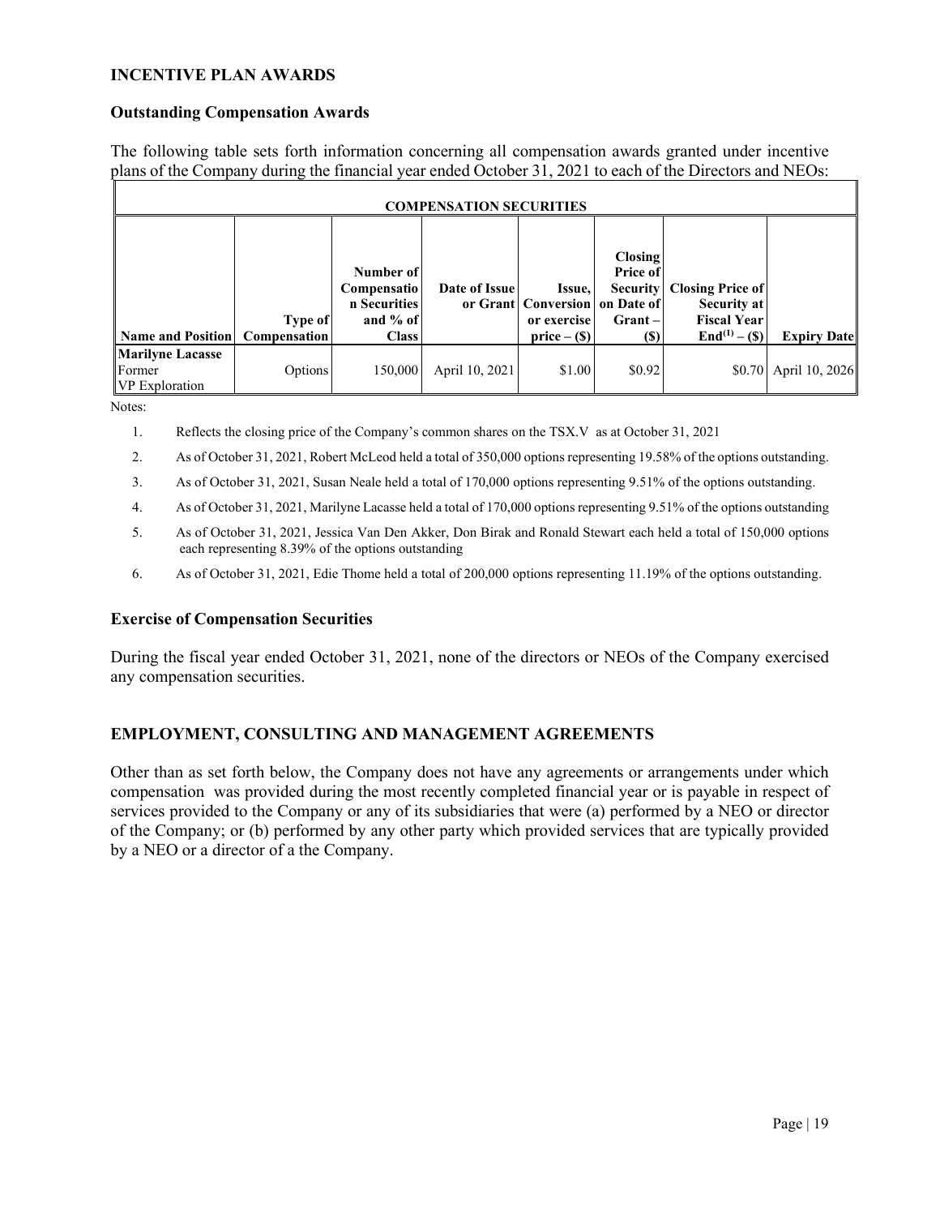## INCENTIVE PLAN AWARDS

### Outstanding Compensation Awards

The following table sets forth information concerning all compensation awards granted under incentive plans of the Company during the financial year ended October 31, 2021 to each of the Directors and NEOs:

| COMPENSATION SECURITIES | | | | | | | |
|---|---|---|---|---|---|---|---|
| **Name and Position** | **Type of Compensation** | **Number of Compensation Securities and % of Class** | **Date of Issue or Grant** | **Issue, Conversion or exercise price – ($)** | **Closing Price of Security on Date of Grant – ($)** | **Closing Price of Security at Fiscal Year End[(1)] – ($)** | **Expiry Date** |
| **Marilyne Lacasse** Former VP Exploration | Options | 150,000 | April 10, 2021 | $1.00 | $0.92 | $0.70 | April 10, 2026 |

Notes:

1. Reflects the closing price of the Company's common shares on the TSX.V as at October 31, 2021
2. As of October 31, 2021, Robert McLeod held a total of 350,000 options representing 19.58% of the options outstanding.
3. As of October 31, 2021, Susan Neale held a total of 170,000 options representing 9.51% of the options outstanding.
4. As of October 31, 2021, Marilyne Lacasse held a total of 170,000 options representing 9.51% of the options outstanding
5. As of October 31, 2021, Jessica Van Den Akker, Don Birak and Ronald Stewart each held a total of 150,000 options each representing 8.39% of the options outstanding
6. As of October 31, 2021, Edie Thome held a total of 200,000 options representing 11.19% of the options outstanding.

### Exercise of Compensation Securities

During the fiscal year ended October 31, 2021, none of the directors or NEOs of the Company exercised any compensation securities.

## EMPLOYMENT, CONSULTING AND MANAGEMENT AGREEMENTS

Other than as set forth below, the Company does not have any agreements or arrangements under which compensation was provided during the most recently completed financial year or is payable in respect of services provided to the Company or any of its subsidiaries that were (a) performed by a NEO or director of the Company; or (b) performed by any other party which provided services that are typically provided by a NEO or a director of a the Company.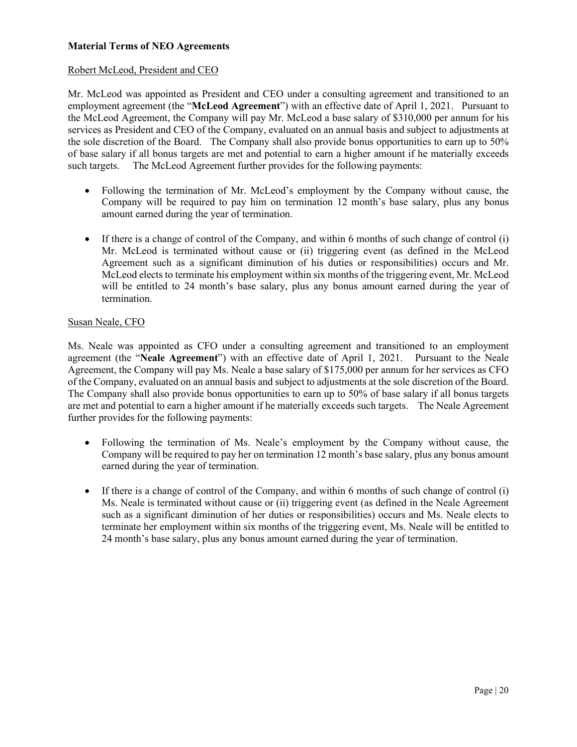**Material Terms of NEO Agreements**

Robert McLeod, President and CEO

Mr. McLeod was appointed as President and CEO under a consulting agreement and transitioned to an employment agreement (the "**McLeod Agreement**") with an effective date of April 1, 2021. Pursuant to the McLeod Agreement, the Company will pay Mr. McLeod a base salary of $310,000 per annum for his services as President and CEO of the Company, evaluated on an annual basis and subject to adjustments at the sole discretion of the Board. The Company shall also provide bonus opportunities to earn up to 50% of base salary if all bonus targets are met and potential to earn a higher amount if he materially exceeds such targets. The McLeod Agreement further provides for the following payments:

- Following the termination of Mr. McLeod's employment by the Company without cause, the Company will be required to pay him on termination 12 month's base salary, plus any bonus amount earned during the year of termination.
- If there is a change of control of the Company, and within 6 months of such change of control (i) Mr. McLeod is terminated without cause or (ii) triggering event (as defined in the McLeod Agreement such as a significant diminution of his duties or responsibilities) occurs and Mr. McLeod elects to terminate his employment within six months of the triggering event, Mr. McLeod will be entitled to 24 month's base salary, plus any bonus amount earned during the year of termination.

Susan Neale, CFO

Ms. Neale was appointed as CFO under a consulting agreement and transitioned to an employment agreement (the "**Neale Agreement**") with an effective date of April 1, 2021. Pursuant to the Neale Agreement, the Company will pay Ms. Neale a base salary of $175,000 per annum for her services as CFO of the Company, evaluated on an annual basis and subject to adjustments at the sole discretion of the Board. The Company shall also provide bonus opportunities to earn up to 50% of base salary if all bonus targets are met and potential to earn a higher amount if he materially exceeds such targets. The Neale Agreement further provides for the following payments:

- Following the termination of Ms. Neale's employment by the Company without cause, the Company will be required to pay her on termination 12 month's base salary, plus any bonus amount earned during the year of termination.
- If there is a change of control of the Company, and within 6 months of such change of control (i) Ms. Neale is terminated without cause or (ii) triggering event (as defined in the Neale Agreement such as a significant diminution of her duties or responsibilities) occurs and Ms. Neale elects to terminate her employment within six months of the triggering event, Ms. Neale will be entitled to 24 month's base salary, plus any bonus amount earned during the year of termination.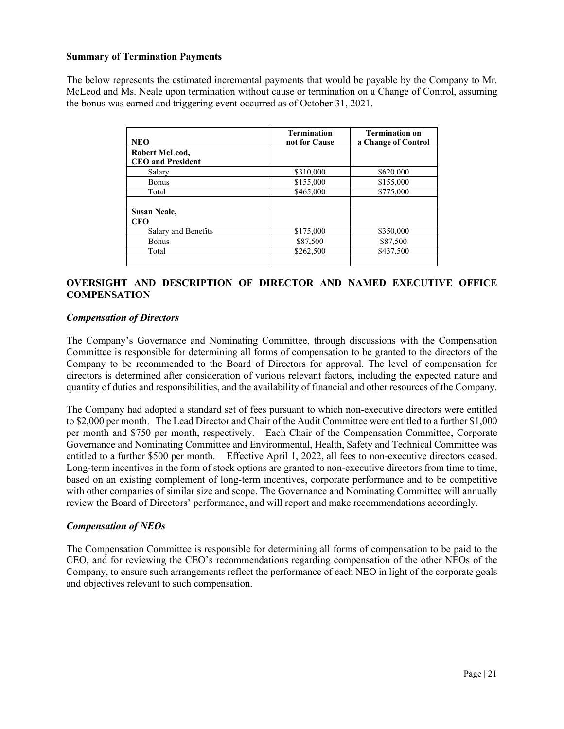**Summary of Termination Payments**

The below represents the estimated incremental payments that would be payable by the Company to Mr. McLeod and Ms. Neale upon termination without cause or termination on a Change of Control, assuming the bonus was earned and triggering event occurred as of October 31, 2021.

| NEO | Termination not for Cause | Termination on a Change of Control |
|---|---|---|
| **Robert McLeod, CEO and President** | | |
| Salary | $310,000 | $620,000 |
| Bonus | $155,000 | $155,000 |
| Total | $465,000 | $775,000 |
| | | |
| **Susan Neale, CFO** | | |
| Salary and Benefits | $175,000 | $350,000 |
| Bonus | $87,500 | $87,500 |
| Total | $262,500 | $437,500 |
| | | |

## OVERSIGHT AND DESCRIPTION OF DIRECTOR AND NAMED EXECUTIVE OFFICE COMPENSATION

### *Compensation of Directors*

The Company's Governance and Nominating Committee, through discussions with the Compensation Committee is responsible for determining all forms of compensation to be granted to the directors of the Company to be recommended to the Board of Directors for approval. The level of compensation for directors is determined after consideration of various relevant factors, including the expected nature and quantity of duties and responsibilities, and the availability of financial and other resources of the Company.

The Company had adopted a standard set of fees pursuant to which non-executive directors were entitled to $2,000 per month. The Lead Director and Chair of the Audit Committee were entitled to a further $1,000 per month and $750 per month, respectively. Each Chair of the Compensation Committee, Corporate Governance and Nominating Committee and Environmental, Health, Safety and Technical Committee was entitled to a further $500 per month. Effective April 1, 2022, all fees to non-executive directors ceased. Long-term incentives in the form of stock options are granted to non-executive directors from time to time, based on an existing complement of long-term incentives, corporate performance and to be competitive with other companies of similar size and scope. The Governance and Nominating Committee will annually review the Board of Directors' performance, and will report and make recommendations accordingly.

### *Compensation of NEOs*

The Compensation Committee is responsible for determining all forms of compensation to be paid to the CEO, and for reviewing the CEO's recommendations regarding compensation of the other NEOs of the Company, to ensure such arrangements reflect the performance of each NEO in light of the corporate goals and objectives relevant to such compensation.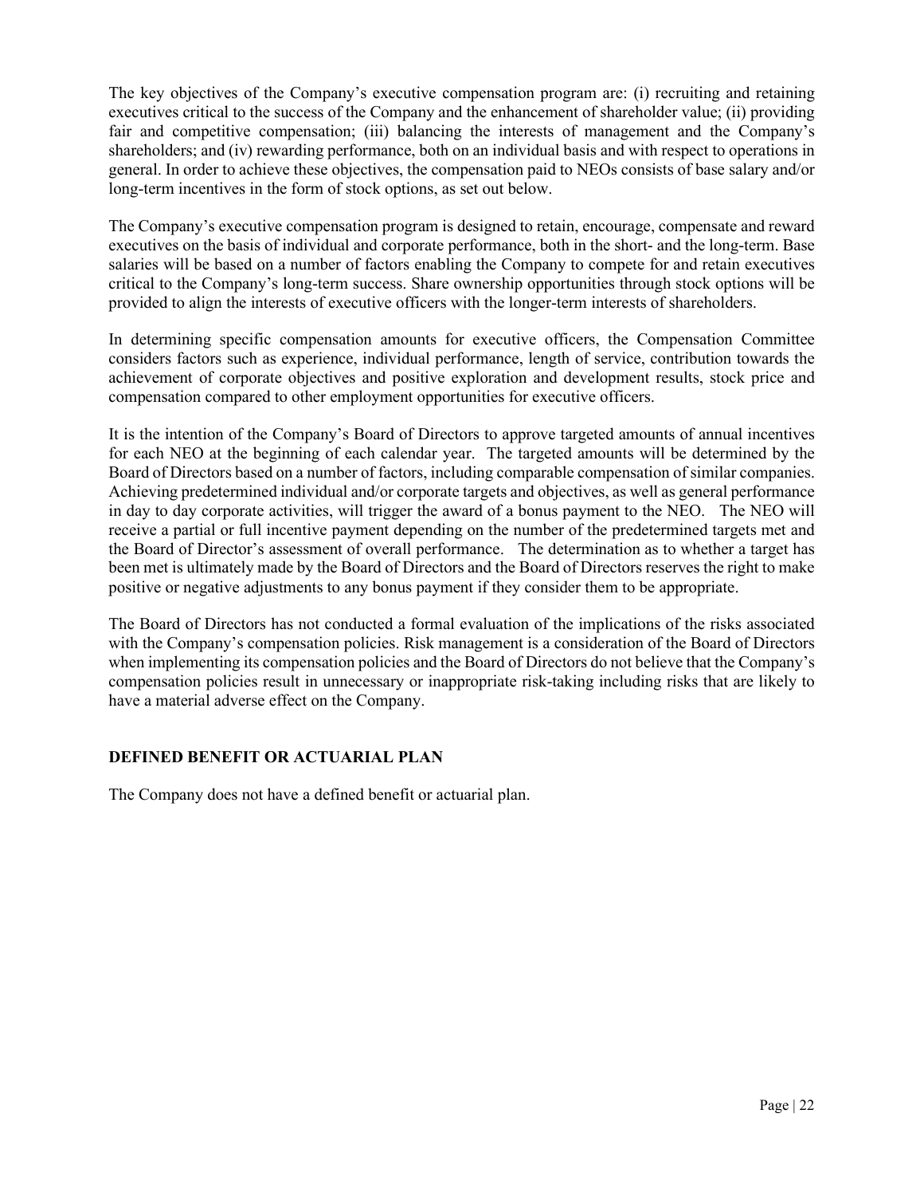The key objectives of the Company's executive compensation program are: (i) recruiting and retaining executives critical to the success of the Company and the enhancement of shareholder value; (ii) providing fair and competitive compensation; (iii) balancing the interests of management and the Company's shareholders; and (iv) rewarding performance, both on an individual basis and with respect to operations in general. In order to achieve these objectives, the compensation paid to NEOs consists of base salary and/or long-term incentives in the form of stock options, as set out below.

The Company's executive compensation program is designed to retain, encourage, compensate and reward executives on the basis of individual and corporate performance, both in the short- and the long-term. Base salaries will be based on a number of factors enabling the Company to compete for and retain executives critical to the Company's long-term success. Share ownership opportunities through stock options will be provided to align the interests of executive officers with the longer-term interests of shareholders.

In determining specific compensation amounts for executive officers, the Compensation Committee considers factors such as experience, individual performance, length of service, contribution towards the achievement of corporate objectives and positive exploration and development results, stock price and compensation compared to other employment opportunities for executive officers.

It is the intention of the Company's Board of Directors to approve targeted amounts of annual incentives for each NEO at the beginning of each calendar year. The targeted amounts will be determined by the Board of Directors based on a number of factors, including comparable compensation of similar companies. Achieving predetermined individual and/or corporate targets and objectives, as well as general performance in day to day corporate activities, will trigger the award of a bonus payment to the NEO. The NEO will receive a partial or full incentive payment depending on the number of the predetermined targets met and the Board of Director's assessment of overall performance. The determination as to whether a target has been met is ultimately made by the Board of Directors and the Board of Directors reserves the right to make positive or negative adjustments to any bonus payment if they consider them to be appropriate.

The Board of Directors has not conducted a formal evaluation of the implications of the risks associated with the Company's compensation policies. Risk management is a consideration of the Board of Directors when implementing its compensation policies and the Board of Directors do not believe that the Company's compensation policies result in unnecessary or inappropriate risk-taking including risks that are likely to have a material adverse effect on the Company.

## DEFINED BENEFIT OR ACTUARIAL PLAN

The Company does not have a defined benefit or actuarial plan.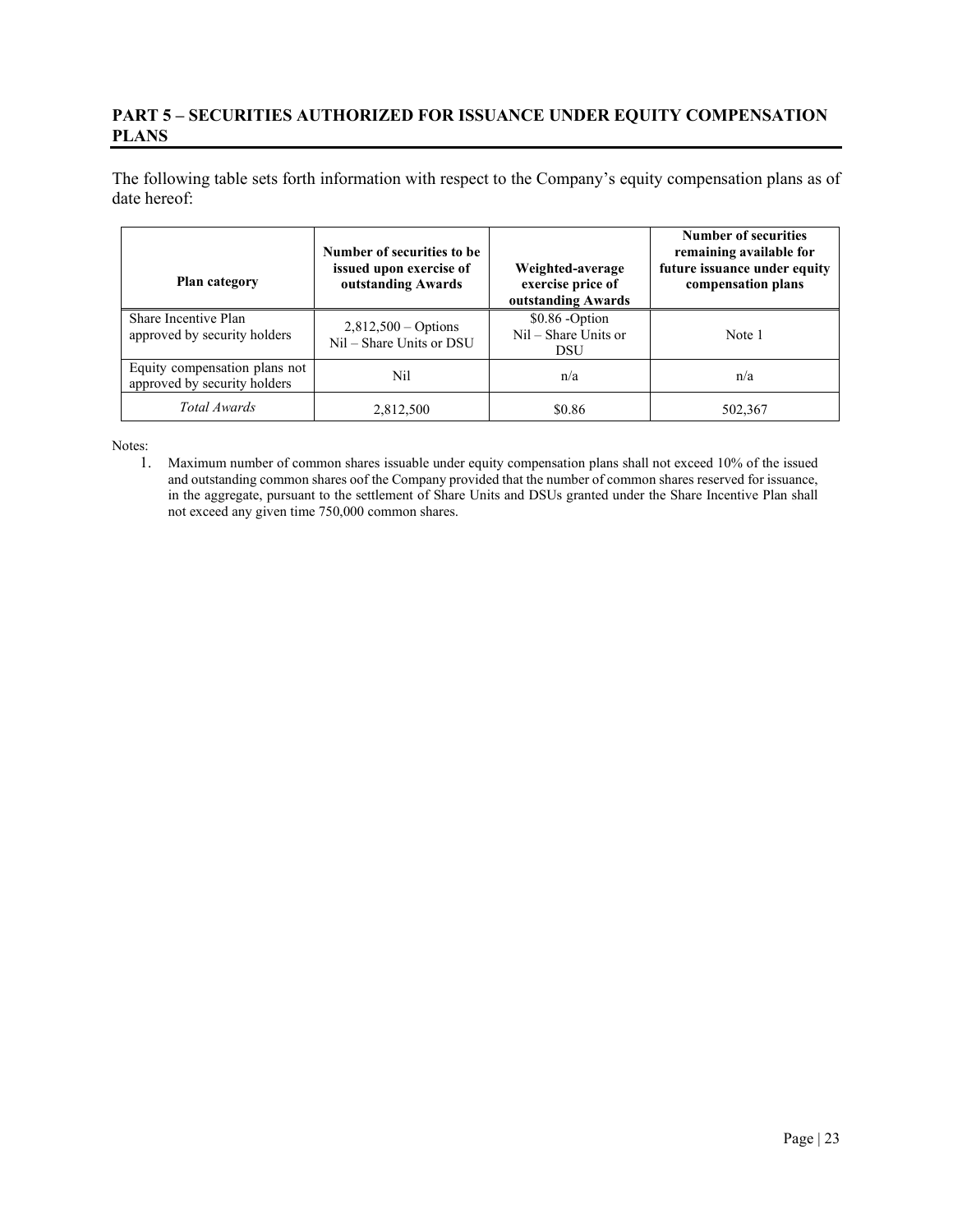## PART 5 – SECURITIES AUTHORIZED FOR ISSUANCE UNDER EQUITY COMPENSATION PLANS

The following table sets forth information with respect to the Company's equity compensation plans as of date hereof:

| Plan category | Number of securities to be issued upon exercise of outstanding Awards | Weighted-average exercise price of outstanding Awards | Number of securities remaining available for future issuance under equity compensation plans |
|---|---|---|---|
| Share Incentive Plan approved by security holders | 2,812,500 – Options<br>Nil – Share Units or DSU | $0.86 -Option<br>Nil – Share Units or DSU | Note 1 |
| Equity compensation plans not approved by security holders | Nil | n/a | n/a |
| *Total Awards* | 2,812,500 | $0.86 | 502,367 |

Notes:

1. Maximum number of common shares issuable under equity compensation plans shall not exceed 10% of the issued and outstanding common shares oof the Company provided that the number of common shares reserved for issuance, in the aggregate, pursuant to the settlement of Share Units and DSUs granted under the Share Incentive Plan shall not exceed any given time 750,000 common shares.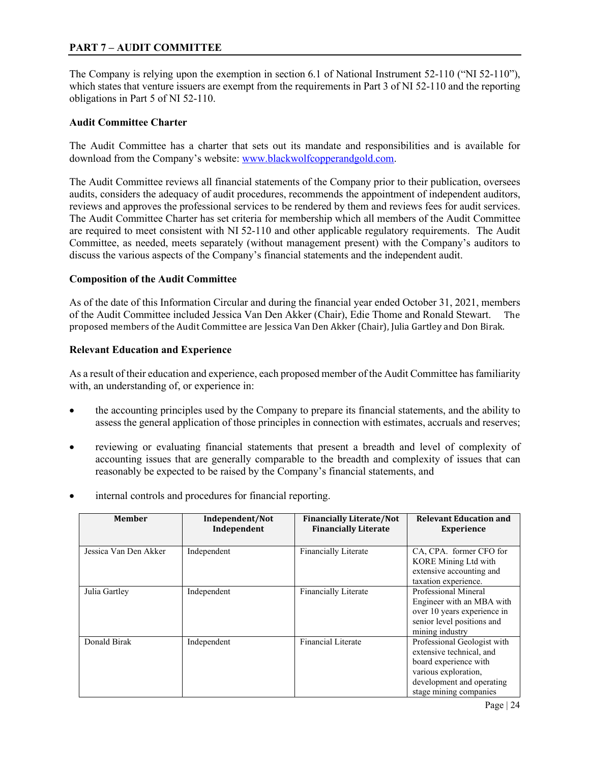## PART 7 – AUDIT COMMITTEE

The Company is relying upon the exemption in section 6.1 of National Instrument 52-110 ("NI 52-110"), which states that venture issuers are exempt from the requirements in Part 3 of NI 52-110 and the reporting obligations in Part 5 of NI 52-110.

### Audit Committee Charter

The Audit Committee has a charter that sets out its mandate and responsibilities and is available for download from the Company's website: www.blackwolfcopperandgold.com.

The Audit Committee reviews all financial statements of the Company prior to their publication, oversees audits, considers the adequacy of audit procedures, recommends the appointment of independent auditors, reviews and approves the professional services to be rendered by them and reviews fees for audit services. The Audit Committee Charter has set criteria for membership which all members of the Audit Committee are required to meet consistent with NI 52-110 and other applicable regulatory requirements. The Audit Committee, as needed, meets separately (without management present) with the Company's auditors to discuss the various aspects of the Company's financial statements and the independent audit.

### Composition of the Audit Committee

As of the date of this Information Circular and during the financial year ended October 31, 2021, members of the Audit Committee included Jessica Van Den Akker (Chair), Edie Thome and Ronald Stewart. The proposed members of the Audit Committee are Jessica Van Den Akker (Chair), Julia Gartley and Don Birak.

### Relevant Education and Experience

As a result of their education and experience, each proposed member of the Audit Committee has familiarity with, an understanding of, or experience in:

- the accounting principles used by the Company to prepare its financial statements, and the ability to assess the general application of those principles in connection with estimates, accruals and reserves;
- reviewing or evaluating financial statements that present a breadth and level of complexity of accounting issues that are generally comparable to the breadth and complexity of issues that can reasonably be expected to be raised by the Company's financial statements, and
- internal controls and procedures for financial reporting.

| Member | Independent/Not Independent | Financially Literate/Not Financially Literate | Relevant Education and Experience |
|---|---|---|---|
| Jessica Van Den Akker | Independent | Financially Literate | CA, CPA. former CFO for KORE Mining Ltd with extensive accounting and taxation experience. |
| Julia Gartley | Independent | Financially Literate | Professional Mineral Engineer with an MBA with over 10 years experience in senior level positions and mining industry |
| Donald Birak | Independent | Financial Literate | Professional Geologist with extensive technical, and board experience with various exploration, development and operating stage mining companies |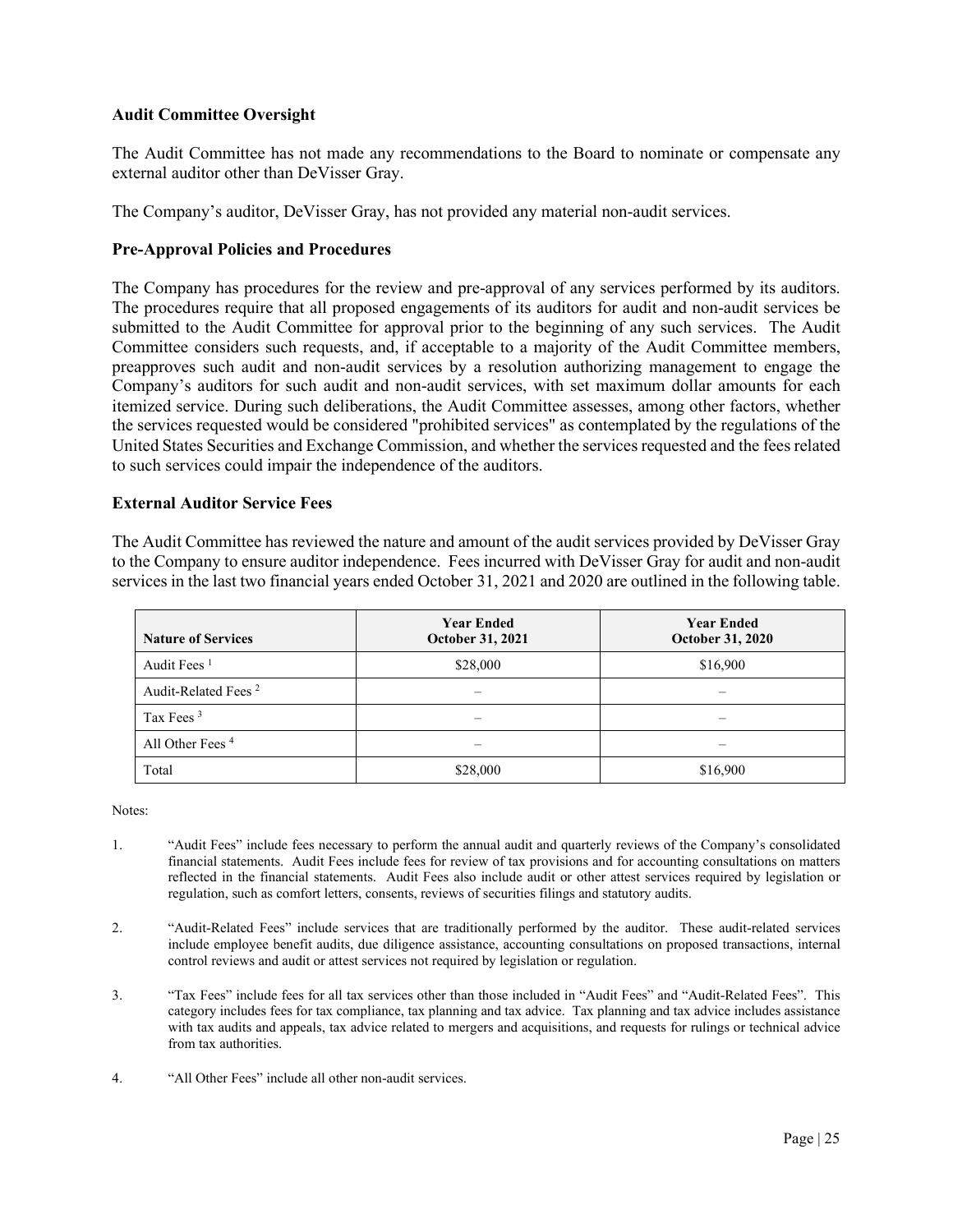### Audit Committee Oversight

The Audit Committee has not made any recommendations to the Board to nominate or compensate any external auditor other than DeVisser Gray.

The Company's auditor, DeVisser Gray, has not provided any material non-audit services.

### Pre-Approval Policies and Procedures

The Company has procedures for the review and pre-approval of any services performed by its auditors. The procedures require that all proposed engagements of its auditors for audit and non-audit services be submitted to the Audit Committee for approval prior to the beginning of any such services. The Audit Committee considers such requests, and, if acceptable to a majority of the Audit Committee members, preapproves such audit and non-audit services by a resolution authorizing management to engage the Company's auditors for such audit and non-audit services, with set maximum dollar amounts for each itemized service. During such deliberations, the Audit Committee assesses, among other factors, whether the services requested would be considered "prohibited services" as contemplated by the regulations of the United States Securities and Exchange Commission, and whether the services requested and the fees related to such services could impair the independence of the auditors.

### External Auditor Service Fees

The Audit Committee has reviewed the nature and amount of the audit services provided by DeVisser Gray to the Company to ensure auditor independence. Fees incurred with DeVisser Gray for audit and non-audit services in the last two financial years ended October 31, 2021 and 2020 are outlined in the following table.

| Nature of Services | Year Ended October 31, 2021 | Year Ended October 31, 2020 |
|---|---|---|
| Audit Fees [1] | $28,000 | $16,900 |
| Audit-Related Fees [2] | – | – |
| Tax Fees [3] | – | – |
| All Other Fees [4] | – | – |
| Total | $28,000 | $16,900 |

Notes:

1. "Audit Fees" include fees necessary to perform the annual audit and quarterly reviews of the Company's consolidated financial statements. Audit Fees include fees for review of tax provisions and for accounting consultations on matters reflected in the financial statements. Audit Fees also include audit or other attest services required by legislation or regulation, such as comfort letters, consents, reviews of securities filings and statutory audits.

2. "Audit-Related Fees" include services that are traditionally performed by the auditor. These audit-related services include employee benefit audits, due diligence assistance, accounting consultations on proposed transactions, internal control reviews and audit or attest services not required by legislation or regulation.

3. "Tax Fees" include fees for all tax services other than those included in "Audit Fees" and "Audit-Related Fees". This category includes fees for tax compliance, tax planning and tax advice. Tax planning and tax advice includes assistance with tax audits and appeals, tax advice related to mergers and acquisitions, and requests for rulings or technical advice from tax authorities.

4. "All Other Fees" include all other non-audit services.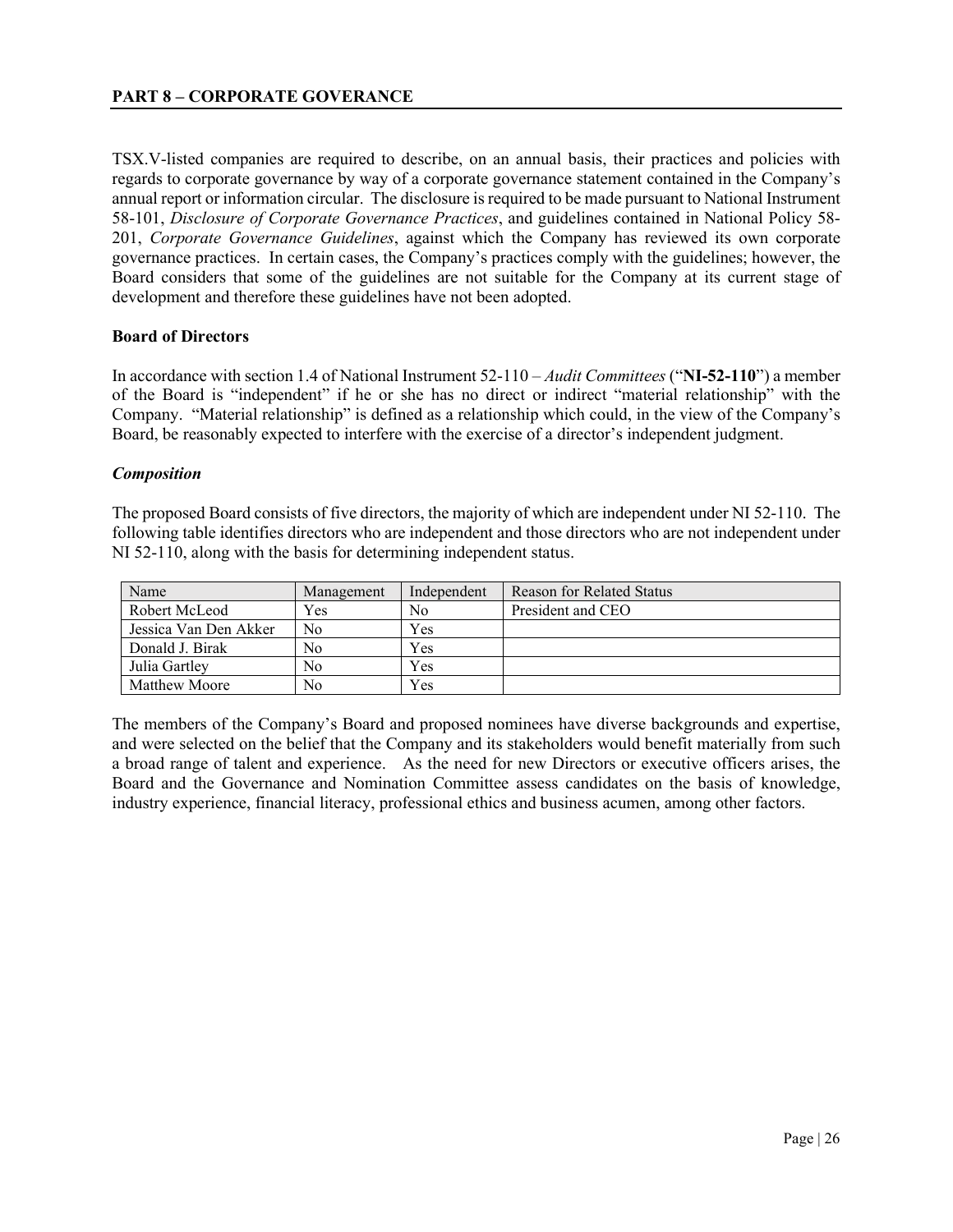## PART 8 – CORPORATE GOVERANCE

TSX.V-listed companies are required to describe, on an annual basis, their practices and policies with regards to corporate governance by way of a corporate governance statement contained in the Company's annual report or information circular. The disclosure is required to be made pursuant to National Instrument 58-101, *Disclosure of Corporate Governance Practices*, and guidelines contained in National Policy 58-201, *Corporate Governance Guidelines*, against which the Company has reviewed its own corporate governance practices. In certain cases, the Company's practices comply with the guidelines; however, the Board considers that some of the guidelines are not suitable for the Company at its current stage of development and therefore these guidelines have not been adopted.

**Board of Directors**

In accordance with section 1.4 of National Instrument 52-110 – *Audit Committees* ("**NI-52-110**") a member of the Board is "independent" if he or she has no direct or indirect "material relationship" with the Company. "Material relationship" is defined as a relationship which could, in the view of the Company's Board, be reasonably expected to interfere with the exercise of a director's independent judgment.

***Composition***

The proposed Board consists of five directors, the majority of which are independent under NI 52-110. The following table identifies directors who are independent and those directors who are not independent under NI 52-110, along with the basis for determining independent status.

| Name | Management | Independent | Reason for Related Status |
|---|---|---|---|
| Robert McLeod | Yes | No | President and CEO |
| Jessica Van Den Akker | No | Yes | |
| Donald J. Birak | No | Yes | |
| Julia Gartley | No | Yes | |
| Matthew Moore | No | Yes | |

The members of the Company's Board and proposed nominees have diverse backgrounds and expertise, and were selected on the belief that the Company and its stakeholders would benefit materially from such a broad range of talent and experience. As the need for new Directors or executive officers arises, the Board and the Governance and Nomination Committee assess candidates on the basis of knowledge, industry experience, financial literacy, professional ethics and business acumen, among other factors.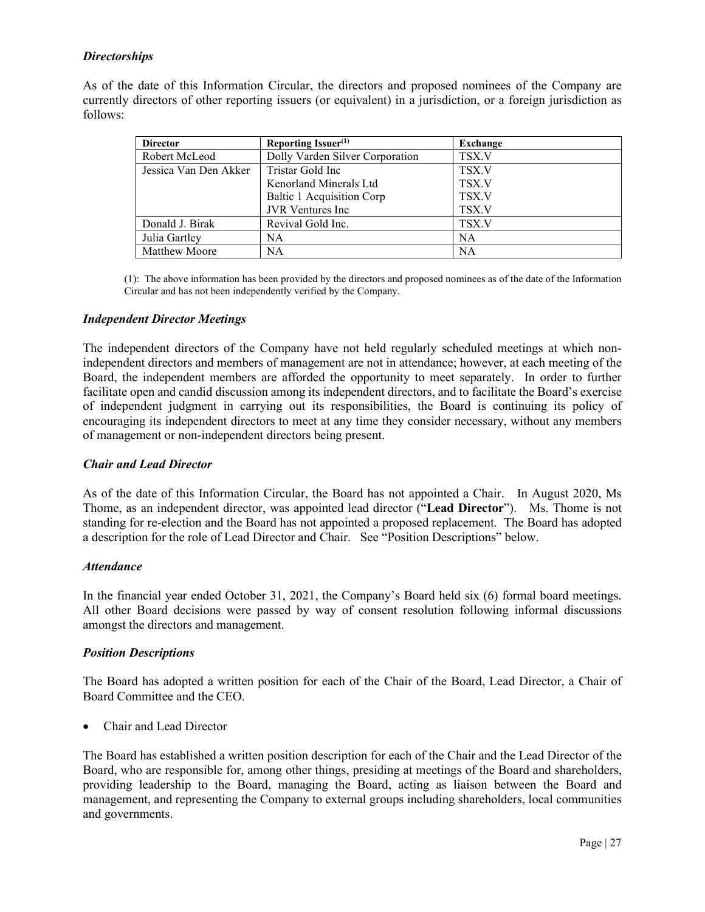### *Directorships*

As of the date of this Information Circular, the directors and proposed nominees of the Company are currently directors of other reporting issuers (or equivalent) in a jurisdiction, or a foreign jurisdiction as follows:

| Director | Reporting Issuer[(1)] | Exchange |
|---|---|---|
| Robert McLeod | Dolly Varden Silver Corporation | TSX.V |
| Jessica Van Den Akker | Tristar Gold Inc | TSX.V |
| | Kenorland Minerals Ltd | TSX.V |
| | Baltic 1 Acquisition Corp | TSX.V |
| | JVR Ventures Inc | TSX.V |
| Donald J. Birak | Revival Gold Inc. | TSX.V |
| Julia Gartley | NA | NA |
| Matthew Moore | NA | NA |

(1): The above information has been provided by the directors and proposed nominees as of the date of the Information Circular and has not been independently verified by the Company.

### *Independent Director Meetings*

The independent directors of the Company have not held regularly scheduled meetings at which non-independent directors and members of management are not in attendance; however, at each meeting of the Board, the independent members are afforded the opportunity to meet separately. In order to further facilitate open and candid discussion among its independent directors, and to facilitate the Board's exercise of independent judgment in carrying out its responsibilities, the Board is continuing its policy of encouraging its independent directors to meet at any time they consider necessary, without any members of management or non-independent directors being present.

### *Chair and Lead Director*

As of the date of this Information Circular, the Board has not appointed a Chair. In August 2020, Ms Thome, as an independent director, was appointed lead director ("**Lead Director**"). Ms. Thome is not standing for re-election and the Board has not appointed a proposed replacement. The Board has adopted a description for the role of Lead Director and Chair. See "Position Descriptions" below.

### *Attendance*

In the financial year ended October 31, 2021, the Company's Board held six (6) formal board meetings. All other Board decisions were passed by way of consent resolution following informal discussions amongst the directors and management.

### *Position Descriptions*

The Board has adopted a written position for each of the Chair of the Board, Lead Director, a Chair of Board Committee and the CEO.

- Chair and Lead Director

The Board has established a written position description for each of the Chair and the Lead Director of the Board, who are responsible for, among other things, presiding at meetings of the Board and shareholders, providing leadership to the Board, managing the Board, acting as liaison between the Board and management, and representing the Company to external groups including shareholders, local communities and governments.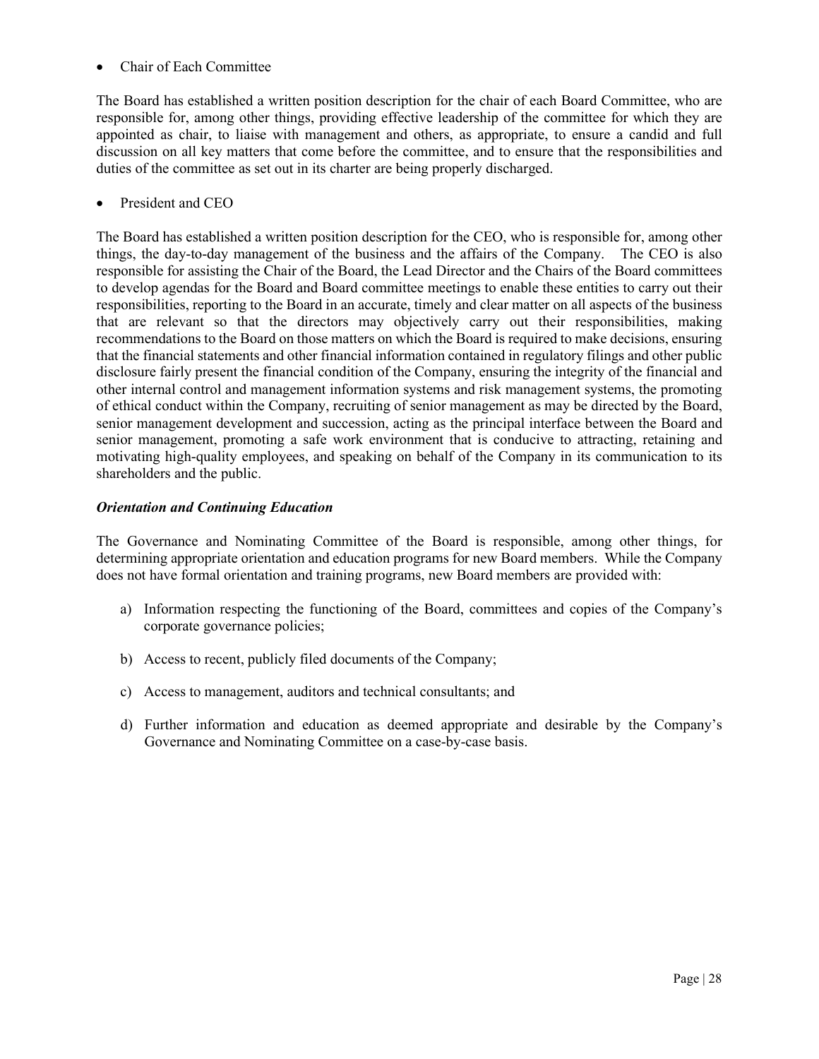- Chair of Each Committee

The Board has established a written position description for the chair of each Board Committee, who are responsible for, among other things, providing effective leadership of the committee for which they are appointed as chair, to liaise with management and others, as appropriate, to ensure a candid and full discussion on all key matters that come before the committee, and to ensure that the responsibilities and duties of the committee as set out in its charter are being properly discharged.

- President and CEO

The Board has established a written position description for the CEO, who is responsible for, among other things, the day-to-day management of the business and the affairs of the Company. The CEO is also responsible for assisting the Chair of the Board, the Lead Director and the Chairs of the Board committees to develop agendas for the Board and Board committee meetings to enable these entities to carry out their responsibilities, reporting to the Board in an accurate, timely and clear matter on all aspects of the business that are relevant so that the directors may objectively carry out their responsibilities, making recommendations to the Board on those matters on which the Board is required to make decisions, ensuring that the financial statements and other financial information contained in regulatory filings and other public disclosure fairly present the financial condition of the Company, ensuring the integrity of the financial and other internal control and management information systems and risk management systems, the promoting of ethical conduct within the Company, recruiting of senior management as may be directed by the Board, senior management development and succession, acting as the principal interface between the Board and senior management, promoting a safe work environment that is conducive to attracting, retaining and motivating high-quality employees, and speaking on behalf of the Company in its communication to its shareholders and the public.

***Orientation and Continuing Education***

The Governance and Nominating Committee of the Board is responsible, among other things, for determining appropriate orientation and education programs for new Board members. While the Company does not have formal orientation and training programs, new Board members are provided with:

a) Information respecting the functioning of the Board, committees and copies of the Company's corporate governance policies;

b) Access to recent, publicly filed documents of the Company;

c) Access to management, auditors and technical consultants; and

d) Further information and education as deemed appropriate and desirable by the Company's Governance and Nominating Committee on a case-by-case basis.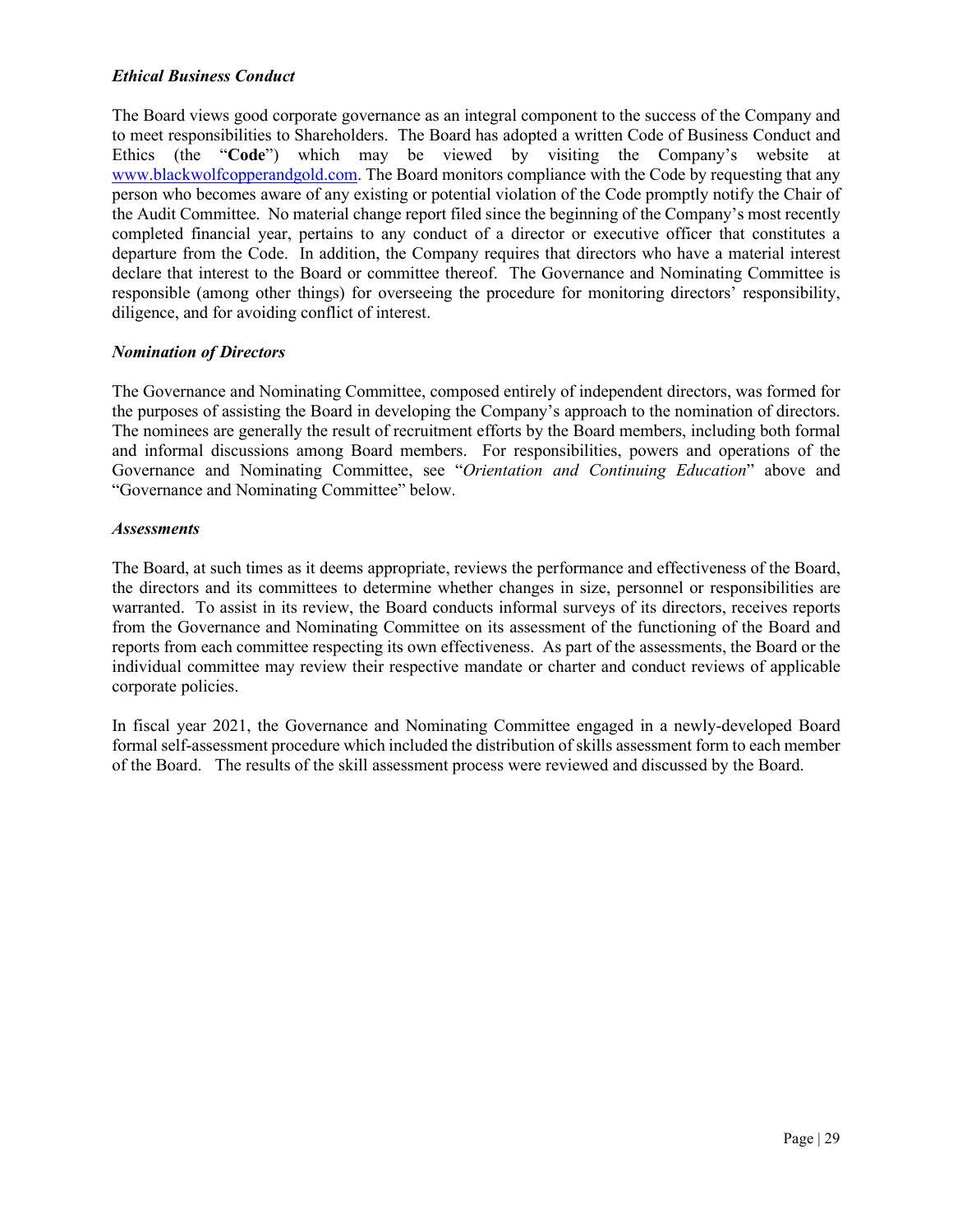### *Ethical Business Conduct*

The Board views good corporate governance as an integral component to the success of the Company and to meet responsibilities to Shareholders. The Board has adopted a written Code of Business Conduct and Ethics (the "**Code**") which may be viewed by visiting the Company's website at www.blackwolfcopperandgold.com. The Board monitors compliance with the Code by requesting that any person who becomes aware of any existing or potential violation of the Code promptly notify the Chair of the Audit Committee. No material change report filed since the beginning of the Company's most recently completed financial year, pertains to any conduct of a director or executive officer that constitutes a departure from the Code. In addition, the Company requires that directors who have a material interest declare that interest to the Board or committee thereof. The Governance and Nominating Committee is responsible (among other things) for overseeing the procedure for monitoring directors' responsibility, diligence, and for avoiding conflict of interest.

### *Nomination of Directors*

The Governance and Nominating Committee, composed entirely of independent directors, was formed for the purposes of assisting the Board in developing the Company's approach to the nomination of directors. The nominees are generally the result of recruitment efforts by the Board members, including both formal and informal discussions among Board members. For responsibilities, powers and operations of the Governance and Nominating Committee, see "*Orientation and Continuing Education*" above and "Governance and Nominating Committee" below.

### *Assessments*

The Board, at such times as it deems appropriate, reviews the performance and effectiveness of the Board, the directors and its committees to determine whether changes in size, personnel or responsibilities are warranted. To assist in its review, the Board conducts informal surveys of its directors, receives reports from the Governance and Nominating Committee on its assessment of the functioning of the Board and reports from each committee respecting its own effectiveness. As part of the assessments, the Board or the individual committee may review their respective mandate or charter and conduct reviews of applicable corporate policies.

In fiscal year 2021, the Governance and Nominating Committee engaged in a newly-developed Board formal self-assessment procedure which included the distribution of skills assessment form to each member of the Board. The results of the skill assessment process were reviewed and discussed by the Board.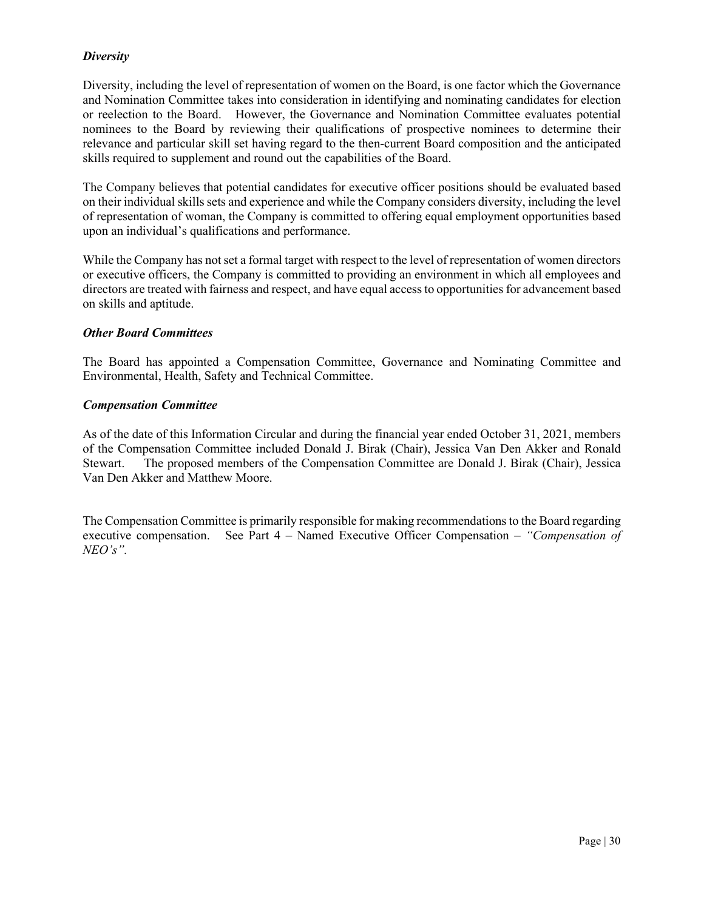### *Diversity*

Diversity, including the level of representation of women on the Board, is one factor which the Governance and Nomination Committee takes into consideration in identifying and nominating candidates for election or reelection to the Board. However, the Governance and Nomination Committee evaluates potential nominees to the Board by reviewing their qualifications of prospective nominees to determine their relevance and particular skill set having regard to the then-current Board composition and the anticipated skills required to supplement and round out the capabilities of the Board.

The Company believes that potential candidates for executive officer positions should be evaluated based on their individual skills sets and experience and while the Company considers diversity, including the level of representation of woman, the Company is committed to offering equal employment opportunities based upon an individual's qualifications and performance.

While the Company has not set a formal target with respect to the level of representation of women directors or executive officers, the Company is committed to providing an environment in which all employees and directors are treated with fairness and respect, and have equal access to opportunities for advancement based on skills and aptitude.

### *Other Board Committees*

The Board has appointed a Compensation Committee, Governance and Nominating Committee and Environmental, Health, Safety and Technical Committee.

### *Compensation Committee*

As of the date of this Information Circular and during the financial year ended October 31, 2021, members of the Compensation Committee included Donald J. Birak (Chair), Jessica Van Den Akker and Ronald Stewart. The proposed members of the Compensation Committee are Donald J. Birak (Chair), Jessica Van Den Akker and Matthew Moore.

The Compensation Committee is primarily responsible for making recommendations to the Board regarding executive compensation. See Part 4 – Named Executive Officer Compensation – *"Compensation of NEO's"*.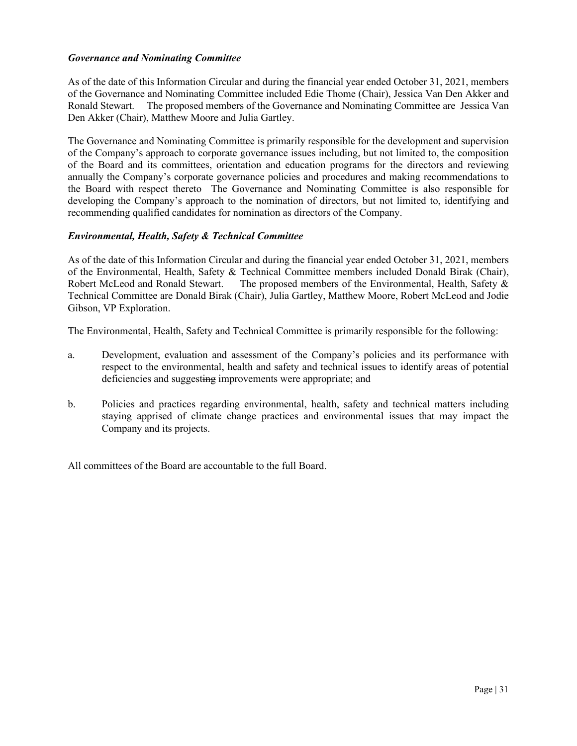***Governance and Nominating Committee***

As of the date of this Information Circular and during the financial year ended October 31, 2021, members of the Governance and Nominating Committee included Edie Thome (Chair), Jessica Van Den Akker and Ronald Stewart. The proposed members of the Governance and Nominating Committee are Jessica Van Den Akker (Chair), Matthew Moore and Julia Gartley.

The Governance and Nominating Committee is primarily responsible for the development and supervision of the Company's approach to corporate governance issues including, but not limited to, the composition of the Board and its committees, orientation and education programs for the directors and reviewing annually the Company's corporate governance policies and procedures and making recommendations to the Board with respect thereto The Governance and Nominating Committee is also responsible for developing the Company's approach to the nomination of directors, but not limited to, identifying and recommending qualified candidates for nomination as directors of the Company.

***Environmental, Health, Safety & Technical Committee***

As of the date of this Information Circular and during the financial year ended October 31, 2021, members of the Environmental, Health, Safety & Technical Committee members included Donald Birak (Chair), Robert McLeod and Ronald Stewart. The proposed members of the Environmental, Health, Safety & Technical Committee are Donald Birak (Chair), Julia Gartley, Matthew Moore, Robert McLeod and Jodie Gibson, VP Exploration.

The Environmental, Health, Safety and Technical Committee is primarily responsible for the following:

a. Development, evaluation and assessment of the Company's policies and its performance with respect to the environmental, health and safety and technical issues to identify areas of potential deficiencies and suggest~~ing~~ improvements were appropriate; and

b. Policies and practices regarding environmental, health, safety and technical matters including staying apprised of climate change practices and environmental issues that may impact the Company and its projects.

All committees of the Board are accountable to the full Board.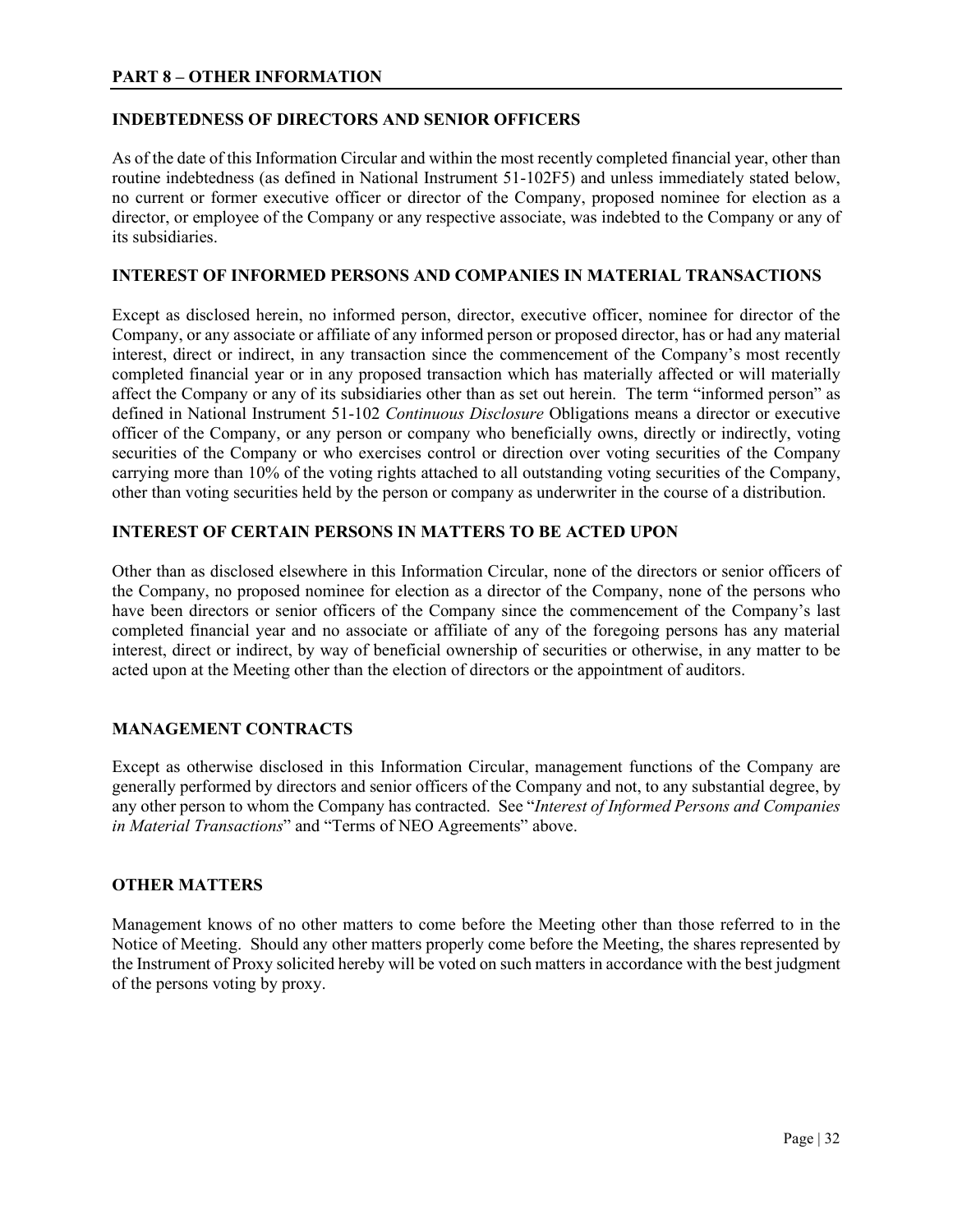## PART 8 – OTHER INFORMATION

### INDEBTEDNESS OF DIRECTORS AND SENIOR OFFICERS

As of the date of this Information Circular and within the most recently completed financial year, other than routine indebtedness (as defined in National Instrument 51-102F5) and unless immediately stated below, no current or former executive officer or director of the Company, proposed nominee for election as a director, or employee of the Company or any respective associate, was indebted to the Company or any of its subsidiaries.

### INTEREST OF INFORMED PERSONS AND COMPANIES IN MATERIAL TRANSACTIONS

Except as disclosed herein, no informed person, director, executive officer, nominee for director of the Company, or any associate or affiliate of any informed person or proposed director, has or had any material interest, direct or indirect, in any transaction since the commencement of the Company's most recently completed financial year or in any proposed transaction which has materially affected or will materially affect the Company or any of its subsidiaries other than as set out herein. The term "informed person" as defined in National Instrument 51-102 *Continuous Disclosure* Obligations means a director or executive officer of the Company, or any person or company who beneficially owns, directly or indirectly, voting securities of the Company or who exercises control or direction over voting securities of the Company carrying more than 10% of the voting rights attached to all outstanding voting securities of the Company, other than voting securities held by the person or company as underwriter in the course of a distribution.

### INTEREST OF CERTAIN PERSONS IN MATTERS TO BE ACTED UPON

Other than as disclosed elsewhere in this Information Circular, none of the directors or senior officers of the Company, no proposed nominee for election as a director of the Company, none of the persons who have been directors or senior officers of the Company since the commencement of the Company's last completed financial year and no associate or affiliate of any of the foregoing persons has any material interest, direct or indirect, by way of beneficial ownership of securities or otherwise, in any matter to be acted upon at the Meeting other than the election of directors or the appointment of auditors.

### MANAGEMENT CONTRACTS

Except as otherwise disclosed in this Information Circular, management functions of the Company are generally performed by directors and senior officers of the Company and not, to any substantial degree, by any other person to whom the Company has contracted. See "*Interest of Informed Persons and Companies in Material Transactions*" and "Terms of NEO Agreements" above.

### OTHER MATTERS

Management knows of no other matters to come before the Meeting other than those referred to in the Notice of Meeting. Should any other matters properly come before the Meeting, the shares represented by the Instrument of Proxy solicited hereby will be voted on such matters in accordance with the best judgment of the persons voting by proxy.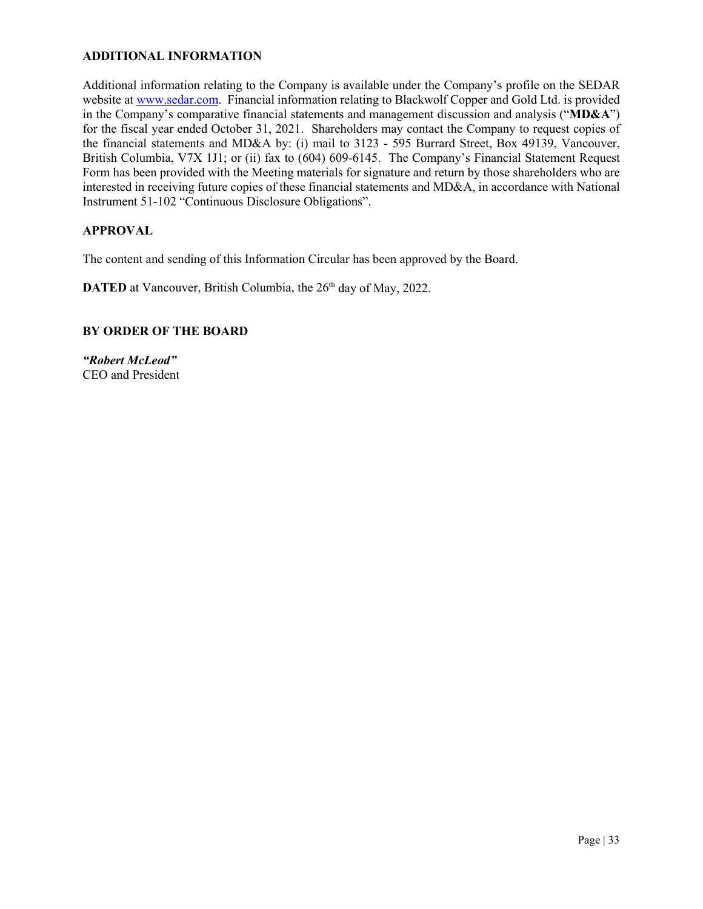## ADDITIONAL INFORMATION

Additional information relating to the Company is available under the Company's profile on the SEDAR website at www.sedar.com. Financial information relating to Blackwolf Copper and Gold Ltd. is provided in the Company's comparative financial statements and management discussion and analysis ("**MD&A**") for the fiscal year ended October 31, 2021. Shareholders may contact the Company to request copies of the financial statements and MD&A by: (i) mail to 3123 - 595 Burrard Street, Box 49139, Vancouver, British Columbia, V7X 1J1; or (ii) fax to (604) 609-6145. The Company's Financial Statement Request Form has been provided with the Meeting materials for signature and return by those shareholders who are interested in receiving future copies of these financial statements and MD&A, in accordance with National Instrument 51-102 "Continuous Disclosure Obligations".

## APPROVAL

The content and sending of this Information Circular has been approved by the Board.

**DATED** at Vancouver, British Columbia, the 26th day of May, 2022.

**BY ORDER OF THE BOARD**

***"Robert McLeod"***
CEO and President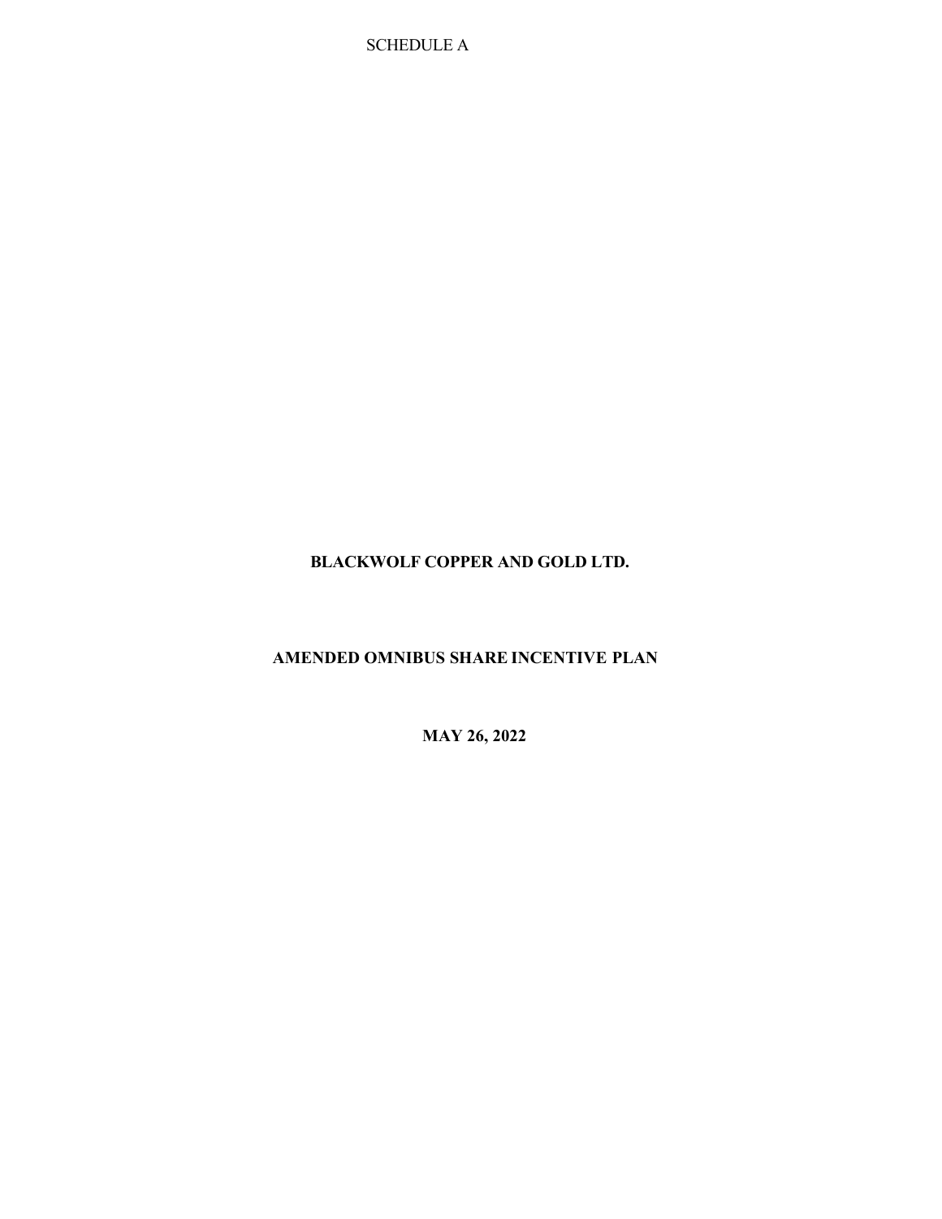SCHEDULE A

# BLACKWOLF COPPER AND GOLD LTD.

## AMENDED OMNIBUS SHARE INCENTIVE PLAN

**MAY 26, 2022**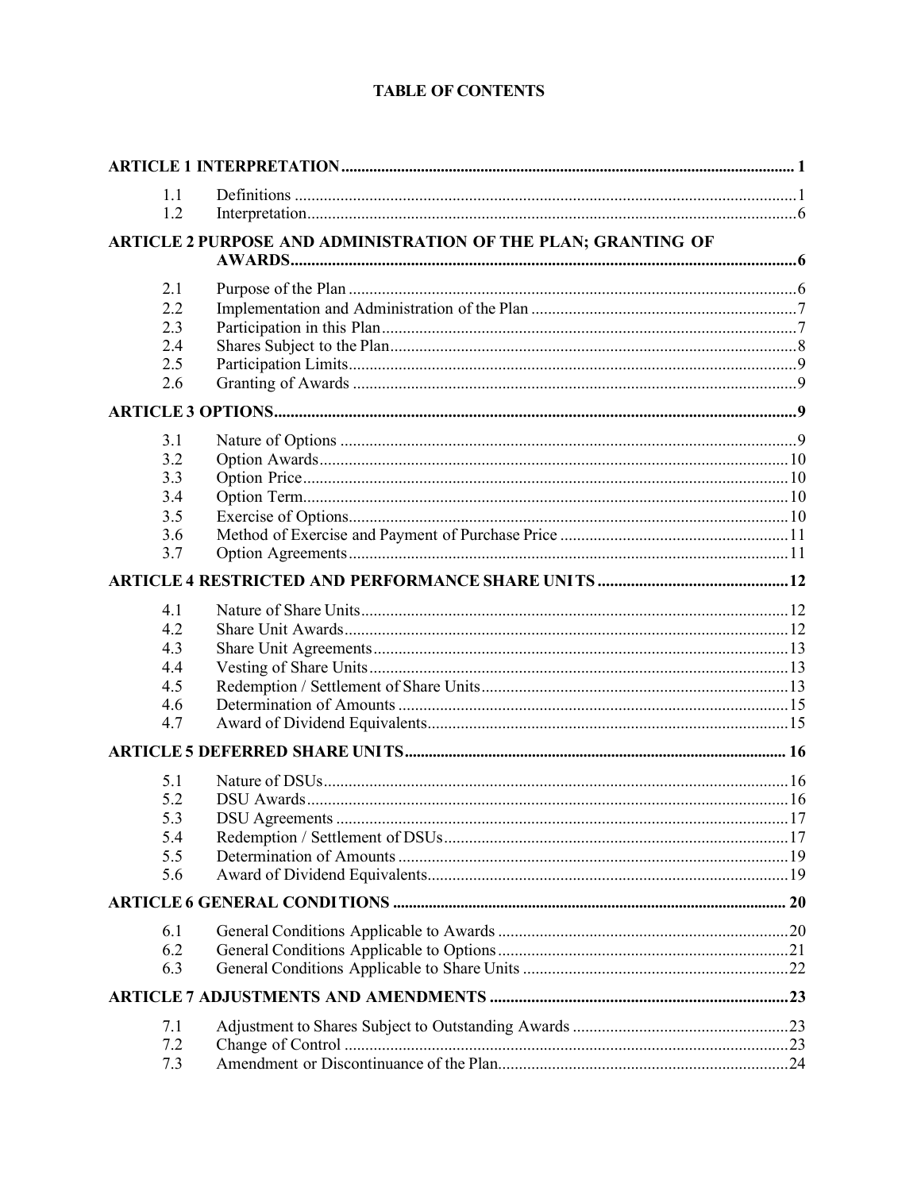**TABLE OF CONTENTS**

| | | |
|---|---|---|
| **ARTICLE 1 INTERPRETATION** | | **1** |
| 1.1 | Definitions | 1 |
| 1.2 | Interpretation | 6 |
| **ARTICLE 2 PURPOSE AND ADMINISTRATION OF THE PLAN; GRANTING OF AWARDS** | | **6** |
| 2.1 | Purpose of the Plan | 6 |
| 2.2 | Implementation and Administration of the Plan | 7 |
| 2.3 | Participation in this Plan | 7 |
| 2.4 | Shares Subject to the Plan | 8 |
| 2.5 | Participation Limits | 9 |
| 2.6 | Granting of Awards | 9 |
| **ARTICLE 3 OPTIONS** | | **9** |
| 3.1 | Nature of Options | 9 |
| 3.2 | Option Awards | 10 |
| 3.3 | Option Price | 10 |
| 3.4 | Option Term | 10 |
| 3.5 | Exercise of Options | 10 |
| 3.6 | Method of Exercise and Payment of Purchase Price | 11 |
| 3.7 | Option Agreements | 11 |
| **ARTICLE 4 RESTRICTED AND PERFORMANCE SHARE UNITS** | | **12** |
| 4.1 | Nature of Share Units | 12 |
| 4.2 | Share Unit Awards | 12 |
| 4.3 | Share Unit Agreements | 13 |
| 4.4 | Vesting of Share Units | 13 |
| 4.5 | Redemption / Settlement of Share Units | 13 |
| 4.6 | Determination of Amounts | 15 |
| 4.7 | Award of Dividend Equivalents | 15 |
| **ARTICLE 5 DEFERRED SHARE UNITS** | | **16** |
| 5.1 | Nature of DSUs | 16 |
| 5.2 | DSU Awards | 16 |
| 5.3 | DSU Agreements | 17 |
| 5.4 | Redemption / Settlement of DSUs | 17 |
| 5.5 | Determination of Amounts | 19 |
| 5.6 | Award of Dividend Equivalents | 19 |
| **ARTICLE 6 GENERAL CONDITIONS** | | **20** |
| 6.1 | General Conditions Applicable to Awards | 20 |
| 6.2 | General Conditions Applicable to Options | 21 |
| 6.3 | General Conditions Applicable to Share Units | 22 |
| **ARTICLE 7 ADJUSTMENTS AND AMENDMENTS** | | **23** |
| 7.1 | Adjustment to Shares Subject to Outstanding Awards | 23 |
| 7.2 | Change of Control | 23 |
| 7.3 | Amendment or Discontinuance of the Plan | 24 |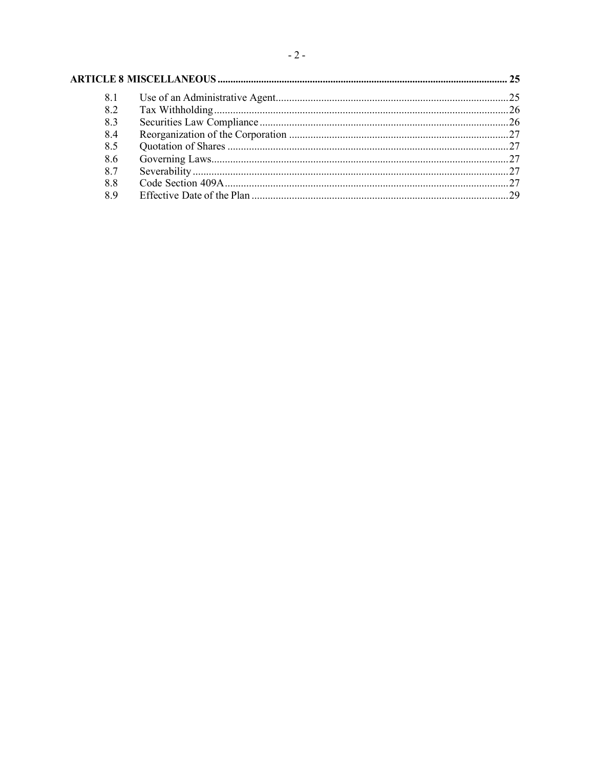| | | |
|---|---|---|
| **ARTICLE 8 MISCELLANEOUS** | | **25** |
| 8.1 | Use of an Administrative Agent | 25 |
| 8.2 | Tax Withholding | 26 |
| 8.3 | Securities Law Compliance | 26 |
| 8.4 | Reorganization of the Corporation | 27 |
| 8.5 | Quotation of Shares | 27 |
| 8.6 | Governing Laws | 27 |
| 8.7 | Severability | 27 |
| 8.8 | Code Section 409A | 27 |
| 8.9 | Effective Date of the Plan | 29 |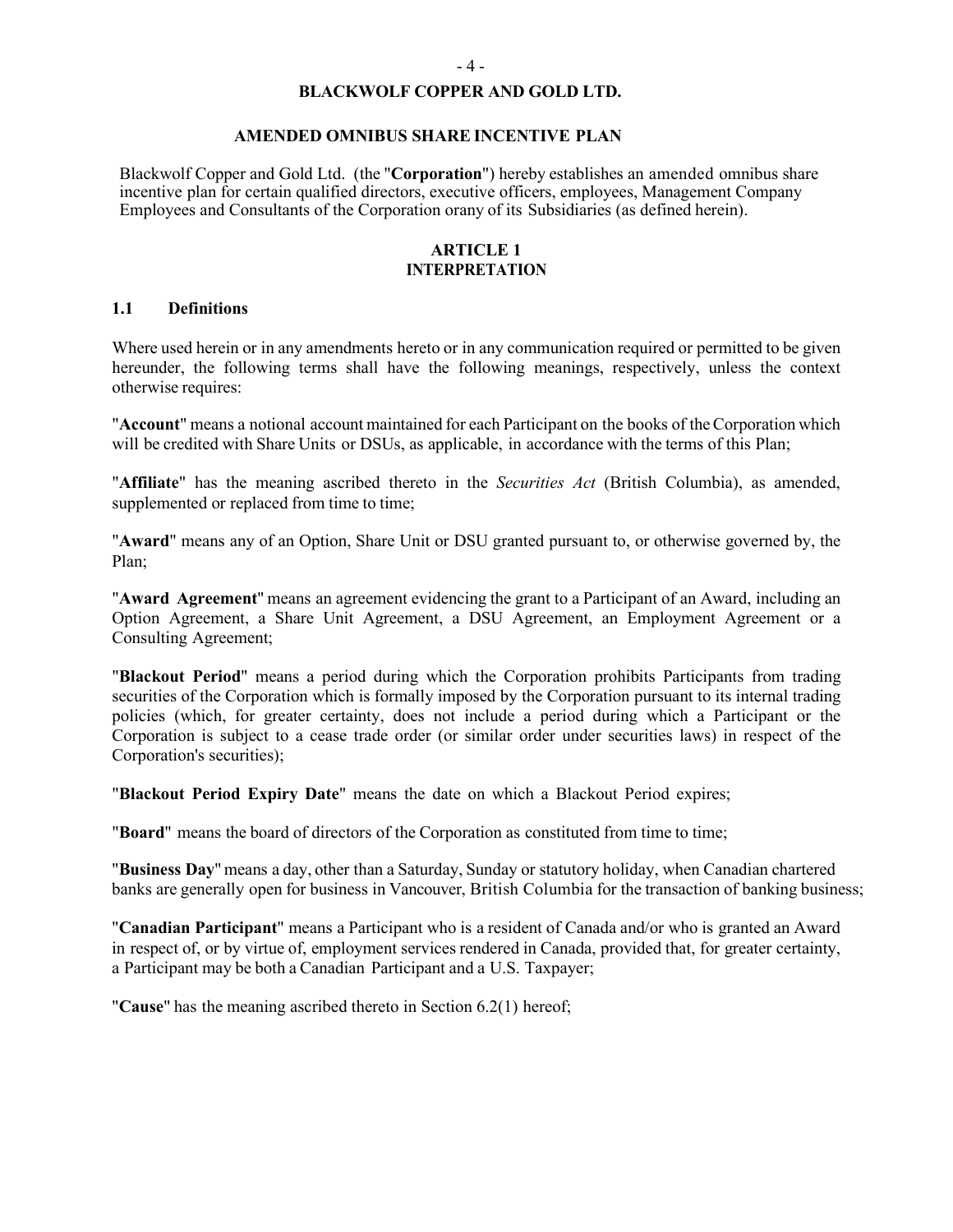# BLACKWOLF COPPER AND GOLD LTD.

## AMENDED OMNIBUS SHARE INCENTIVE PLAN

Blackwolf Copper and Gold Ltd. (the "**Corporation**") hereby establishes an amended omnibus share incentive plan for certain qualified directors, executive officers, employees, Management Company Employees and Consultants of the Corporation orany of its Subsidiaries (as defined herein).

## ARTICLE 1
## INTERPRETATION

### 1.1 Definitions

Where used herein or in any amendments hereto or in any communication required or permitted to be given hereunder, the following terms shall have the following meanings, respectively, unless the context otherwise requires:

"**Account**" means a notional account maintained for each Participant on the books of the Corporation which will be credited with Share Units or DSUs, as applicable, in accordance with the terms of this Plan;

"**Affiliate**" has the meaning ascribed thereto in the *Securities Act* (British Columbia), as amended, supplemented or replaced from time to time;

"**Award**" means any of an Option, Share Unit or DSU granted pursuant to, or otherwise governed by, the Plan;

"**Award Agreement**" means an agreement evidencing the grant to a Participant of an Award, including an Option Agreement, a Share Unit Agreement, a DSU Agreement, an Employment Agreement or a Consulting Agreement;

"**Blackout Period**" means a period during which the Corporation prohibits Participants from trading securities of the Corporation which is formally imposed by the Corporation pursuant to its internal trading policies (which, for greater certainty, does not include a period during which a Participant or the Corporation is subject to a cease trade order (or similar order under securities laws) in respect of the Corporation's securities);

"**Blackout Period Expiry Date**" means the date on which a Blackout Period expires;

"**Board**" means the board of directors of the Corporation as constituted from time to time;

"**Business Day**" means a day, other than a Saturday, Sunday or statutory holiday, when Canadian chartered banks are generally open for business in Vancouver, British Columbia for the transaction of banking business;

"**Canadian Participant**" means a Participant who is a resident of Canada and/or who is granted an Award in respect of, or by virtue of, employment services rendered in Canada, provided that, for greater certainty, a Participant may be both a Canadian Participant and a U.S. Taxpayer;

"**Cause**" has the meaning ascribed thereto in Section 6.2(1) hereof;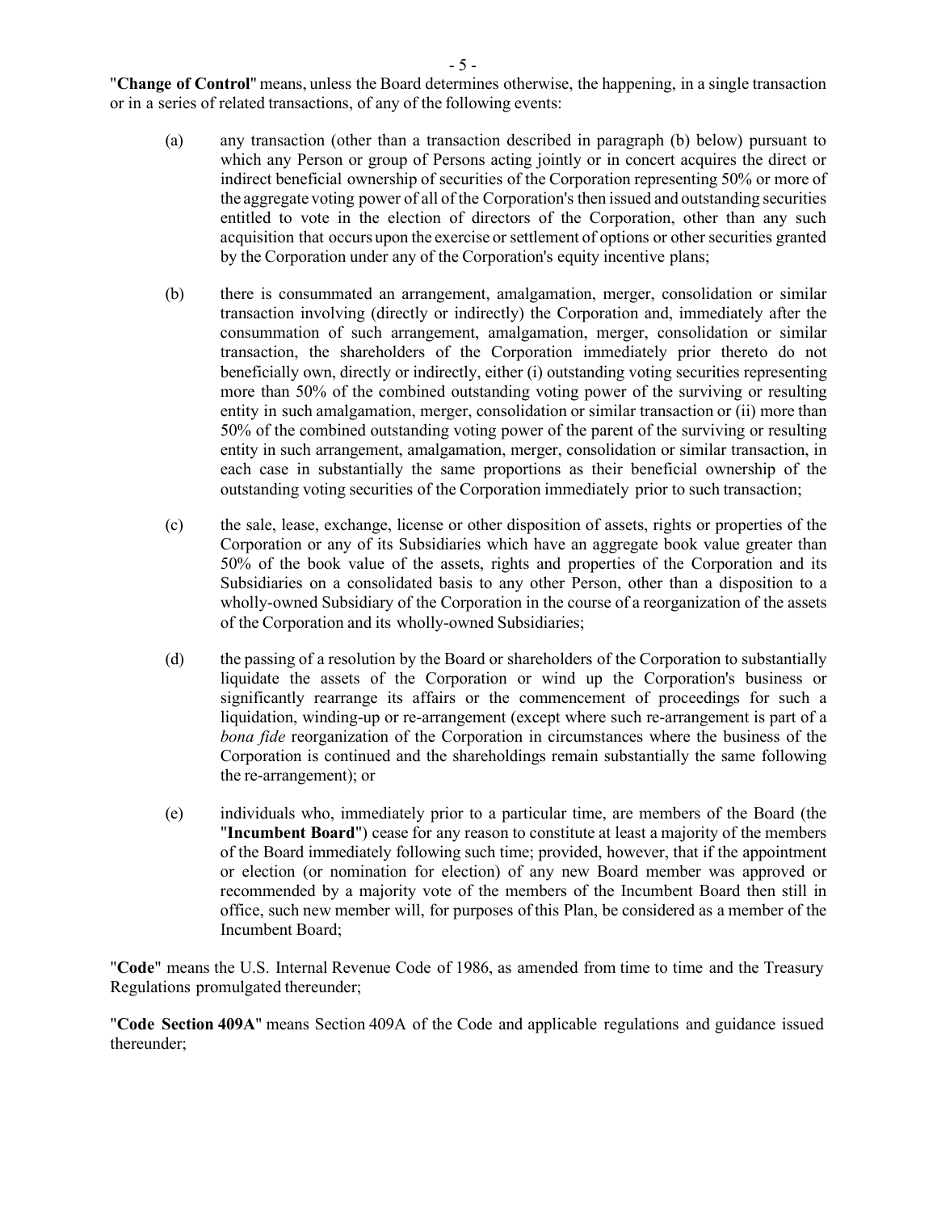"**Change of Control**" means, unless the Board determines otherwise, the happening, in a single transaction or in a series of related transactions, of any of the following events:

(a) any transaction (other than a transaction described in paragraph (b) below) pursuant to which any Person or group of Persons acting jointly or in concert acquires the direct or indirect beneficial ownership of securities of the Corporation representing 50% or more of the aggregate voting power of all of the Corporation's then issued and outstanding securities entitled to vote in the election of directors of the Corporation, other than any such acquisition that occurs upon the exercise or settlement of options or other securities granted by the Corporation under any of the Corporation's equity incentive plans;

(b) there is consummated an arrangement, amalgamation, merger, consolidation or similar transaction involving (directly or indirectly) the Corporation and, immediately after the consummation of such arrangement, amalgamation, merger, consolidation or similar transaction, the shareholders of the Corporation immediately prior thereto do not beneficially own, directly or indirectly, either (i) outstanding voting securities representing more than 50% of the combined outstanding voting power of the surviving or resulting entity in such amalgamation, merger, consolidation or similar transaction or (ii) more than 50% of the combined outstanding voting power of the parent of the surviving or resulting entity in such arrangement, amalgamation, merger, consolidation or similar transaction, in each case in substantially the same proportions as their beneficial ownership of the outstanding voting securities of the Corporation immediately prior to such transaction;

(c) the sale, lease, exchange, license or other disposition of assets, rights or properties of the Corporation or any of its Subsidiaries which have an aggregate book value greater than 50% of the book value of the assets, rights and properties of the Corporation and its Subsidiaries on a consolidated basis to any other Person, other than a disposition to a wholly-owned Subsidiary of the Corporation in the course of a reorganization of the assets of the Corporation and its wholly-owned Subsidiaries;

(d) the passing of a resolution by the Board or shareholders of the Corporation to substantially liquidate the assets of the Corporation or wind up the Corporation's business or significantly rearrange its affairs or the commencement of proceedings for such a liquidation, winding-up or re-arrangement (except where such re-arrangement is part of a *bona fide* reorganization of the Corporation in circumstances where the business of the Corporation is continued and the shareholdings remain substantially the same following the re-arrangement); or

(e) individuals who, immediately prior to a particular time, are members of the Board (the "**Incumbent Board**") cease for any reason to constitute at least a majority of the members of the Board immediately following such time; provided, however, that if the appointment or election (or nomination for election) of any new Board member was approved or recommended by a majority vote of the members of the Incumbent Board then still in office, such new member will, for purposes of this Plan, be considered as a member of the Incumbent Board;

"**Code**" means the U.S. Internal Revenue Code of 1986, as amended from time to time and the Treasury Regulations promulgated thereunder;

"**Code Section 409A**" means Section 409A of the Code and applicable regulations and guidance issued thereunder;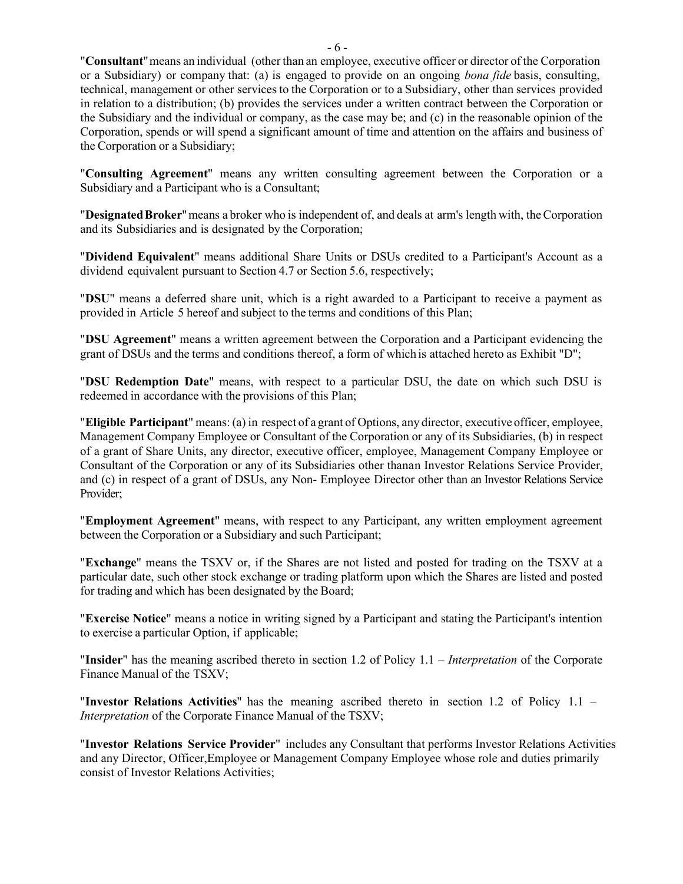"**Consultant**" means an individual (other than an employee, executive officer or director of the Corporation or a Subsidiary) or company that: (a) is engaged to provide on an ongoing *bona fide* basis, consulting, technical, management or other services to the Corporation or to a Subsidiary, other than services provided in relation to a distribution; (b) provides the services under a written contract between the Corporation or the Subsidiary and the individual or company, as the case may be; and (c) in the reasonable opinion of the Corporation, spends or will spend a significant amount of time and attention on the affairs and business of the Corporation or a Subsidiary;

"**Consulting Agreement**" means any written consulting agreement between the Corporation or a Subsidiary and a Participant who is a Consultant;

"**Designated Broker**" means a broker who is independent of, and deals at arm's length with, the Corporation and its Subsidiaries and is designated by the Corporation;

"**Dividend Equivalent**" means additional Share Units or DSUs credited to a Participant's Account as a dividend equivalent pursuant to Section 4.7 or Section 5.6, respectively;

"**DSU**" means a deferred share unit, which is a right awarded to a Participant to receive a payment as provided in Article 5 hereof and subject to the terms and conditions of this Plan;

"**DSU Agreement**" means a written agreement between the Corporation and a Participant evidencing the grant of DSUs and the terms and conditions thereof, a form of which is attached hereto as Exhibit "D";

"**DSU Redemption Date**" means, with respect to a particular DSU, the date on which such DSU is redeemed in accordance with the provisions of this Plan;

"**Eligible Participant**" means: (a) in respect of a grant of Options, any director, executive officer, employee, Management Company Employee or Consultant of the Corporation or any of its Subsidiaries, (b) in respect of a grant of Share Units, any director, executive officer, employee, Management Company Employee or Consultant of the Corporation or any of its Subsidiaries other thanan Investor Relations Service Provider, and (c) in respect of a grant of DSUs, any Non- Employee Director other than an Investor Relations Service Provider;

"**Employment Agreement**" means, with respect to any Participant, any written employment agreement between the Corporation or a Subsidiary and such Participant;

"**Exchange**" means the TSXV or, if the Shares are not listed and posted for trading on the TSXV at a particular date, such other stock exchange or trading platform upon which the Shares are listed and posted for trading and which has been designated by the Board;

"**Exercise Notice**" means a notice in writing signed by a Participant and stating the Participant's intention to exercise a particular Option, if applicable;

"**Insider**" has the meaning ascribed thereto in section 1.2 of Policy 1.1 – *Interpretation* of the Corporate Finance Manual of the TSXV;

"**Investor Relations Activities**" has the meaning ascribed thereto in section 1.2 of Policy 1.1 – *Interpretation* of the Corporate Finance Manual of the TSXV;

"**Investor Relations Service Provider**" includes any Consultant that performs Investor Relations Activities and any Director, Officer,Employee or Management Company Employee whose role and duties primarily consist of Investor Relations Activities;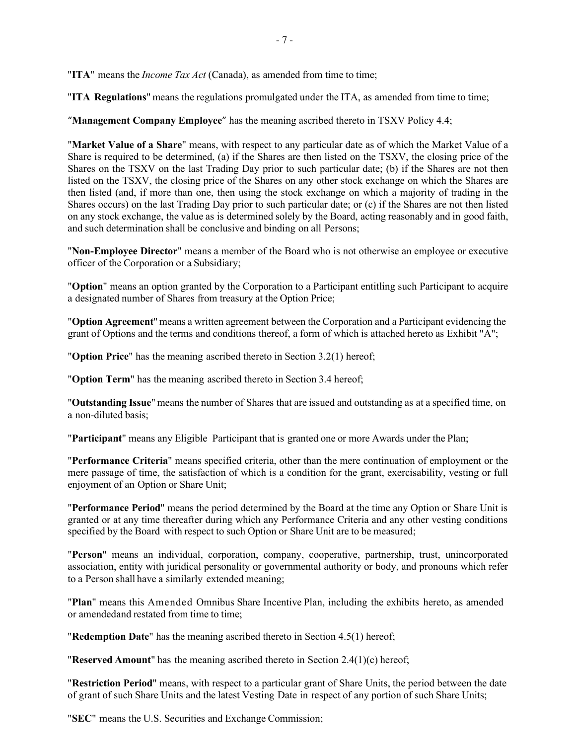"**ITA**" means the *Income Tax Act* (Canada), as amended from time to time;

"**ITA Regulations**" means the regulations promulgated under the ITA, as amended from time to time;

"**Management Company Employee**" has the meaning ascribed thereto in TSXV Policy 4.4;

"**Market Value of a Share**" means, with respect to any particular date as of which the Market Value of a Share is required to be determined, (a) if the Shares are then listed on the TSXV, the closing price of the Shares on the TSXV on the last Trading Day prior to such particular date; (b) if the Shares are not then listed on the TSXV, the closing price of the Shares on any other stock exchange on which the Shares are then listed (and, if more than one, then using the stock exchange on which a majority of trading in the Shares occurs) on the last Trading Day prior to such particular date; or (c) if the Shares are not then listed on any stock exchange, the value as is determined solely by the Board, acting reasonably and in good faith, and such determination shall be conclusive and binding on all Persons;

"**Non-Employee Director**" means a member of the Board who is not otherwise an employee or executive officer of the Corporation or a Subsidiary;

"**Option**" means an option granted by the Corporation to a Participant entitling such Participant to acquire a designated number of Shares from treasury at the Option Price;

"**Option Agreement**" means a written agreement between the Corporation and a Participant evidencing the grant of Options and the terms and conditions thereof, a form of which is attached hereto as Exhibit "A";

"**Option Price**" has the meaning ascribed thereto in Section 3.2(1) hereof;

"**Option Term**" has the meaning ascribed thereto in Section 3.4 hereof;

"**Outstanding Issue**" means the number of Shares that are issued and outstanding as at a specified time, on a non-diluted basis;

"**Participant**" means any Eligible Participant that is granted one or more Awards under the Plan;

"**Performance Criteria**" means specified criteria, other than the mere continuation of employment or the mere passage of time, the satisfaction of which is a condition for the grant, exercisability, vesting or full enjoyment of an Option or Share Unit;

"**Performance Period**" means the period determined by the Board at the time any Option or Share Unit is granted or at any time thereafter during which any Performance Criteria and any other vesting conditions specified by the Board with respect to such Option or Share Unit are to be measured;

"**Person**" means an individual, corporation, company, cooperative, partnership, trust, unincorporated association, entity with juridical personality or governmental authority or body, and pronouns which refer to a Person shall have a similarly extended meaning;

"**Plan**" means this Amended Omnibus Share Incentive Plan, including the exhibits hereto, as amended or amendedand restated from time to time;

"**Redemption Date**" has the meaning ascribed thereto in Section 4.5(1) hereof;

"**Reserved Amount**" has the meaning ascribed thereto in Section 2.4(1)(c) hereof;

"**Restriction Period**" means, with respect to a particular grant of Share Units, the period between the date of grant of such Share Units and the latest Vesting Date in respect of any portion of such Share Units;

"**SEC**" means the U.S. Securities and Exchange Commission;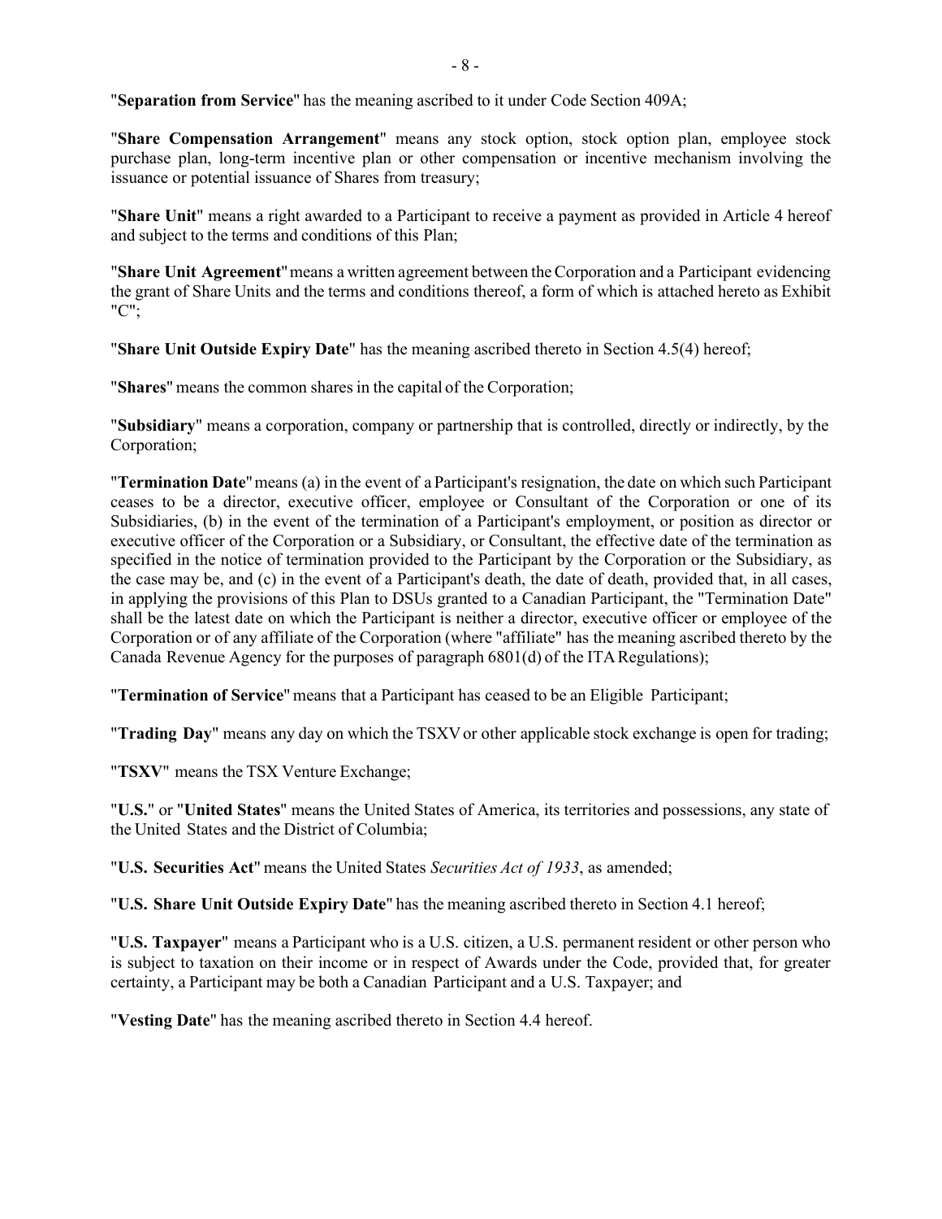"**Separation from Service**" has the meaning ascribed to it under Code Section 409A;

"**Share Compensation Arrangement**" means any stock option, stock option plan, employee stock purchase plan, long-term incentive plan or other compensation or incentive mechanism involving the issuance or potential issuance of Shares from treasury;

"**Share Unit**" means a right awarded to a Participant to receive a payment as provided in Article 4 hereof and subject to the terms and conditions of this Plan;

"**Share Unit Agreement**" means a written agreement between the Corporation and a Participant evidencing the grant of Share Units and the terms and conditions thereof, a form of which is attached hereto as Exhibit "C";

"**Share Unit Outside Expiry Date**" has the meaning ascribed thereto in Section 4.5(4) hereof;

"**Shares**" means the common shares in the capital of the Corporation;

"**Subsidiary**" means a corporation, company or partnership that is controlled, directly or indirectly, by the Corporation;

"**Termination Date**" means (a) in the event of a Participant's resignation, the date on which such Participant ceases to be a director, executive officer, employee or Consultant of the Corporation or one of its Subsidiaries, (b) in the event of the termination of a Participant's employment, or position as director or executive officer of the Corporation or a Subsidiary, or Consultant, the effective date of the termination as specified in the notice of termination provided to the Participant by the Corporation or the Subsidiary, as the case may be, and (c) in the event of a Participant's death, the date of death, provided that, in all cases, in applying the provisions of this Plan to DSUs granted to a Canadian Participant, the "Termination Date" shall be the latest date on which the Participant is neither a director, executive officer or employee of the Corporation or of any affiliate of the Corporation (where "affiliate" has the meaning ascribed thereto by the Canada Revenue Agency for the purposes of paragraph 6801(d) of the ITA Regulations);

"**Termination of Service**" means that a Participant has ceased to be an Eligible Participant;

"**Trading Day**" means any day on which the TSXV or other applicable stock exchange is open for trading;

"**TSXV**" means the TSX Venture Exchange;

"**U.S.**" or "**United States**" means the United States of America, its territories and possessions, any state of the United States and the District of Columbia;

"**U.S. Securities Act**" means the United States *Securities Act of 1933*, as amended;

"**U.S. Share Unit Outside Expiry Date**" has the meaning ascribed thereto in Section 4.1 hereof;

"**U.S. Taxpayer**" means a Participant who is a U.S. citizen, a U.S. permanent resident or other person who is subject to taxation on their income or in respect of Awards under the Code, provided that, for greater certainty, a Participant may be both a Canadian Participant and a U.S. Taxpayer; and

"**Vesting Date**" has the meaning ascribed thereto in Section 4.4 hereof.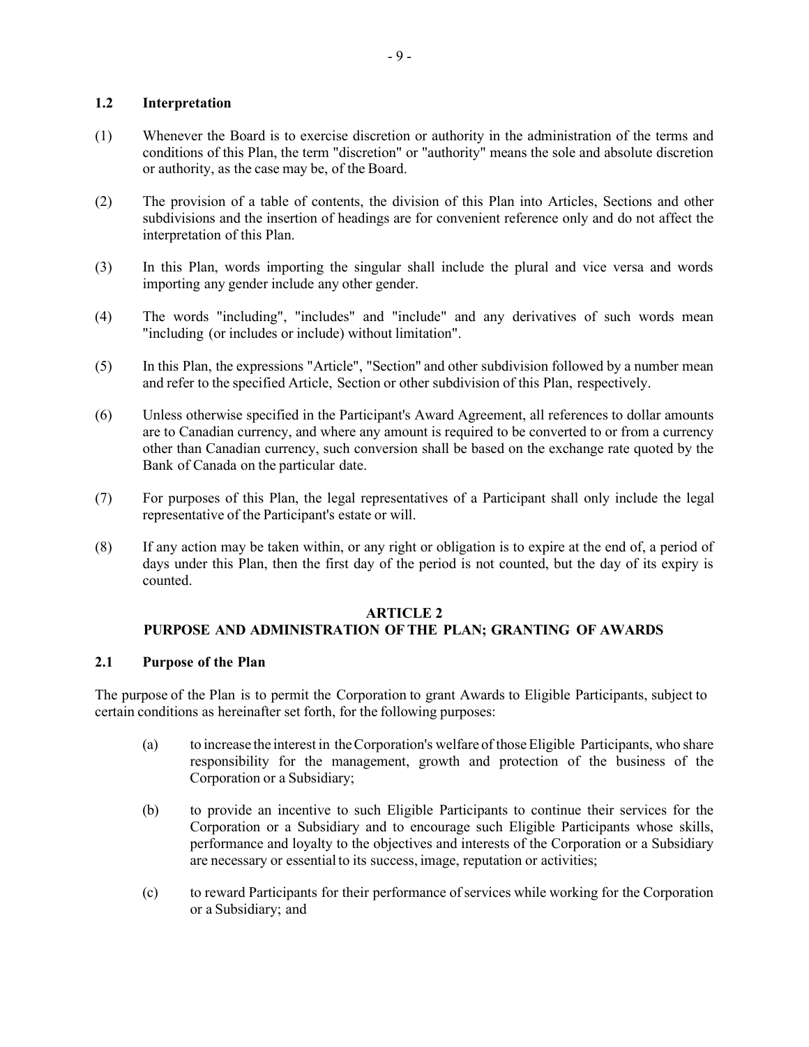### 1.2 Interpretation

(1) Whenever the Board is to exercise discretion or authority in the administration of the terms and conditions of this Plan, the term "discretion" or "authority" means the sole and absolute discretion or authority, as the case may be, of the Board.

(2) The provision of a table of contents, the division of this Plan into Articles, Sections and other subdivisions and the insertion of headings are for convenient reference only and do not affect the interpretation of this Plan.

(3) In this Plan, words importing the singular shall include the plural and vice versa and words importing any gender include any other gender.

(4) The words "including", "includes" and "include" and any derivatives of such words mean "including (or includes or include) without limitation".

(5) In this Plan, the expressions "Article", "Section" and other subdivision followed by a number mean and refer to the specified Article, Section or other subdivision of this Plan, respectively.

(6) Unless otherwise specified in the Participant's Award Agreement, all references to dollar amounts are to Canadian currency, and where any amount is required to be converted to or from a currency other than Canadian currency, such conversion shall be based on the exchange rate quoted by the Bank of Canada on the particular date.

(7) For purposes of this Plan, the legal representatives of a Participant shall only include the legal representative of the Participant's estate or will.

(8) If any action may be taken within, or any right or obligation is to expire at the end of, a period of days under this Plan, then the first day of the period is not counted, but the day of its expiry is counted.

## ARTICLE 2
## PURPOSE AND ADMINISTRATION OF THE PLAN; GRANTING OF AWARDS

### 2.1 Purpose of the Plan

The purpose of the Plan is to permit the Corporation to grant Awards to Eligible Participants, subject to certain conditions as hereinafter set forth, for the following purposes:

(a) to increase the interest in the Corporation's welfare of those Eligible Participants, who share responsibility for the management, growth and protection of the business of the Corporation or a Subsidiary;

(b) to provide an incentive to such Eligible Participants to continue their services for the Corporation or a Subsidiary and to encourage such Eligible Participants whose skills, performance and loyalty to the objectives and interests of the Corporation or a Subsidiary are necessary or essential to its success, image, reputation or activities;

(c) to reward Participants for their performance of services while working for the Corporation or a Subsidiary; and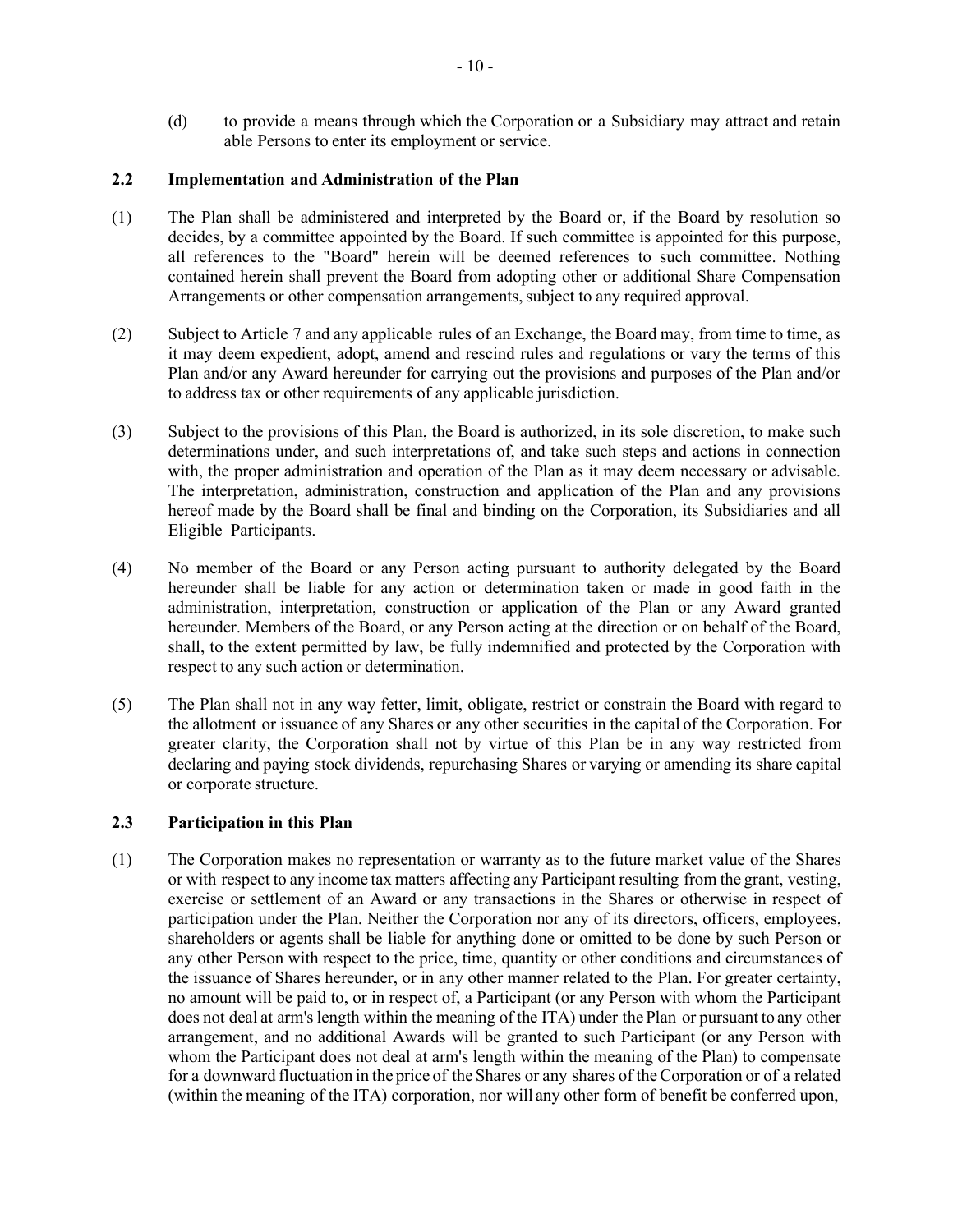(d) to provide a means through which the Corporation or a Subsidiary may attract and retain able Persons to enter its employment or service.

### 2.2 Implementation and Administration of the Plan

(1) The Plan shall be administered and interpreted by the Board or, if the Board by resolution so decides, by a committee appointed by the Board. If such committee is appointed for this purpose, all references to the "Board" herein will be deemed references to such committee. Nothing contained herein shall prevent the Board from adopting other or additional Share Compensation Arrangements or other compensation arrangements, subject to any required approval.

(2) Subject to Article 7 and any applicable rules of an Exchange, the Board may, from time to time, as it may deem expedient, adopt, amend and rescind rules and regulations or vary the terms of this Plan and/or any Award hereunder for carrying out the provisions and purposes of the Plan and/or to address tax or other requirements of any applicable jurisdiction.

(3) Subject to the provisions of this Plan, the Board is authorized, in its sole discretion, to make such determinations under, and such interpretations of, and take such steps and actions in connection with, the proper administration and operation of the Plan as it may deem necessary or advisable. The interpretation, administration, construction and application of the Plan and any provisions hereof made by the Board shall be final and binding on the Corporation, its Subsidiaries and all Eligible Participants.

(4) No member of the Board or any Person acting pursuant to authority delegated by the Board hereunder shall be liable for any action or determination taken or made in good faith in the administration, interpretation, construction or application of the Plan or any Award granted hereunder. Members of the Board, or any Person acting at the direction or on behalf of the Board, shall, to the extent permitted by law, be fully indemnified and protected by the Corporation with respect to any such action or determination.

(5) The Plan shall not in any way fetter, limit, obligate, restrict or constrain the Board with regard to the allotment or issuance of any Shares or any other securities in the capital of the Corporation. For greater clarity, the Corporation shall not by virtue of this Plan be in any way restricted from declaring and paying stock dividends, repurchasing Shares or varying or amending its share capital or corporate structure.

### 2.3 Participation in this Plan

(1) The Corporation makes no representation or warranty as to the future market value of the Shares or with respect to any income tax matters affecting any Participant resulting from the grant, vesting, exercise or settlement of an Award or any transactions in the Shares or otherwise in respect of participation under the Plan. Neither the Corporation nor any of its directors, officers, employees, shareholders or agents shall be liable for anything done or omitted to be done by such Person or any other Person with respect to the price, time, quantity or other conditions and circumstances of the issuance of Shares hereunder, or in any other manner related to the Plan. For greater certainty, no amount will be paid to, or in respect of, a Participant (or any Person with whom the Participant does not deal at arm's length within the meaning of the ITA) under the Plan or pursuant to any other arrangement, and no additional Awards will be granted to such Participant (or any Person with whom the Participant does not deal at arm's length within the meaning of the Plan) to compensate for a downward fluctuation in the price of the Shares or any shares of the Corporation or of a related (within the meaning of the ITA) corporation, nor will any other form of benefit be conferred upon,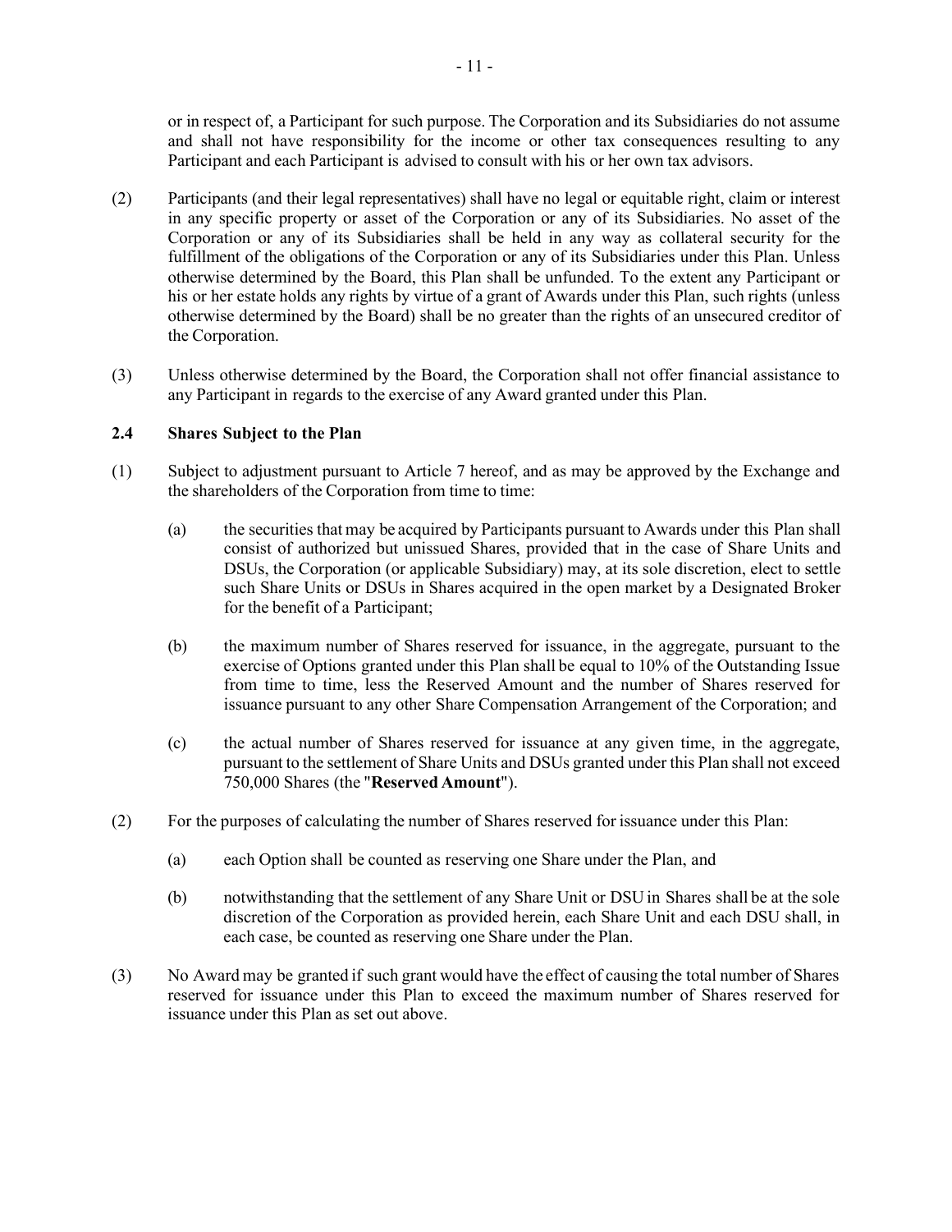or in respect of, a Participant for such purpose. The Corporation and its Subsidiaries do not assume and shall not have responsibility for the income or other tax consequences resulting to any Participant and each Participant is advised to consult with his or her own tax advisors.

(2) Participants (and their legal representatives) shall have no legal or equitable right, claim or interest in any specific property or asset of the Corporation or any of its Subsidiaries. No asset of the Corporation or any of its Subsidiaries shall be held in any way as collateral security for the fulfillment of the obligations of the Corporation or any of its Subsidiaries under this Plan. Unless otherwise determined by the Board, this Plan shall be unfunded. To the extent any Participant or his or her estate holds any rights by virtue of a grant of Awards under this Plan, such rights (unless otherwise determined by the Board) shall be no greater than the rights of an unsecured creditor of the Corporation.

(3) Unless otherwise determined by the Board, the Corporation shall not offer financial assistance to any Participant in regards to the exercise of any Award granted under this Plan.

### 2.4 Shares Subject to the Plan

(1) Subject to adjustment pursuant to Article 7 hereof, and as may be approved by the Exchange and the shareholders of the Corporation from time to time:

(a) the securities that may be acquired by Participants pursuant to Awards under this Plan shall consist of authorized but unissued Shares, provided that in the case of Share Units and DSUs, the Corporation (or applicable Subsidiary) may, at its sole discretion, elect to settle such Share Units or DSUs in Shares acquired in the open market by a Designated Broker for the benefit of a Participant;

(b) the maximum number of Shares reserved for issuance, in the aggregate, pursuant to the exercise of Options granted under this Plan shall be equal to 10% of the Outstanding Issue from time to time, less the Reserved Amount and the number of Shares reserved for issuance pursuant to any other Share Compensation Arrangement of the Corporation; and

(c) the actual number of Shares reserved for issuance at any given time, in the aggregate, pursuant to the settlement of Share Units and DSUs granted under this Plan shall not exceed 750,000 Shares (the "**Reserved Amount**").

(2) For the purposes of calculating the number of Shares reserved for issuance under this Plan:

(a) each Option shall be counted as reserving one Share under the Plan, and

(b) notwithstanding that the settlement of any Share Unit or DSU in Shares shall be at the sole discretion of the Corporation as provided herein, each Share Unit and each DSU shall, in each case, be counted as reserving one Share under the Plan.

(3) No Award may be granted if such grant would have the effect of causing the total number of Shares reserved for issuance under this Plan to exceed the maximum number of Shares reserved for issuance under this Plan as set out above.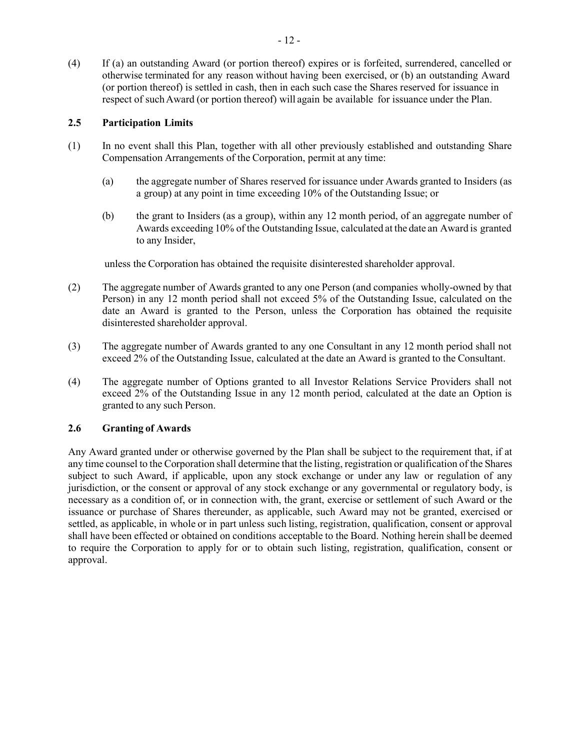(4) If (a) an outstanding Award (or portion thereof) expires or is forfeited, surrendered, cancelled or otherwise terminated for any reason without having been exercised, or (b) an outstanding Award (or portion thereof) is settled in cash, then in each such case the Shares reserved for issuance in respect of such Award (or portion thereof) will again be available for issuance under the Plan.

### 2.5 Participation Limits

(1) In no event shall this Plan, together with all other previously established and outstanding Share Compensation Arrangements of the Corporation, permit at any time:

(a) the aggregate number of Shares reserved for issuance under Awards granted to Insiders (as a group) at any point in time exceeding 10% of the Outstanding Issue; or

(b) the grant to Insiders (as a group), within any 12 month period, of an aggregate number of Awards exceeding 10% of the Outstanding Issue, calculated at the date an Award is granted to any Insider,

unless the Corporation has obtained the requisite disinterested shareholder approval.

(2) The aggregate number of Awards granted to any one Person (and companies wholly-owned by that Person) in any 12 month period shall not exceed 5% of the Outstanding Issue, calculated on the date an Award is granted to the Person, unless the Corporation has obtained the requisite disinterested shareholder approval.

(3) The aggregate number of Awards granted to any one Consultant in any 12 month period shall not exceed 2% of the Outstanding Issue, calculated at the date an Award is granted to the Consultant.

(4) The aggregate number of Options granted to all Investor Relations Service Providers shall not exceed 2% of the Outstanding Issue in any 12 month period, calculated at the date an Option is granted to any such Person.

### 2.6 Granting of Awards

Any Award granted under or otherwise governed by the Plan shall be subject to the requirement that, if at any time counsel to the Corporation shall determine that the listing, registration or qualification of the Shares subject to such Award, if applicable, upon any stock exchange or under any law or regulation of any jurisdiction, or the consent or approval of any stock exchange or any governmental or regulatory body, is necessary as a condition of, or in connection with, the grant, exercise or settlement of such Award or the issuance or purchase of Shares thereunder, as applicable, such Award may not be granted, exercised or settled, as applicable, in whole or in part unless such listing, registration, qualification, consent or approval shall have been effected or obtained on conditions acceptable to the Board. Nothing herein shall be deemed to require the Corporation to apply for or to obtain such listing, registration, qualification, consent or approval.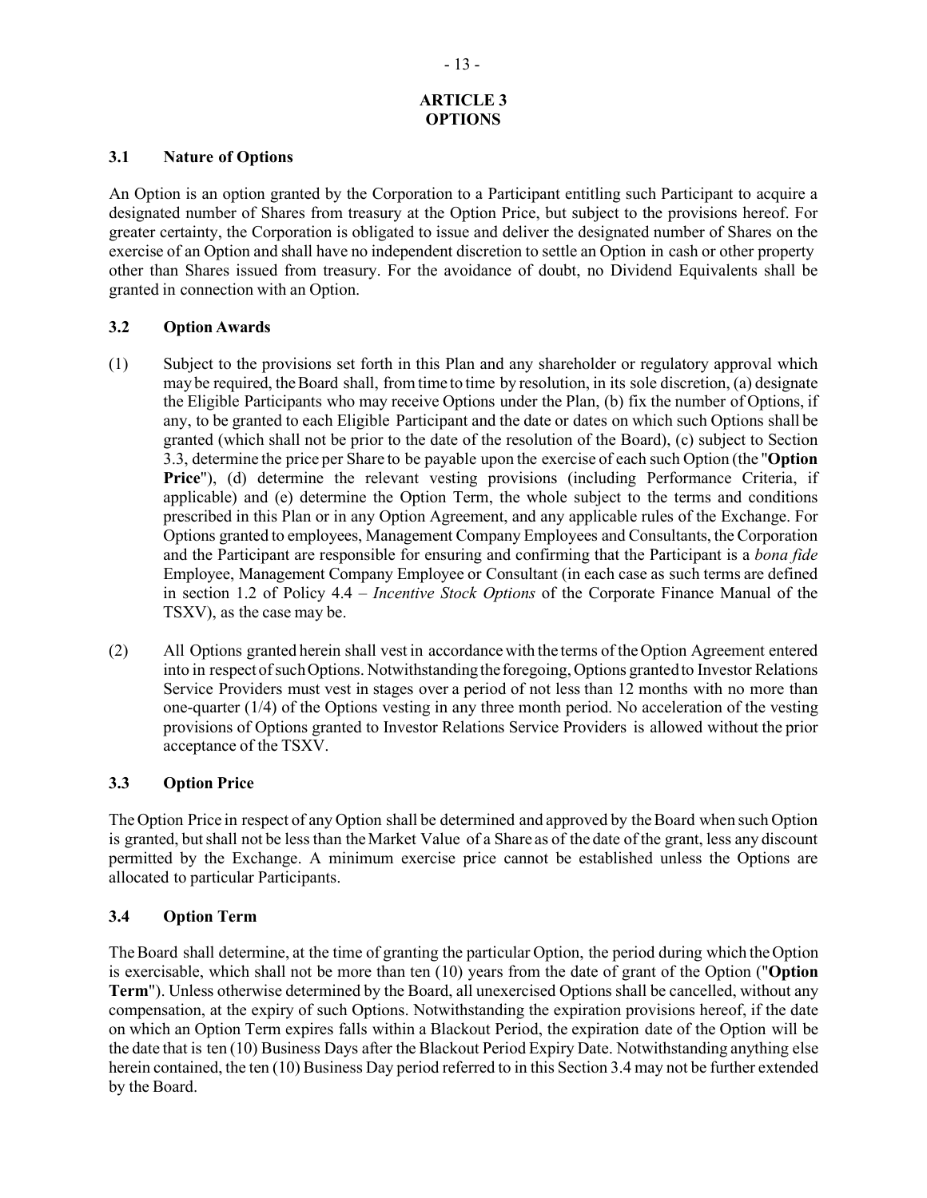# ARTICLE 3
# OPTIONS

### 3.1 Nature of Options

An Option is an option granted by the Corporation to a Participant entitling such Participant to acquire a designated number of Shares from treasury at the Option Price, but subject to the provisions hereof. For greater certainty, the Corporation is obligated to issue and deliver the designated number of Shares on the exercise of an Option and shall have no independent discretion to settle an Option in cash or other property other than Shares issued from treasury. For the avoidance of doubt, no Dividend Equivalents shall be granted in connection with an Option.

### 3.2 Option Awards

(1) Subject to the provisions set forth in this Plan and any shareholder or regulatory approval which may be required, the Board shall, from time to time by resolution, in its sole discretion, (a) designate the Eligible Participants who may receive Options under the Plan, (b) fix the number of Options, if any, to be granted to each Eligible Participant and the date or dates on which such Options shall be granted (which shall not be prior to the date of the resolution of the Board), (c) subject to Section 3.3, determine the price per Share to be payable upon the exercise of each such Option (the "**Option Price**"), (d) determine the relevant vesting provisions (including Performance Criteria, if applicable) and (e) determine the Option Term, the whole subject to the terms and conditions prescribed in this Plan or in any Option Agreement, and any applicable rules of the Exchange. For Options granted to employees, Management Company Employees and Consultants, the Corporation and the Participant are responsible for ensuring and confirming that the Participant is a *bona fide* Employee, Management Company Employee or Consultant (in each case as such terms are defined in section 1.2 of Policy 4.4 – *Incentive Stock Options* of the Corporate Finance Manual of the TSXV), as the case may be.

(2) All Options granted herein shall vest in accordance with the terms of the Option Agreement entered into in respect of such Options. Notwithstanding the foregoing, Options granted to Investor Relations Service Providers must vest in stages over a period of not less than 12 months with no more than one-quarter (1/4) of the Options vesting in any three month period. No acceleration of the vesting provisions of Options granted to Investor Relations Service Providers is allowed without the prior acceptance of the TSXV.

### 3.3 Option Price

The Option Price in respect of any Option shall be determined and approved by the Board when such Option is granted, but shall not be less than the Market Value of a Share as of the date of the grant, less any discount permitted by the Exchange. A minimum exercise price cannot be established unless the Options are allocated to particular Participants.

### 3.4 Option Term

The Board shall determine, at the time of granting the particular Option, the period during which the Option is exercisable, which shall not be more than ten (10) years from the date of grant of the Option ("**Option Term**"). Unless otherwise determined by the Board, all unexercised Options shall be cancelled, without any compensation, at the expiry of such Options. Notwithstanding the expiration provisions hereof, if the date on which an Option Term expires falls within a Blackout Period, the expiration date of the Option will be the date that is ten (10) Business Days after the Blackout Period Expiry Date. Notwithstanding anything else herein contained, the ten (10) Business Day period referred to in this Section 3.4 may not be further extended by the Board.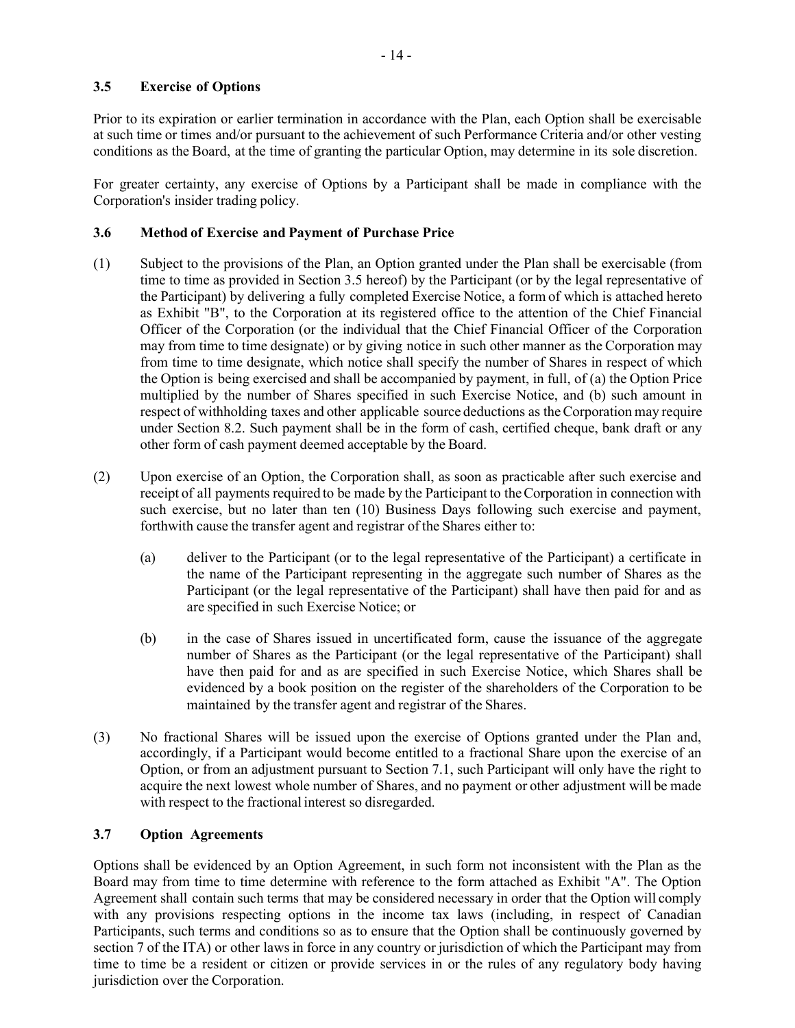### 3.5 Exercise of Options

Prior to its expiration or earlier termination in accordance with the Plan, each Option shall be exercisable at such time or times and/or pursuant to the achievement of such Performance Criteria and/or other vesting conditions as the Board, at the time of granting the particular Option, may determine in its sole discretion.

For greater certainty, any exercise of Options by a Participant shall be made in compliance with the Corporation's insider trading policy.

### 3.6 Method of Exercise and Payment of Purchase Price

(1) Subject to the provisions of the Plan, an Option granted under the Plan shall be exercisable (from time to time as provided in Section 3.5 hereof) by the Participant (or by the legal representative of the Participant) by delivering a fully completed Exercise Notice, a form of which is attached hereto as Exhibit "B", to the Corporation at its registered office to the attention of the Chief Financial Officer of the Corporation (or the individual that the Chief Financial Officer of the Corporation may from time to time designate) or by giving notice in such other manner as the Corporation may from time to time designate, which notice shall specify the number of Shares in respect of which the Option is being exercised and shall be accompanied by payment, in full, of (a) the Option Price multiplied by the number of Shares specified in such Exercise Notice, and (b) such amount in respect of withholding taxes and other applicable source deductions as the Corporation may require under Section 8.2. Such payment shall be in the form of cash, certified cheque, bank draft or any other form of cash payment deemed acceptable by the Board.

(2) Upon exercise of an Option, the Corporation shall, as soon as practicable after such exercise and receipt of all payments required to be made by the Participant to the Corporation in connection with such exercise, but no later than ten (10) Business Days following such exercise and payment, forthwith cause the transfer agent and registrar of the Shares either to:

   (a) deliver to the Participant (or to the legal representative of the Participant) a certificate in the name of the Participant representing in the aggregate such number of Shares as the Participant (or the legal representative of the Participant) shall have then paid for and as are specified in such Exercise Notice; or

   (b) in the case of Shares issued in uncertificated form, cause the issuance of the aggregate number of Shares as the Participant (or the legal representative of the Participant) shall have then paid for and as are specified in such Exercise Notice, which Shares shall be evidenced by a book position on the register of the shareholders of the Corporation to be maintained by the transfer agent and registrar of the Shares.

(3) No fractional Shares will be issued upon the exercise of Options granted under the Plan and, accordingly, if a Participant would become entitled to a fractional Share upon the exercise of an Option, or from an adjustment pursuant to Section 7.1, such Participant will only have the right to acquire the next lowest whole number of Shares, and no payment or other adjustment will be made with respect to the fractional interest so disregarded.

### 3.7 Option Agreements

Options shall be evidenced by an Option Agreement, in such form not inconsistent with the Plan as the Board may from time to time determine with reference to the form attached as Exhibit "A". The Option Agreement shall contain such terms that may be considered necessary in order that the Option will comply with any provisions respecting options in the income tax laws (including, in respect of Canadian Participants, such terms and conditions so as to ensure that the Option shall be continuously governed by section 7 of the ITA) or other laws in force in any country or jurisdiction of which the Participant may from time to time be a resident or citizen or provide services in or the rules of any regulatory body having jurisdiction over the Corporation.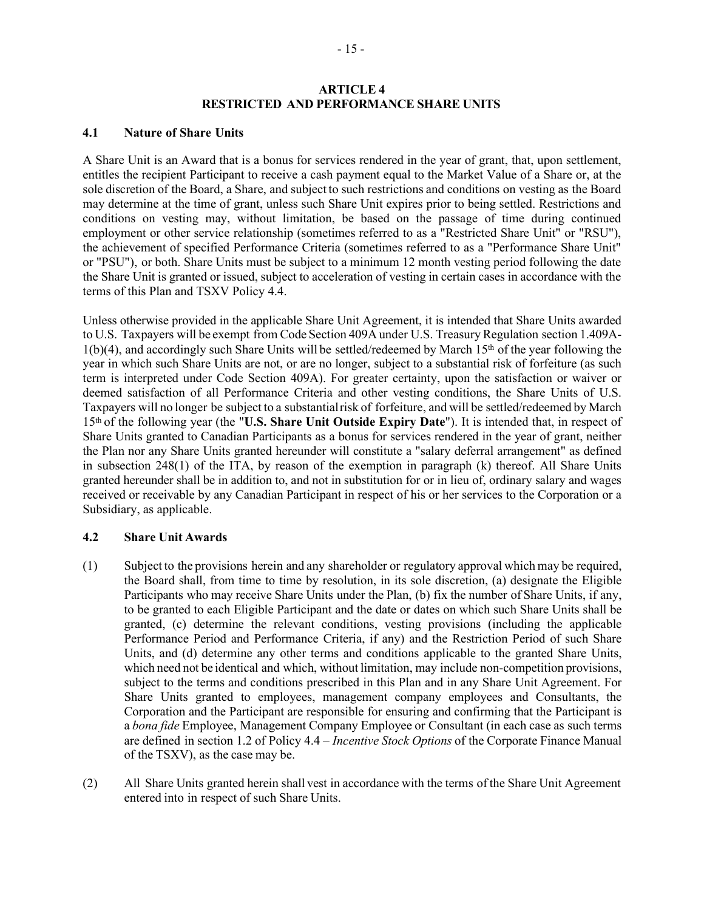# ARTICLE 4
# RESTRICTED AND PERFORMANCE SHARE UNITS

## 4.1 Nature of Share Units

A Share Unit is an Award that is a bonus for services rendered in the year of grant, that, upon settlement, entitles the recipient Participant to receive a cash payment equal to the Market Value of a Share or, at the sole discretion of the Board, a Share, and subject to such restrictions and conditions on vesting as the Board may determine at the time of grant, unless such Share Unit expires prior to being settled. Restrictions and conditions on vesting may, without limitation, be based on the passage of time during continued employment or other service relationship (sometimes referred to as a "Restricted Share Unit" or "RSU"), the achievement of specified Performance Criteria (sometimes referred to as a "Performance Share Unit" or "PSU"), or both. Share Units must be subject to a minimum 12 month vesting period following the date the Share Unit is granted or issued, subject to acceleration of vesting in certain cases in accordance with the terms of this Plan and TSXV Policy 4.4.

Unless otherwise provided in the applicable Share Unit Agreement, it is intended that Share Units awarded to U.S. Taxpayers will be exempt from Code Section 409A under U.S. Treasury Regulation section 1.409A-1(b)(4), and accordingly such Share Units will be settled/redeemed by March 15th of the year following the year in which such Share Units are not, or are no longer, subject to a substantial risk of forfeiture (as such term is interpreted under Code Section 409A). For greater certainty, upon the satisfaction or waiver or deemed satisfaction of all Performance Criteria and other vesting conditions, the Share Units of U.S. Taxpayers will no longer be subject to a substantial risk of forfeiture, and will be settled/redeemed by March 15th of the following year (the "**U.S. Share Unit Outside Expiry Date**"). It is intended that, in respect of Share Units granted to Canadian Participants as a bonus for services rendered in the year of grant, neither the Plan nor any Share Units granted hereunder will constitute a "salary deferral arrangement" as defined in subsection 248(1) of the ITA, by reason of the exemption in paragraph (k) thereof. All Share Units granted hereunder shall be in addition to, and not in substitution for or in lieu of, ordinary salary and wages received or receivable by any Canadian Participant in respect of his or her services to the Corporation or a Subsidiary, as applicable.

## 4.2 Share Unit Awards

(1) Subject to the provisions herein and any shareholder or regulatory approval which may be required, the Board shall, from time to time by resolution, in its sole discretion, (a) designate the Eligible Participants who may receive Share Units under the Plan, (b) fix the number of Share Units, if any, to be granted to each Eligible Participant and the date or dates on which such Share Units shall be granted, (c) determine the relevant conditions, vesting provisions (including the applicable Performance Period and Performance Criteria, if any) and the Restriction Period of such Share Units, and (d) determine any other terms and conditions applicable to the granted Share Units, which need not be identical and which, without limitation, may include non-competition provisions, subject to the terms and conditions prescribed in this Plan and in any Share Unit Agreement. For Share Units granted to employees, management company employees and Consultants, the Corporation and the Participant are responsible for ensuring and confirming that the Participant is a *bona fide* Employee, Management Company Employee or Consultant (in each case as such terms are defined in section 1.2 of Policy 4.4 – *Incentive Stock Options* of the Corporate Finance Manual of the TSXV), as the case may be.

(2) All Share Units granted herein shall vest in accordance with the terms of the Share Unit Agreement entered into in respect of such Share Units.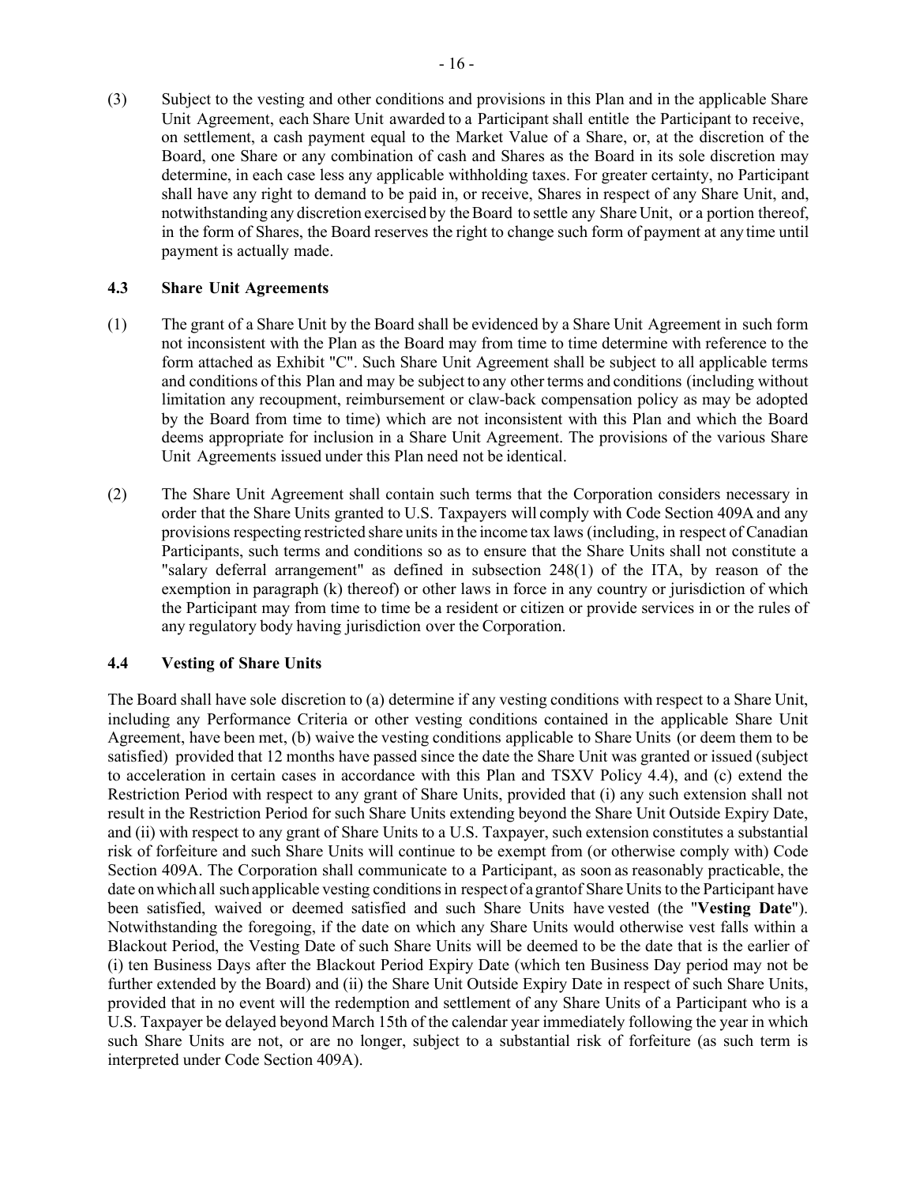(3) Subject to the vesting and other conditions and provisions in this Plan and in the applicable Share Unit Agreement, each Share Unit awarded to a Participant shall entitle the Participant to receive, on settlement, a cash payment equal to the Market Value of a Share, or, at the discretion of the Board, one Share or any combination of cash and Shares as the Board in its sole discretion may determine, in each case less any applicable withholding taxes. For greater certainty, no Participant shall have any right to demand to be paid in, or receive, Shares in respect of any Share Unit, and, notwithstanding any discretion exercised by the Board to settle any Share Unit, or a portion thereof, in the form of Shares, the Board reserves the right to change such form of payment at any time until payment is actually made.

### 4.3 Share Unit Agreements

(1) The grant of a Share Unit by the Board shall be evidenced by a Share Unit Agreement in such form not inconsistent with the Plan as the Board may from time to time determine with reference to the form attached as Exhibit "C". Such Share Unit Agreement shall be subject to all applicable terms and conditions of this Plan and may be subject to any other terms and conditions (including without limitation any recoupment, reimbursement or claw-back compensation policy as may be adopted by the Board from time to time) which are not inconsistent with this Plan and which the Board deems appropriate for inclusion in a Share Unit Agreement. The provisions of the various Share Unit Agreements issued under this Plan need not be identical.

(2) The Share Unit Agreement shall contain such terms that the Corporation considers necessary in order that the Share Units granted to U.S. Taxpayers will comply with Code Section 409A and any provisions respecting restricted share units in the income tax laws (including, in respect of Canadian Participants, such terms and conditions so as to ensure that the Share Units shall not constitute a "salary deferral arrangement" as defined in subsection 248(1) of the ITA, by reason of the exemption in paragraph (k) thereof) or other laws in force in any country or jurisdiction of which the Participant may from time to time be a resident or citizen or provide services in or the rules of any regulatory body having jurisdiction over the Corporation.

### 4.4 Vesting of Share Units

The Board shall have sole discretion to (a) determine if any vesting conditions with respect to a Share Unit, including any Performance Criteria or other vesting conditions contained in the applicable Share Unit Agreement, have been met, (b) waive the vesting conditions applicable to Share Units (or deem them to be satisfied) provided that 12 months have passed since the date the Share Unit was granted or issued (subject to acceleration in certain cases in accordance with this Plan and TSXV Policy 4.4), and (c) extend the Restriction Period with respect to any grant of Share Units, provided that (i) any such extension shall not result in the Restriction Period for such Share Units extending beyond the Share Unit Outside Expiry Date, and (ii) with respect to any grant of Share Units to a U.S. Taxpayer, such extension constitutes a substantial risk of forfeiture and such Share Units will continue to be exempt from (or otherwise comply with) Code Section 409A. The Corporation shall communicate to a Participant, as soon as reasonably practicable, the date on which all such applicable vesting conditions in respect of a grant of Share Units to the Participant have been satisfied, waived or deemed satisfied and such Share Units have vested (the "**Vesting Date**"). Notwithstanding the foregoing, if the date on which any Share Units would otherwise vest falls within a Blackout Period, the Vesting Date of such Share Units will be deemed to be the date that is the earlier of (i) ten Business Days after the Blackout Period Expiry Date (which ten Business Day period may not be further extended by the Board) and (ii) the Share Unit Outside Expiry Date in respect of such Share Units, provided that in no event will the redemption and settlement of any Share Units of a Participant who is a U.S. Taxpayer be delayed beyond March 15th of the calendar year immediately following the year in which such Share Units are not, or are no longer, subject to a substantial risk of forfeiture (as such term is interpreted under Code Section 409A).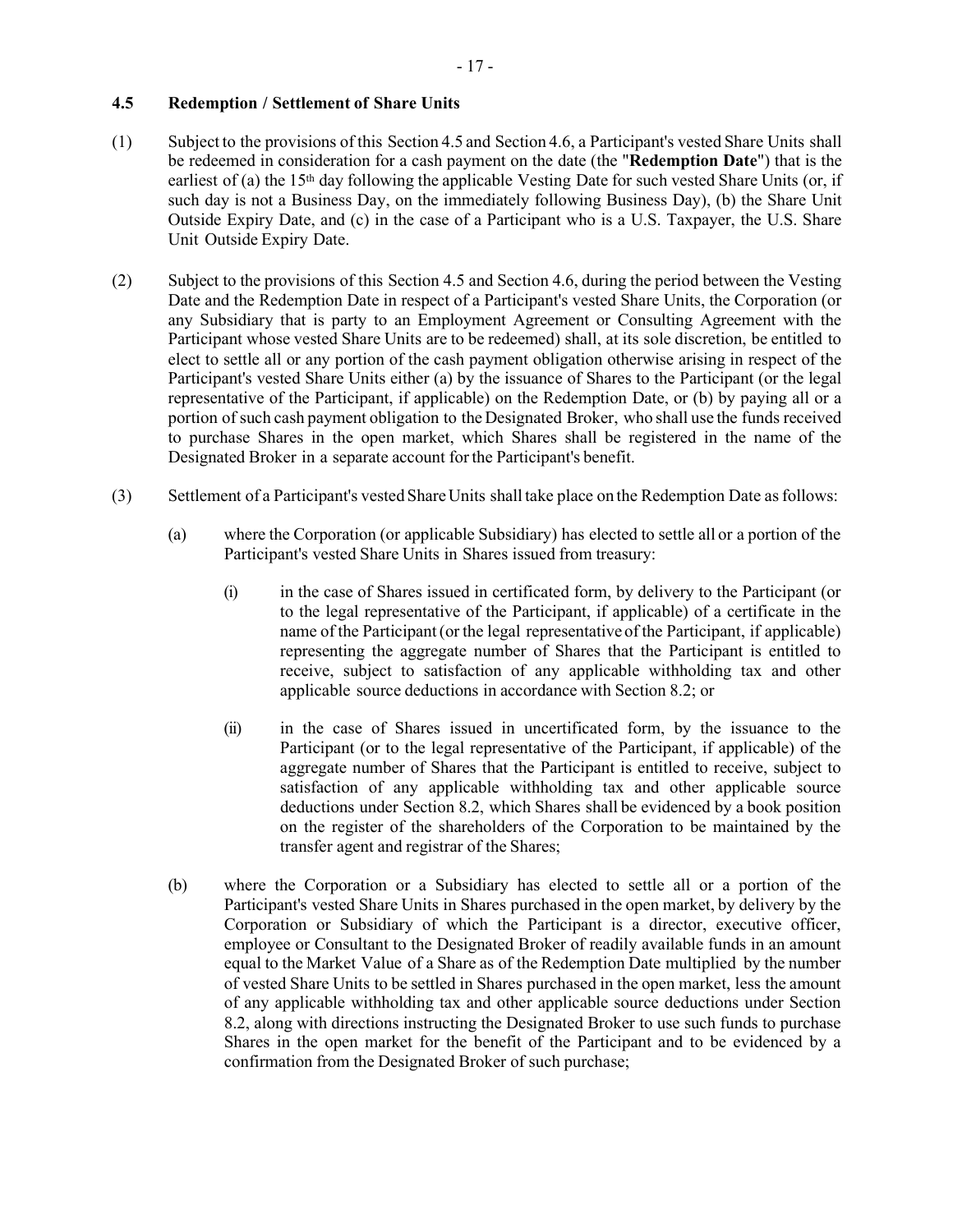### 4.5 Redemption / Settlement of Share Units

(1) Subject to the provisions of this Section 4.5 and Section 4.6, a Participant's vested Share Units shall be redeemed in consideration for a cash payment on the date (the "**Redemption Date**") that is the earliest of (a) the 15th day following the applicable Vesting Date for such vested Share Units (or, if such day is not a Business Day, on the immediately following Business Day), (b) the Share Unit Outside Expiry Date, and (c) in the case of a Participant who is a U.S. Taxpayer, the U.S. Share Unit Outside Expiry Date.

(2) Subject to the provisions of this Section 4.5 and Section 4.6, during the period between the Vesting Date and the Redemption Date in respect of a Participant's vested Share Units, the Corporation (or any Subsidiary that is party to an Employment Agreement or Consulting Agreement with the Participant whose vested Share Units are to be redeemed) shall, at its sole discretion, be entitled to elect to settle all or any portion of the cash payment obligation otherwise arising in respect of the Participant's vested Share Units either (a) by the issuance of Shares to the Participant (or the legal representative of the Participant, if applicable) on the Redemption Date, or (b) by paying all or a portion of such cash payment obligation to the Designated Broker, who shall use the funds received to purchase Shares in the open market, which Shares shall be registered in the name of the Designated Broker in a separate account for the Participant's benefit.

(3) Settlement of a Participant's vested Share Units shall take place on the Redemption Date as follows:

(a) where the Corporation (or applicable Subsidiary) has elected to settle all or a portion of the Participant's vested Share Units in Shares issued from treasury:

(i) in the case of Shares issued in certificated form, by delivery to the Participant (or to the legal representative of the Participant, if applicable) of a certificate in the name of the Participant (or the legal representative of the Participant, if applicable) representing the aggregate number of Shares that the Participant is entitled to receive, subject to satisfaction of any applicable withholding tax and other applicable source deductions in accordance with Section 8.2; or

(ii) in the case of Shares issued in uncertificated form, by the issuance to the Participant (or to the legal representative of the Participant, if applicable) of the aggregate number of Shares that the Participant is entitled to receive, subject to satisfaction of any applicable withholding tax and other applicable source deductions under Section 8.2, which Shares shall be evidenced by a book position on the register of the shareholders of the Corporation to be maintained by the transfer agent and registrar of the Shares;

(b) where the Corporation or a Subsidiary has elected to settle all or a portion of the Participant's vested Share Units in Shares purchased in the open market, by delivery by the Corporation or Subsidiary of which the Participant is a director, executive officer, employee or Consultant to the Designated Broker of readily available funds in an amount equal to the Market Value of a Share as of the Redemption Date multiplied by the number of vested Share Units to be settled in Shares purchased in the open market, less the amount of any applicable withholding tax and other applicable source deductions under Section 8.2, along with directions instructing the Designated Broker to use such funds to purchase Shares in the open market for the benefit of the Participant and to be evidenced by a confirmation from the Designated Broker of such purchase;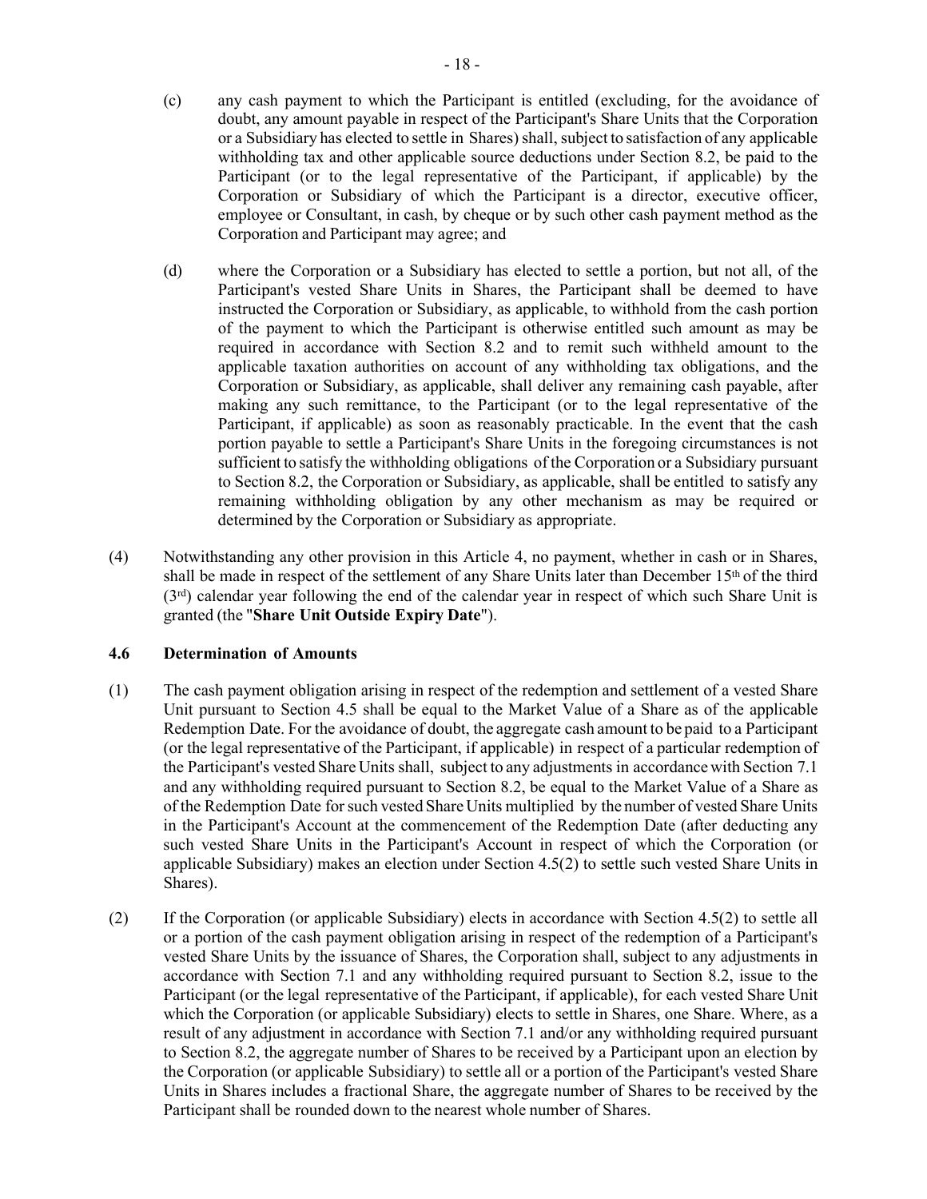(c) any cash payment to which the Participant is entitled (excluding, for the avoidance of doubt, any amount payable in respect of the Participant's Share Units that the Corporation or a Subsidiary has elected to settle in Shares) shall, subject to satisfaction of any applicable withholding tax and other applicable source deductions under Section 8.2, be paid to the Participant (or to the legal representative of the Participant, if applicable) by the Corporation or Subsidiary of which the Participant is a director, executive officer, employee or Consultant, in cash, by cheque or by such other cash payment method as the Corporation and Participant may agree; and

(d) where the Corporation or a Subsidiary has elected to settle a portion, but not all, of the Participant's vested Share Units in Shares, the Participant shall be deemed to have instructed the Corporation or Subsidiary, as applicable, to withhold from the cash portion of the payment to which the Participant is otherwise entitled such amount as may be required in accordance with Section 8.2 and to remit such withheld amount to the applicable taxation authorities on account of any withholding tax obligations, and the Corporation or Subsidiary, as applicable, shall deliver any remaining cash payable, after making any such remittance, to the Participant (or to the legal representative of the Participant, if applicable) as soon as reasonably practicable. In the event that the cash portion payable to settle a Participant's Share Units in the foregoing circumstances is not sufficient to satisfy the withholding obligations of the Corporation or a Subsidiary pursuant to Section 8.2, the Corporation or Subsidiary, as applicable, shall be entitled to satisfy any remaining withholding obligation by any other mechanism as may be required or determined by the Corporation or Subsidiary as appropriate.

(4) Notwithstanding any other provision in this Article 4, no payment, whether in cash or in Shares, shall be made in respect of the settlement of any Share Units later than December 15th of the third (3rd) calendar year following the end of the calendar year in respect of which such Share Unit is granted (the "**Share Unit Outside Expiry Date**").

### 4.6 Determination of Amounts

(1) The cash payment obligation arising in respect of the redemption and settlement of a vested Share Unit pursuant to Section 4.5 shall be equal to the Market Value of a Share as of the applicable Redemption Date. For the avoidance of doubt, the aggregate cash amount to be paid to a Participant (or the legal representative of the Participant, if applicable) in respect of a particular redemption of the Participant's vested Share Units shall, subject to any adjustments in accordance with Section 7.1 and any withholding required pursuant to Section 8.2, be equal to the Market Value of a Share as of the Redemption Date for such vested Share Units multiplied by the number of vested Share Units in the Participant's Account at the commencement of the Redemption Date (after deducting any such vested Share Units in the Participant's Account in respect of which the Corporation (or applicable Subsidiary) makes an election under Section 4.5(2) to settle such vested Share Units in Shares).

(2) If the Corporation (or applicable Subsidiary) elects in accordance with Section 4.5(2) to settle all or a portion of the cash payment obligation arising in respect of the redemption of a Participant's vested Share Units by the issuance of Shares, the Corporation shall, subject to any adjustments in accordance with Section 7.1 and any withholding required pursuant to Section 8.2, issue to the Participant (or the legal representative of the Participant, if applicable), for each vested Share Unit which the Corporation (or applicable Subsidiary) elects to settle in Shares, one Share. Where, as a result of any adjustment in accordance with Section 7.1 and/or any withholding required pursuant to Section 8.2, the aggregate number of Shares to be received by a Participant upon an election by the Corporation (or applicable Subsidiary) to settle all or a portion of the Participant's vested Share Units in Shares includes a fractional Share, the aggregate number of Shares to be received by the Participant shall be rounded down to the nearest whole number of Shares.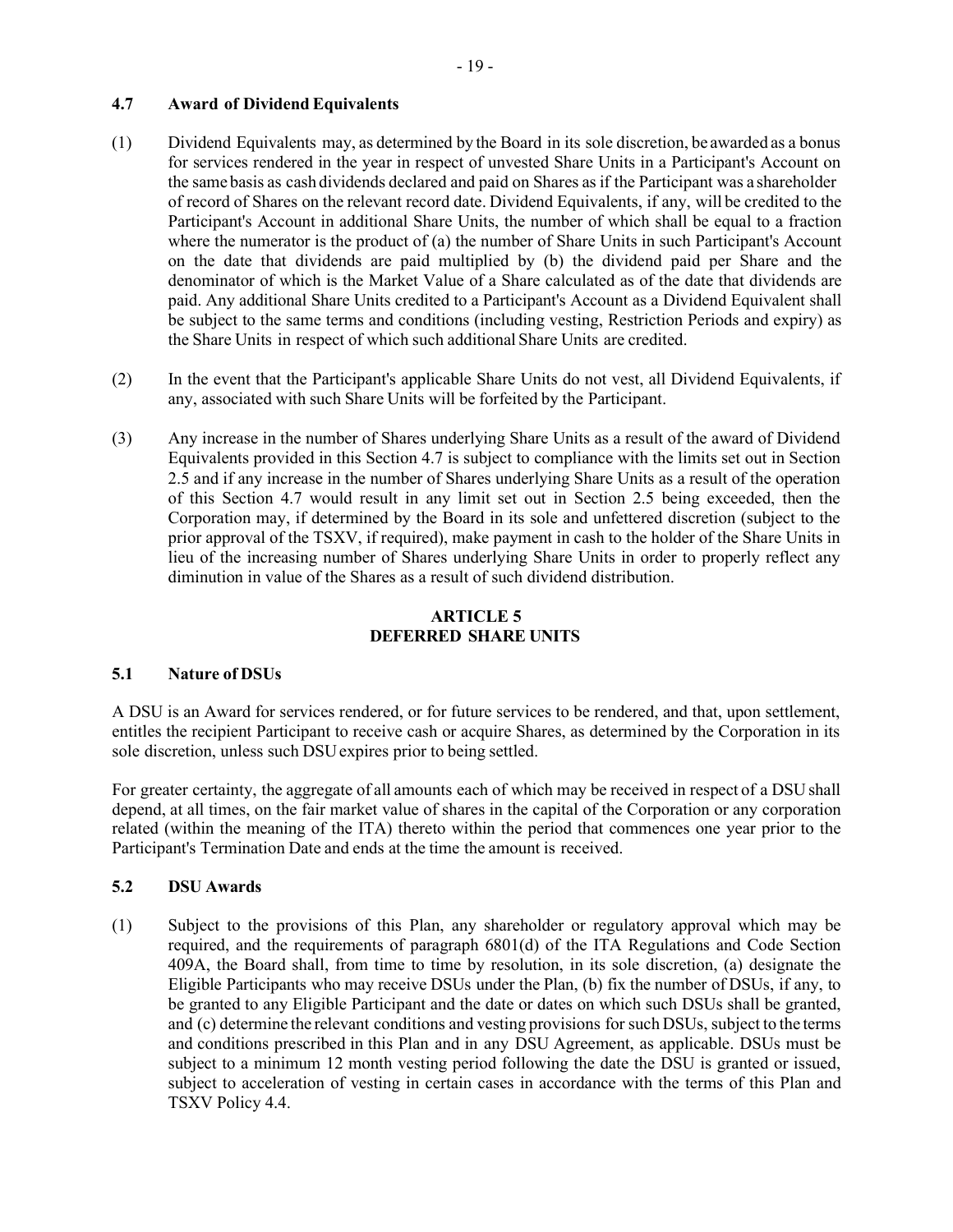### 4.7 Award of Dividend Equivalents

(1) Dividend Equivalents may, as determined by the Board in its sole discretion, be awarded as a bonus for services rendered in the year in respect of unvested Share Units in a Participant's Account on the same basis as cash dividends declared and paid on Shares as if the Participant was a shareholder of record of Shares on the relevant record date. Dividend Equivalents, if any, will be credited to the Participant's Account in additional Share Units, the number of which shall be equal to a fraction where the numerator is the product of (a) the number of Share Units in such Participant's Account on the date that dividends are paid multiplied by (b) the dividend paid per Share and the denominator of which is the Market Value of a Share calculated as of the date that dividends are paid. Any additional Share Units credited to a Participant's Account as a Dividend Equivalent shall be subject to the same terms and conditions (including vesting, Restriction Periods and expiry) as the Share Units in respect of which such additional Share Units are credited.

(2) In the event that the Participant's applicable Share Units do not vest, all Dividend Equivalents, if any, associated with such Share Units will be forfeited by the Participant.

(3) Any increase in the number of Shares underlying Share Units as a result of the award of Dividend Equivalents provided in this Section 4.7 is subject to compliance with the limits set out in Section 2.5 and if any increase in the number of Shares underlying Share Units as a result of the operation of this Section 4.7 would result in any limit set out in Section 2.5 being exceeded, then the Corporation may, if determined by the Board in its sole and unfettered discretion (subject to the prior approval of the TSXV, if required), make payment in cash to the holder of the Share Units in lieu of the increasing number of Shares underlying Share Units in order to properly reflect any diminution in value of the Shares as a result of such dividend distribution.

## ARTICLE 5
## DEFERRED SHARE UNITS

### 5.1 Nature of DSUs

A DSU is an Award for services rendered, or for future services to be rendered, and that, upon settlement, entitles the recipient Participant to receive cash or acquire Shares, as determined by the Corporation in its sole discretion, unless such DSU expires prior to being settled.

For greater certainty, the aggregate of all amounts each of which may be received in respect of a DSU shall depend, at all times, on the fair market value of shares in the capital of the Corporation or any corporation related (within the meaning of the ITA) thereto within the period that commences one year prior to the Participant's Termination Date and ends at the time the amount is received.

### 5.2 DSU Awards

(1) Subject to the provisions of this Plan, any shareholder or regulatory approval which may be required, and the requirements of paragraph 6801(d) of the ITA Regulations and Code Section 409A, the Board shall, from time to time by resolution, in its sole discretion, (a) designate the Eligible Participants who may receive DSUs under the Plan, (b) fix the number of DSUs, if any, to be granted to any Eligible Participant and the date or dates on which such DSUs shall be granted, and (c) determine the relevant conditions and vesting provisions for such DSUs, subject to the terms and conditions prescribed in this Plan and in any DSU Agreement, as applicable. DSUs must be subject to a minimum 12 month vesting period following the date the DSU is granted or issued, subject to acceleration of vesting in certain cases in accordance with the terms of this Plan and TSXV Policy 4.4.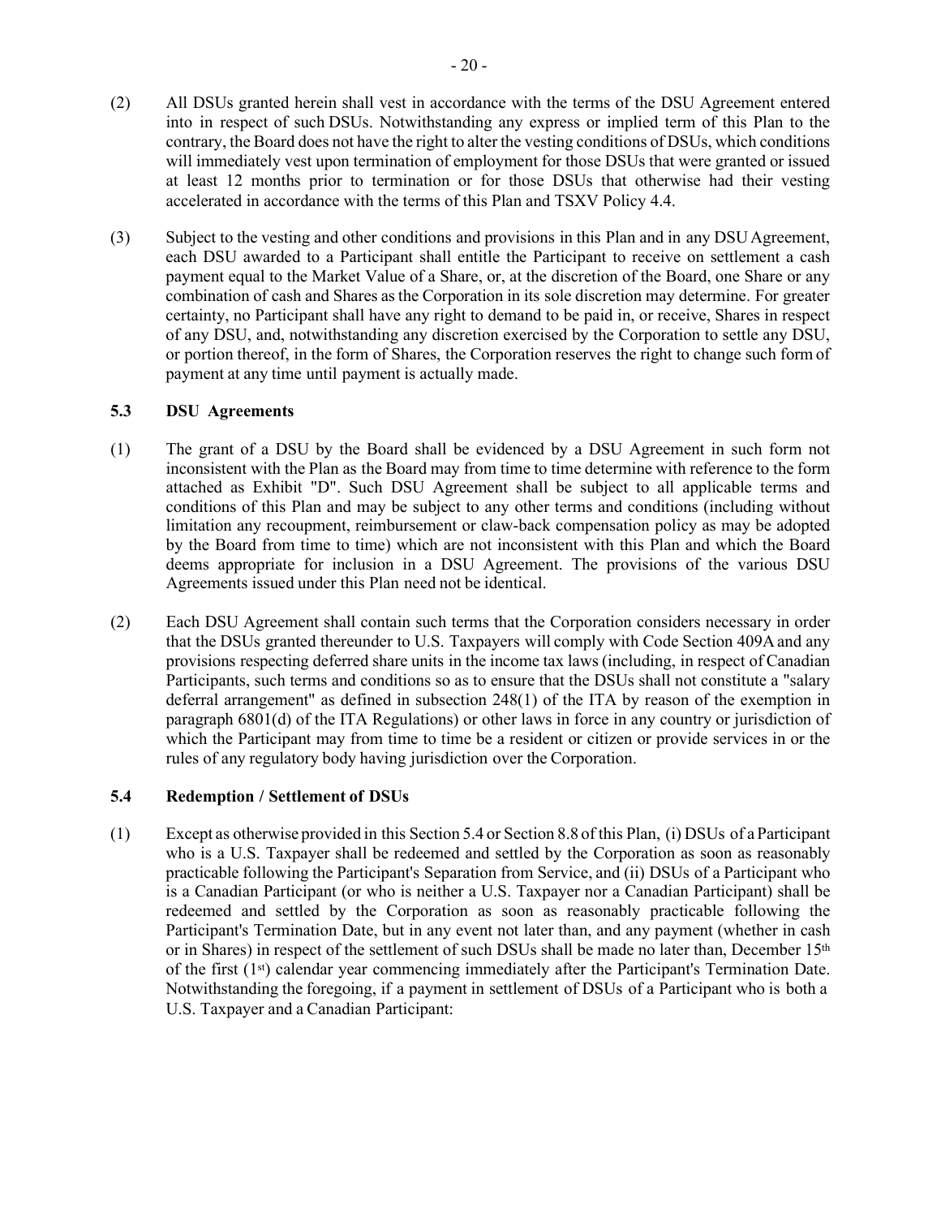(2) All DSUs granted herein shall vest in accordance with the terms of the DSU Agreement entered into in respect of such DSUs. Notwithstanding any express or implied term of this Plan to the contrary, the Board does not have the right to alter the vesting conditions of DSUs, which conditions will immediately vest upon termination of employment for those DSUs that were granted or issued at least 12 months prior to termination or for those DSUs that otherwise had their vesting accelerated in accordance with the terms of this Plan and TSXV Policy 4.4.

(3) Subject to the vesting and other conditions and provisions in this Plan and in any DSU Agreement, each DSU awarded to a Participant shall entitle the Participant to receive on settlement a cash payment equal to the Market Value of a Share, or, at the discretion of the Board, one Share or any combination of cash and Shares as the Corporation in its sole discretion may determine. For greater certainty, no Participant shall have any right to demand to be paid in, or receive, Shares in respect of any DSU, and, notwithstanding any discretion exercised by the Corporation to settle any DSU, or portion thereof, in the form of Shares, the Corporation reserves the right to change such form of payment at any time until payment is actually made.

### 5.3 DSU Agreements

(1) The grant of a DSU by the Board shall be evidenced by a DSU Agreement in such form not inconsistent with the Plan as the Board may from time to time determine with reference to the form attached as Exhibit "D". Such DSU Agreement shall be subject to all applicable terms and conditions of this Plan and may be subject to any other terms and conditions (including without limitation any recoupment, reimbursement or claw-back compensation policy as may be adopted by the Board from time to time) which are not inconsistent with this Plan and which the Board deems appropriate for inclusion in a DSU Agreement. The provisions of the various DSU Agreements issued under this Plan need not be identical.

(2) Each DSU Agreement shall contain such terms that the Corporation considers necessary in order that the DSUs granted thereunder to U.S. Taxpayers will comply with Code Section 409A and any provisions respecting deferred share units in the income tax laws (including, in respect of Canadian Participants, such terms and conditions so as to ensure that the DSUs shall not constitute a "salary deferral arrangement" as defined in subsection 248(1) of the ITA by reason of the exemption in paragraph 6801(d) of the ITA Regulations) or other laws in force in any country or jurisdiction of which the Participant may from time to time be a resident or citizen or provide services in or the rules of any regulatory body having jurisdiction over the Corporation.

### 5.4 Redemption / Settlement of DSUs

(1) Except as otherwise provided in this Section 5.4 or Section 8.8 of this Plan, (i) DSUs of a Participant who is a U.S. Taxpayer shall be redeemed and settled by the Corporation as soon as reasonably practicable following the Participant's Separation from Service, and (ii) DSUs of a Participant who is a Canadian Participant (or who is neither a U.S. Taxpayer nor a Canadian Participant) shall be redeemed and settled by the Corporation as soon as reasonably practicable following the Participant's Termination Date, but in any event not later than, and any payment (whether in cash or in Shares) in respect of the settlement of such DSUs shall be made no later than, December 15th of the first (1st) calendar year commencing immediately after the Participant's Termination Date. Notwithstanding the foregoing, if a payment in settlement of DSUs of a Participant who is both a U.S. Taxpayer and a Canadian Participant: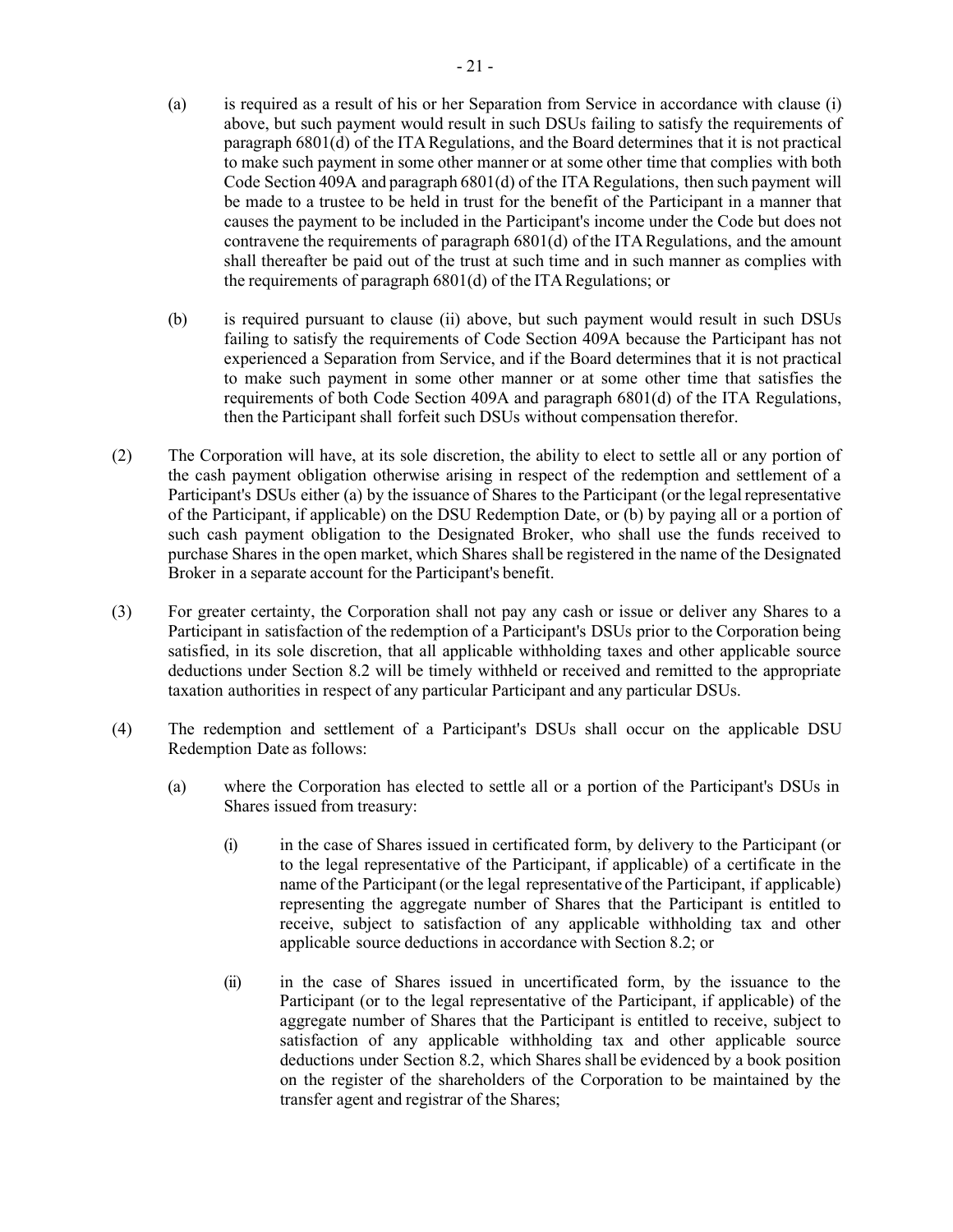(a) is required as a result of his or her Separation from Service in accordance with clause (i) above, but such payment would result in such DSUs failing to satisfy the requirements of paragraph 6801(d) of the ITA Regulations, and the Board determines that it is not practical to make such payment in some other manner or at some other time that complies with both Code Section 409A and paragraph 6801(d) of the ITA Regulations, then such payment will be made to a trustee to be held in trust for the benefit of the Participant in a manner that causes the payment to be included in the Participant's income under the Code but does not contravene the requirements of paragraph 6801(d) of the ITA Regulations, and the amount shall thereafter be paid out of the trust at such time and in such manner as complies with the requirements of paragraph 6801(d) of the ITA Regulations; or

(b) is required pursuant to clause (ii) above, but such payment would result in such DSUs failing to satisfy the requirements of Code Section 409A because the Participant has not experienced a Separation from Service, and if the Board determines that it is not practical to make such payment in some other manner or at some other time that satisfies the requirements of both Code Section 409A and paragraph 6801(d) of the ITA Regulations, then the Participant shall forfeit such DSUs without compensation therefor.

(2) The Corporation will have, at its sole discretion, the ability to elect to settle all or any portion of the cash payment obligation otherwise arising in respect of the redemption and settlement of a Participant's DSUs either (a) by the issuance of Shares to the Participant (or the legal representative of the Participant, if applicable) on the DSU Redemption Date, or (b) by paying all or a portion of such cash payment obligation to the Designated Broker, who shall use the funds received to purchase Shares in the open market, which Shares shall be registered in the name of the Designated Broker in a separate account for the Participant's benefit.

(3) For greater certainty, the Corporation shall not pay any cash or issue or deliver any Shares to a Participant in satisfaction of the redemption of a Participant's DSUs prior to the Corporation being satisfied, in its sole discretion, that all applicable withholding taxes and other applicable source deductions under Section 8.2 will be timely withheld or received and remitted to the appropriate taxation authorities in respect of any particular Participant and any particular DSUs.

(4) The redemption and settlement of a Participant's DSUs shall occur on the applicable DSU Redemption Date as follows:

(a) where the Corporation has elected to settle all or a portion of the Participant's DSUs in Shares issued from treasury:

(i) in the case of Shares issued in certificated form, by delivery to the Participant (or to the legal representative of the Participant, if applicable) of a certificate in the name of the Participant (or the legal representative of the Participant, if applicable) representing the aggregate number of Shares that the Participant is entitled to receive, subject to satisfaction of any applicable withholding tax and other applicable source deductions in accordance with Section 8.2; or

(ii) in the case of Shares issued in uncertificated form, by the issuance to the Participant (or to the legal representative of the Participant, if applicable) of the aggregate number of Shares that the Participant is entitled to receive, subject to satisfaction of any applicable withholding tax and other applicable source deductions under Section 8.2, which Shares shall be evidenced by a book position on the register of the shareholders of the Corporation to be maintained by the transfer agent and registrar of the Shares;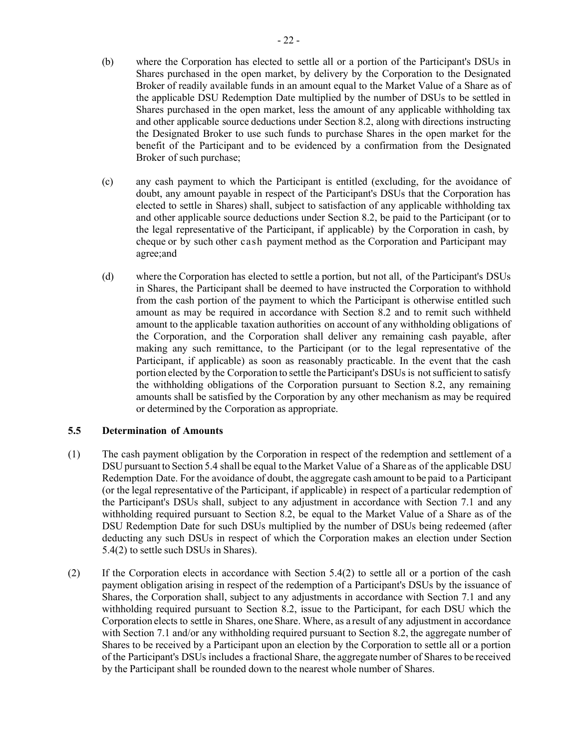(b) where the Corporation has elected to settle all or a portion of the Participant's DSUs in Shares purchased in the open market, by delivery by the Corporation to the Designated Broker of readily available funds in an amount equal to the Market Value of a Share as of the applicable DSU Redemption Date multiplied by the number of DSUs to be settled in Shares purchased in the open market, less the amount of any applicable withholding tax and other applicable source deductions under Section 8.2, along with directions instructing the Designated Broker to use such funds to purchase Shares in the open market for the benefit of the Participant and to be evidenced by a confirmation from the Designated Broker of such purchase;

(c) any cash payment to which the Participant is entitled (excluding, for the avoidance of doubt, any amount payable in respect of the Participant's DSUs that the Corporation has elected to settle in Shares) shall, subject to satisfaction of any applicable withholding tax and other applicable source deductions under Section 8.2, be paid to the Participant (or to the legal representative of the Participant, if applicable) by the Corporation in cash, by cheque or by such other cash payment method as the Corporation and Participant may agree;and

(d) where the Corporation has elected to settle a portion, but not all, of the Participant's DSUs in Shares, the Participant shall be deemed to have instructed the Corporation to withhold from the cash portion of the payment to which the Participant is otherwise entitled such amount as may be required in accordance with Section 8.2 and to remit such withheld amount to the applicable taxation authorities on account of any withholding obligations of the Corporation, and the Corporation shall deliver any remaining cash payable, after making any such remittance, to the Participant (or to the legal representative of the Participant, if applicable) as soon as reasonably practicable. In the event that the cash portion elected by the Corporation to settle the Participant's DSUs is not sufficient to satisfy the withholding obligations of the Corporation pursuant to Section 8.2, any remaining amounts shall be satisfied by the Corporation by any other mechanism as may be required or determined by the Corporation as appropriate.

### 5.5 Determination of Amounts

(1) The cash payment obligation by the Corporation in respect of the redemption and settlement of a DSU pursuant to Section 5.4 shall be equal to the Market Value of a Share as of the applicable DSU Redemption Date. For the avoidance of doubt, the aggregate cash amount to be paid to a Participant (or the legal representative of the Participant, if applicable) in respect of a particular redemption of the Participant's DSUs shall, subject to any adjustment in accordance with Section 7.1 and any withholding required pursuant to Section 8.2, be equal to the Market Value of a Share as of the DSU Redemption Date for such DSUs multiplied by the number of DSUs being redeemed (after deducting any such DSUs in respect of which the Corporation makes an election under Section 5.4(2) to settle such DSUs in Shares).

(2) If the Corporation elects in accordance with Section 5.4(2) to settle all or a portion of the cash payment obligation arising in respect of the redemption of a Participant's DSUs by the issuance of Shares, the Corporation shall, subject to any adjustments in accordance with Section 7.1 and any withholding required pursuant to Section 8.2, issue to the Participant, for each DSU which the Corporation elects to settle in Shares, one Share. Where, as a result of any adjustment in accordance with Section 7.1 and/or any withholding required pursuant to Section 8.2, the aggregate number of Shares to be received by a Participant upon an election by the Corporation to settle all or a portion of the Participant's DSUs includes a fractional Share, the aggregate number of Shares to be received by the Participant shall be rounded down to the nearest whole number of Shares.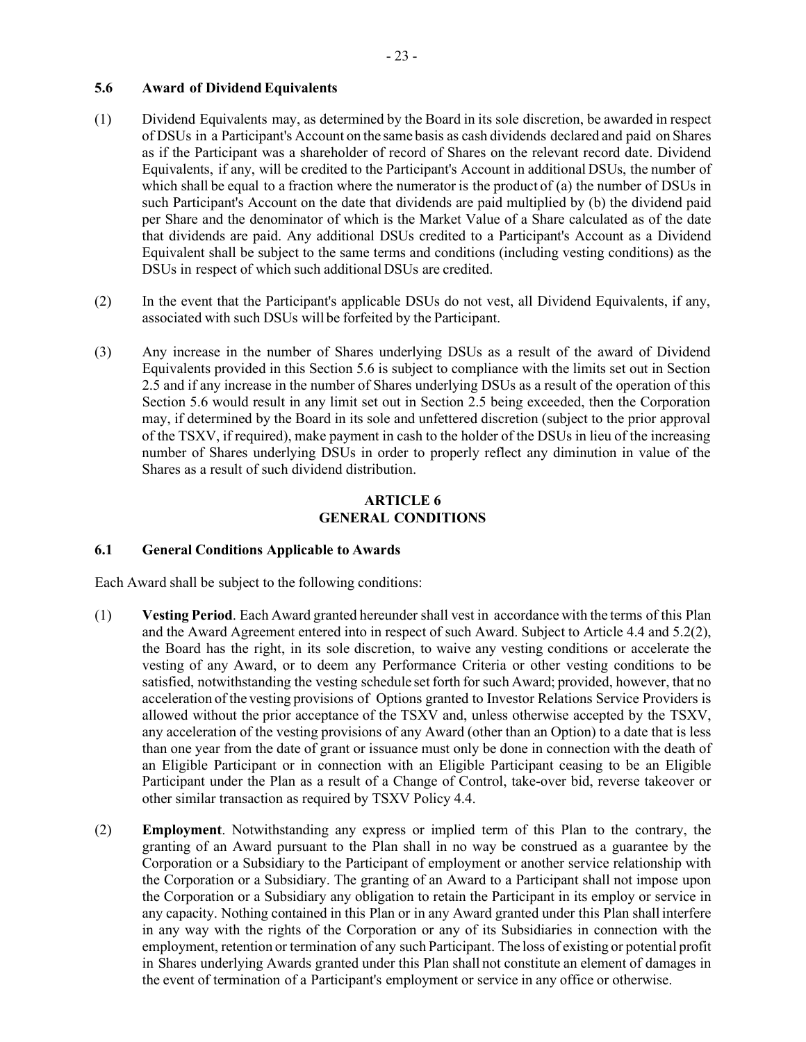### 5.6 Award of Dividend Equivalents

(1) Dividend Equivalents may, as determined by the Board in its sole discretion, be awarded in respect of DSUs in a Participant's Account on the same basis as cash dividends declared and paid on Shares as if the Participant was a shareholder of record of Shares on the relevant record date. Dividend Equivalents, if any, will be credited to the Participant's Account in additional DSUs, the number of which shall be equal to a fraction where the numerator is the product of (a) the number of DSUs in such Participant's Account on the date that dividends are paid multiplied by (b) the dividend paid per Share and the denominator of which is the Market Value of a Share calculated as of the date that dividends are paid. Any additional DSUs credited to a Participant's Account as a Dividend Equivalent shall be subject to the same terms and conditions (including vesting conditions) as the DSUs in respect of which such additional DSUs are credited.

(2) In the event that the Participant's applicable DSUs do not vest, all Dividend Equivalents, if any, associated with such DSUs will be forfeited by the Participant.

(3) Any increase in the number of Shares underlying DSUs as a result of the award of Dividend Equivalents provided in this Section 5.6 is subject to compliance with the limits set out in Section 2.5 and if any increase in the number of Shares underlying DSUs as a result of the operation of this Section 5.6 would result in any limit set out in Section 2.5 being exceeded, then the Corporation may, if determined by the Board in its sole and unfettered discretion (subject to the prior approval of the TSXV, if required), make payment in cash to the holder of the DSUs in lieu of the increasing number of Shares underlying DSUs in order to properly reflect any diminution in value of the Shares as a result of such dividend distribution.

## ARTICLE 6
## GENERAL CONDITIONS

### 6.1 General Conditions Applicable to Awards

Each Award shall be subject to the following conditions:

(1) **Vesting Period**. Each Award granted hereunder shall vest in accordance with the terms of this Plan and the Award Agreement entered into in respect of such Award. Subject to Article 4.4 and 5.2(2), the Board has the right, in its sole discretion, to waive any vesting conditions or accelerate the vesting of any Award, or to deem any Performance Criteria or other vesting conditions to be satisfied, notwithstanding the vesting schedule set forth for such Award; provided, however, that no acceleration of the vesting provisions of Options granted to Investor Relations Service Providers is allowed without the prior acceptance of the TSXV and, unless otherwise accepted by the TSXV, any acceleration of the vesting provisions of any Award (other than an Option) to a date that is less than one year from the date of grant or issuance must only be done in connection with the death of an Eligible Participant or in connection with an Eligible Participant ceasing to be an Eligible Participant under the Plan as a result of a Change of Control, take-over bid, reverse takeover or other similar transaction as required by TSXV Policy 4.4.

(2) **Employment**. Notwithstanding any express or implied term of this Plan to the contrary, the granting of an Award pursuant to the Plan shall in no way be construed as a guarantee by the Corporation or a Subsidiary to the Participant of employment or another service relationship with the Corporation or a Subsidiary. The granting of an Award to a Participant shall not impose upon the Corporation or a Subsidiary any obligation to retain the Participant in its employ or service in any capacity. Nothing contained in this Plan or in any Award granted under this Plan shall interfere in any way with the rights of the Corporation or any of its Subsidiaries in connection with the employment, retention or termination of any such Participant. The loss of existing or potential profit in Shares underlying Awards granted under this Plan shall not constitute an element of damages in the event of termination of a Participant's employment or service in any office or otherwise.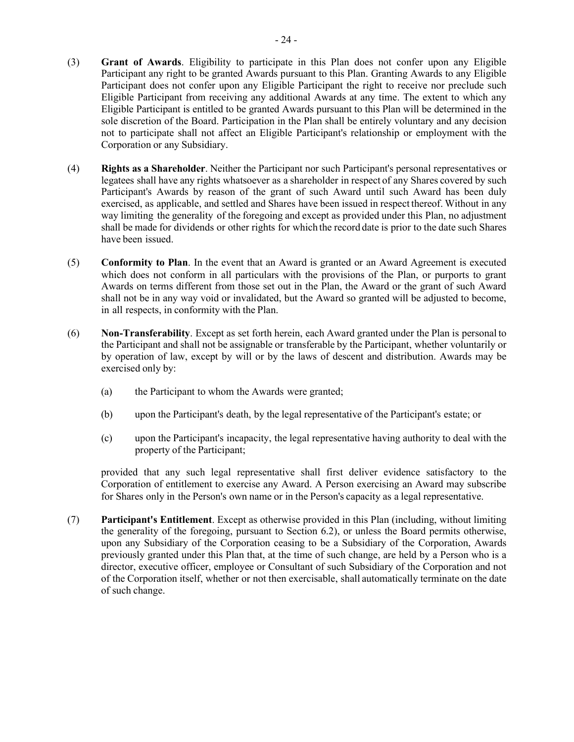(3) **Grant of Awards**. Eligibility to participate in this Plan does not confer upon any Eligible Participant any right to be granted Awards pursuant to this Plan. Granting Awards to any Eligible Participant does not confer upon any Eligible Participant the right to receive nor preclude such Eligible Participant from receiving any additional Awards at any time. The extent to which any Eligible Participant is entitled to be granted Awards pursuant to this Plan will be determined in the sole discretion of the Board. Participation in the Plan shall be entirely voluntary and any decision not to participate shall not affect an Eligible Participant's relationship or employment with the Corporation or any Subsidiary.

(4) **Rights as a Shareholder**. Neither the Participant nor such Participant's personal representatives or legatees shall have any rights whatsoever as a shareholder in respect of any Shares covered by such Participant's Awards by reason of the grant of such Award until such Award has been duly exercised, as applicable, and settled and Shares have been issued in respect thereof. Without in any way limiting the generality of the foregoing and except as provided under this Plan, no adjustment shall be made for dividends or other rights for which the record date is prior to the date such Shares have been issued.

(5) **Conformity to Plan**. In the event that an Award is granted or an Award Agreement is executed which does not conform in all particulars with the provisions of the Plan, or purports to grant Awards on terms different from those set out in the Plan, the Award or the grant of such Award shall not be in any way void or invalidated, but the Award so granted will be adjusted to become, in all respects, in conformity with the Plan.

(6) **Non-Transferability**. Except as set forth herein, each Award granted under the Plan is personal to the Participant and shall not be assignable or transferable by the Participant, whether voluntarily or by operation of law, except by will or by the laws of descent and distribution. Awards may be exercised only by:

   (a) the Participant to whom the Awards were granted;

   (b) upon the Participant's death, by the legal representative of the Participant's estate; or

   (c) upon the Participant's incapacity, the legal representative having authority to deal with the property of the Participant;

provided that any such legal representative shall first deliver evidence satisfactory to the Corporation of entitlement to exercise any Award. A Person exercising an Award may subscribe for Shares only in the Person's own name or in the Person's capacity as a legal representative.

(7) **Participant's Entitlement**. Except as otherwise provided in this Plan (including, without limiting the generality of the foregoing, pursuant to Section 6.2), or unless the Board permits otherwise, upon any Subsidiary of the Corporation ceasing to be a Subsidiary of the Corporation, Awards previously granted under this Plan that, at the time of such change, are held by a Person who is a director, executive officer, employee or Consultant of such Subsidiary of the Corporation and not of the Corporation itself, whether or not then exercisable, shall automatically terminate on the date of such change.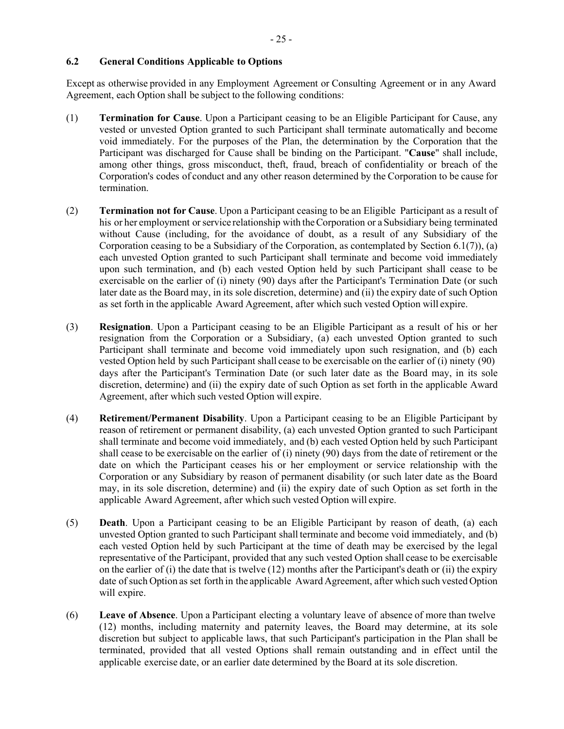### 6.2 General Conditions Applicable to Options

Except as otherwise provided in any Employment Agreement or Consulting Agreement or in any Award Agreement, each Option shall be subject to the following conditions:

(1) **Termination for Cause**. Upon a Participant ceasing to be an Eligible Participant for Cause, any vested or unvested Option granted to such Participant shall terminate automatically and become void immediately. For the purposes of the Plan, the determination by the Corporation that the Participant was discharged for Cause shall be binding on the Participant. "**Cause**" shall include, among other things, gross misconduct, theft, fraud, breach of confidentiality or breach of the Corporation's codes of conduct and any other reason determined by the Corporation to be cause for termination.

(2) **Termination not for Cause**. Upon a Participant ceasing to be an Eligible Participant as a result of his or her employment or service relationship with the Corporation or a Subsidiary being terminated without Cause (including, for the avoidance of doubt, as a result of any Subsidiary of the Corporation ceasing to be a Subsidiary of the Corporation, as contemplated by Section 6.1(7)), (a) each unvested Option granted to such Participant shall terminate and become void immediately upon such termination, and (b) each vested Option held by such Participant shall cease to be exercisable on the earlier of (i) ninety (90) days after the Participant's Termination Date (or such later date as the Board may, in its sole discretion, determine) and (ii) the expiry date of such Option as set forth in the applicable Award Agreement, after which such vested Option will expire.

(3) **Resignation**. Upon a Participant ceasing to be an Eligible Participant as a result of his or her resignation from the Corporation or a Subsidiary, (a) each unvested Option granted to such Participant shall terminate and become void immediately upon such resignation, and (b) each vested Option held by such Participant shall cease to be exercisable on the earlier of (i) ninety (90) days after the Participant's Termination Date (or such later date as the Board may, in its sole discretion, determine) and (ii) the expiry date of such Option as set forth in the applicable Award Agreement, after which such vested Option will expire.

(4) **Retirement/Permanent Disability**. Upon a Participant ceasing to be an Eligible Participant by reason of retirement or permanent disability, (a) each unvested Option granted to such Participant shall terminate and become void immediately, and (b) each vested Option held by such Participant shall cease to be exercisable on the earlier of (i) ninety (90) days from the date of retirement or the date on which the Participant ceases his or her employment or service relationship with the Corporation or any Subsidiary by reason of permanent disability (or such later date as the Board may, in its sole discretion, determine) and (ii) the expiry date of such Option as set forth in the applicable Award Agreement, after which such vested Option will expire.

(5) **Death**. Upon a Participant ceasing to be an Eligible Participant by reason of death, (a) each unvested Option granted to such Participant shall terminate and become void immediately, and (b) each vested Option held by such Participant at the time of death may be exercised by the legal representative of the Participant, provided that any such vested Option shall cease to be exercisable on the earlier of (i) the date that is twelve (12) months after the Participant's death or (ii) the expiry date of such Option as set forth in the applicable Award Agreement, after which such vested Option will expire.

(6) **Leave of Absence**. Upon a Participant electing a voluntary leave of absence of more than twelve (12) months, including maternity and paternity leaves, the Board may determine, at its sole discretion but subject to applicable laws, that such Participant's participation in the Plan shall be terminated, provided that all vested Options shall remain outstanding and in effect until the applicable exercise date, or an earlier date determined by the Board at its sole discretion.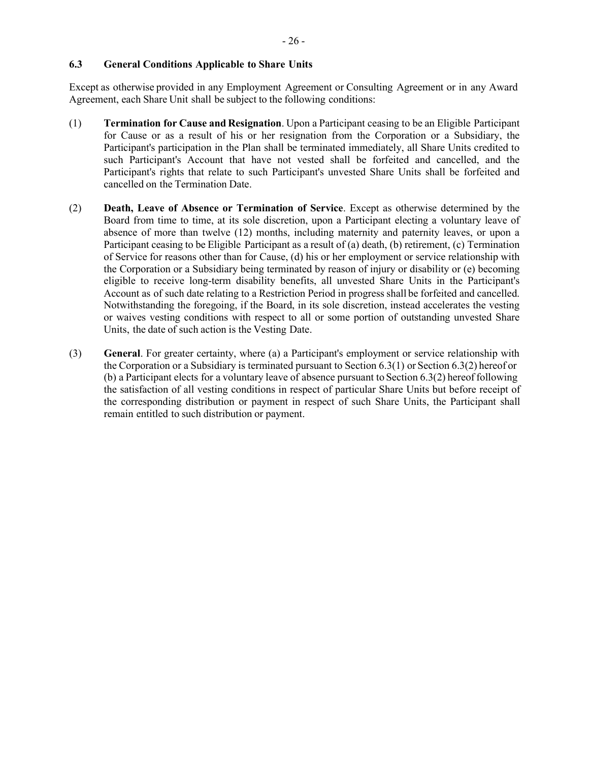### 6.3 General Conditions Applicable to Share Units

Except as otherwise provided in any Employment Agreement or Consulting Agreement or in any Award Agreement, each Share Unit shall be subject to the following conditions:

(1) **Termination for Cause and Resignation**. Upon a Participant ceasing to be an Eligible Participant for Cause or as a result of his or her resignation from the Corporation or a Subsidiary, the Participant's participation in the Plan shall be terminated immediately, all Share Units credited to such Participant's Account that have not vested shall be forfeited and cancelled, and the Participant's rights that relate to such Participant's unvested Share Units shall be forfeited and cancelled on the Termination Date.

(2) **Death, Leave of Absence or Termination of Service**. Except as otherwise determined by the Board from time to time, at its sole discretion, upon a Participant electing a voluntary leave of absence of more than twelve (12) months, including maternity and paternity leaves, or upon a Participant ceasing to be Eligible Participant as a result of (a) death, (b) retirement, (c) Termination of Service for reasons other than for Cause, (d) his or her employment or service relationship with the Corporation or a Subsidiary being terminated by reason of injury or disability or (e) becoming eligible to receive long-term disability benefits, all unvested Share Units in the Participant's Account as of such date relating to a Restriction Period in progress shall be forfeited and cancelled. Notwithstanding the foregoing, if the Board, in its sole discretion, instead accelerates the vesting or waives vesting conditions with respect to all or some portion of outstanding unvested Share Units, the date of such action is the Vesting Date.

(3) **General**. For greater certainty, where (a) a Participant's employment or service relationship with the Corporation or a Subsidiary is terminated pursuant to Section 6.3(1) or Section 6.3(2) hereof or (b) a Participant elects for a voluntary leave of absence pursuant to Section 6.3(2) hereof following the satisfaction of all vesting conditions in respect of particular Share Units but before receipt of the corresponding distribution or payment in respect of such Share Units, the Participant shall remain entitled to such distribution or payment.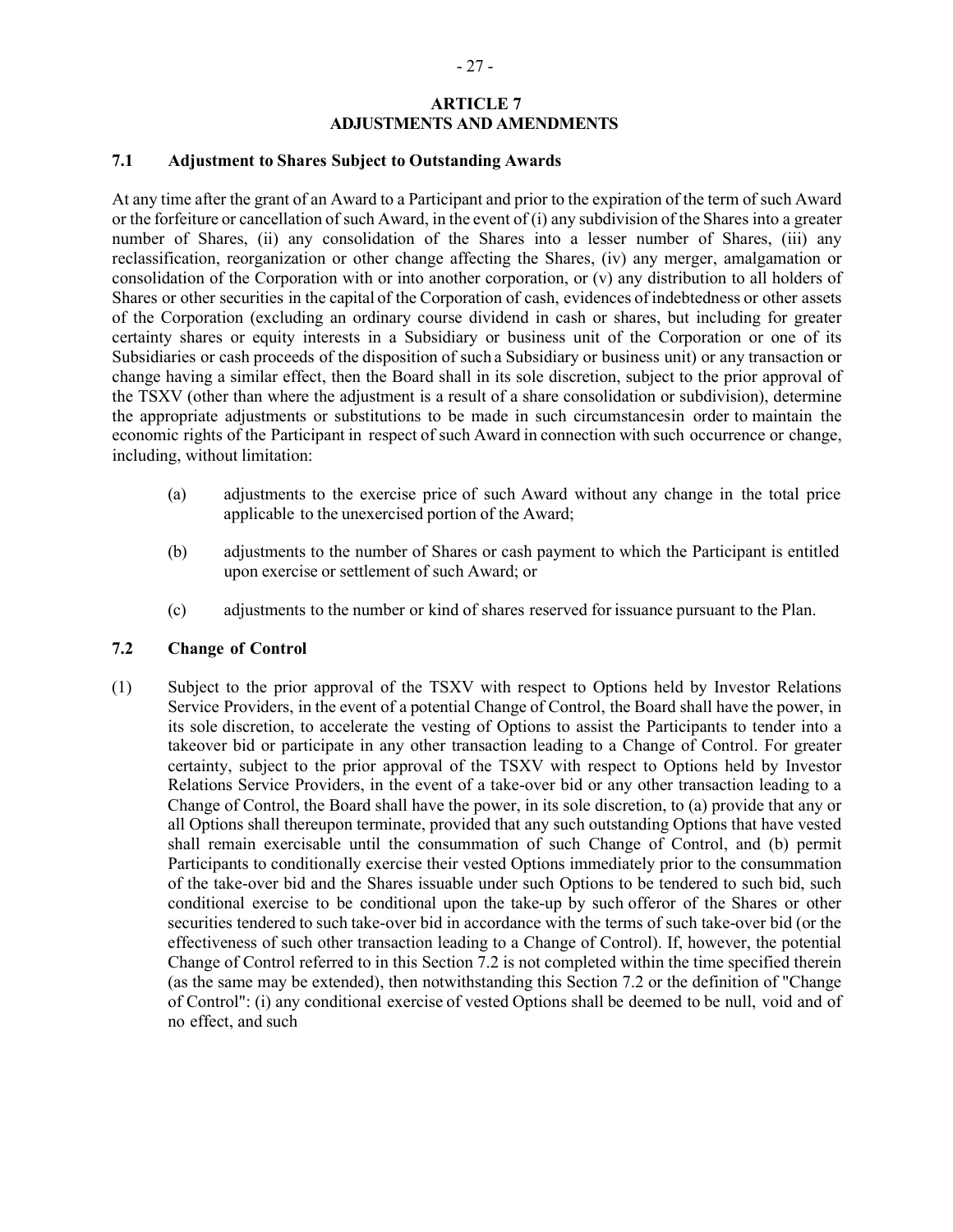## ARTICLE 7
## ADJUSTMENTS AND AMENDMENTS

### 7.1 Adjustment to Shares Subject to Outstanding Awards

At any time after the grant of an Award to a Participant and prior to the expiration of the term of such Award or the forfeiture or cancellation of such Award, in the event of (i) any subdivision of the Shares into a greater number of Shares, (ii) any consolidation of the Shares into a lesser number of Shares, (iii) any reclassification, reorganization or other change affecting the Shares, (iv) any merger, amalgamation or consolidation of the Corporation with or into another corporation, or (v) any distribution to all holders of Shares or other securities in the capital of the Corporation of cash, evidences of indebtedness or other assets of the Corporation (excluding an ordinary course dividend in cash or shares, but including for greater certainty shares or equity interests in a Subsidiary or business unit of the Corporation or one of its Subsidiaries or cash proceeds of the disposition of such a Subsidiary or business unit) or any transaction or change having a similar effect, then the Board shall in its sole discretion, subject to the prior approval of the TSXV (other than where the adjustment is a result of a share consolidation or subdivision), determine the appropriate adjustments or substitutions to be made in such circumstancesin order to maintain the economic rights of the Participant in respect of such Award in connection with such occurrence or change, including, without limitation:

(a) adjustments to the exercise price of such Award without any change in the total price applicable to the unexercised portion of the Award;

(b) adjustments to the number of Shares or cash payment to which the Participant is entitled upon exercise or settlement of such Award; or

(c) adjustments to the number or kind of shares reserved for issuance pursuant to the Plan.

### 7.2 Change of Control

(1) Subject to the prior approval of the TSXV with respect to Options held by Investor Relations Service Providers, in the event of a potential Change of Control, the Board shall have the power, in its sole discretion, to accelerate the vesting of Options to assist the Participants to tender into a takeover bid or participate in any other transaction leading to a Change of Control. For greater certainty, subject to the prior approval of the TSXV with respect to Options held by Investor Relations Service Providers, in the event of a take-over bid or any other transaction leading to a Change of Control, the Board shall have the power, in its sole discretion, to (a) provide that any or all Options shall thereupon terminate, provided that any such outstanding Options that have vested shall remain exercisable until the consummation of such Change of Control, and (b) permit Participants to conditionally exercise their vested Options immediately prior to the consummation of the take-over bid and the Shares issuable under such Options to be tendered to such bid, such conditional exercise to be conditional upon the take-up by such offeror of the Shares or other securities tendered to such take-over bid in accordance with the terms of such take-over bid (or the effectiveness of such other transaction leading to a Change of Control). If, however, the potential Change of Control referred to in this Section 7.2 is not completed within the time specified therein (as the same may be extended), then notwithstanding this Section 7.2 or the definition of "Change of Control": (i) any conditional exercise of vested Options shall be deemed to be null, void and of no effect, and such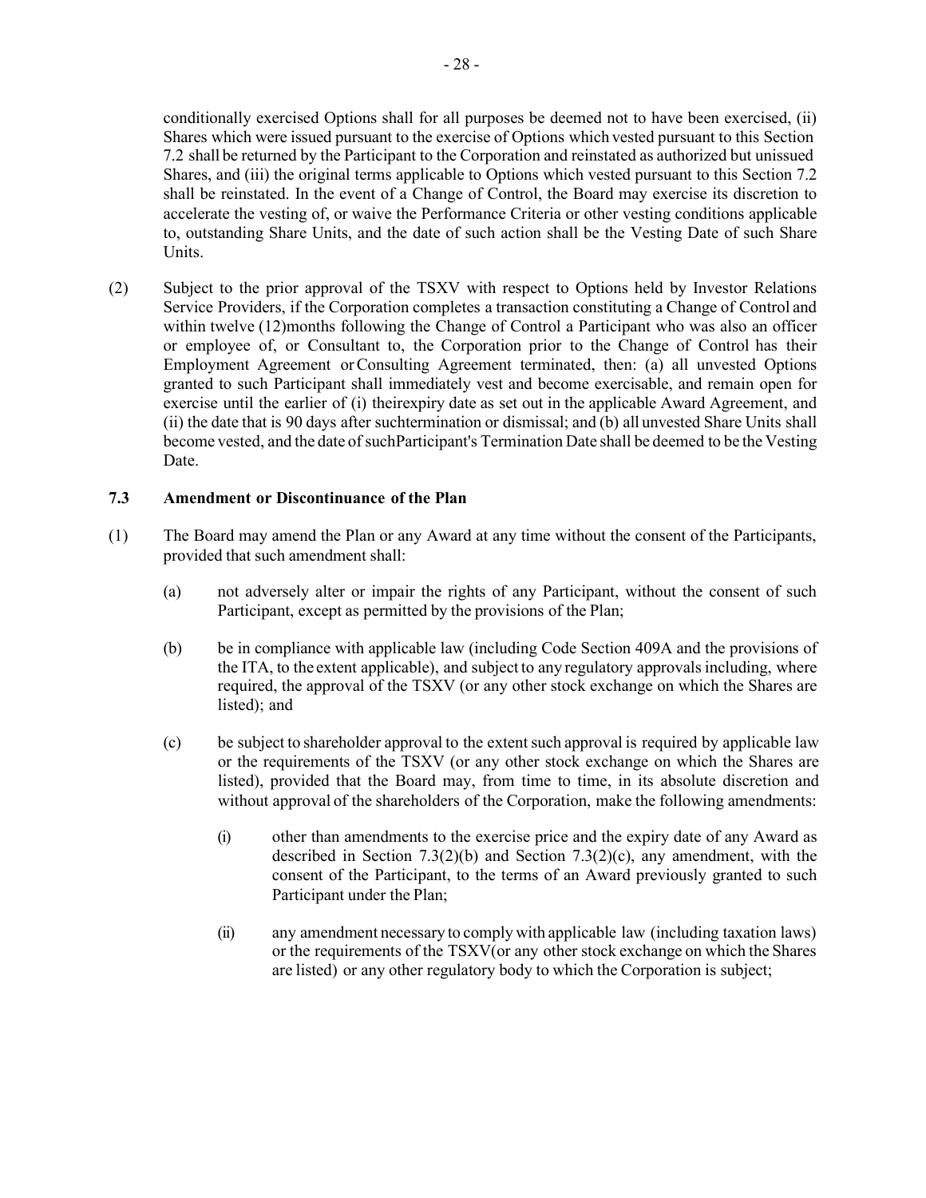conditionally exercised Options shall for all purposes be deemed not to have been exercised, (ii) Shares which were issued pursuant to the exercise of Options which vested pursuant to this Section 7.2 shall be returned by the Participant to the Corporation and reinstated as authorized but unissued Shares, and (iii) the original terms applicable to Options which vested pursuant to this Section 7.2 shall be reinstated. In the event of a Change of Control, the Board may exercise its discretion to accelerate the vesting of, or waive the Performance Criteria or other vesting conditions applicable to, outstanding Share Units, and the date of such action shall be the Vesting Date of such Share Units.

(2) Subject to the prior approval of the TSXV with respect to Options held by Investor Relations Service Providers, if the Corporation completes a transaction constituting a Change of Control and within twelve (12)months following the Change of Control a Participant who was also an officer or employee of, or Consultant to, the Corporation prior to the Change of Control has their Employment Agreement or Consulting Agreement terminated, then: (a) all unvested Options granted to such Participant shall immediately vest and become exercisable, and remain open for exercise until the earlier of (i) theirexpiry date as set out in the applicable Award Agreement, and (ii) the date that is 90 days after suchtermination or dismissal; and (b) all unvested Share Units shall become vested, and the date of suchParticipant's Termination Date shall be deemed to be the Vesting Date.

### 7.3 Amendment or Discontinuance of the Plan

(1) The Board may amend the Plan or any Award at any time without the consent of the Participants, provided that such amendment shall:

  (a) not adversely alter or impair the rights of any Participant, without the consent of such Participant, except as permitted by the provisions of the Plan;

  (b) be in compliance with applicable law (including Code Section 409A and the provisions of the ITA, to the extent applicable), and subject to any regulatory approvals including, where required, the approval of the TSXV (or any other stock exchange on which the Shares are listed); and

  (c) be subject to shareholder approval to the extent such approval is required by applicable law or the requirements of the TSXV (or any other stock exchange on which the Shares are listed), provided that the Board may, from time to time, in its absolute discretion and without approval of the shareholders of the Corporation, make the following amendments:

    (i) other than amendments to the exercise price and the expiry date of any Award as described in Section 7.3(2)(b) and Section 7.3(2)(c), any amendment, with the consent of the Participant, to the terms of an Award previously granted to such Participant under the Plan;

    (ii) any amendment necessary to comply with applicable law (including taxation laws) or the requirements of the TSXV(or any other stock exchange on which the Shares are listed) or any other regulatory body to which the Corporation is subject;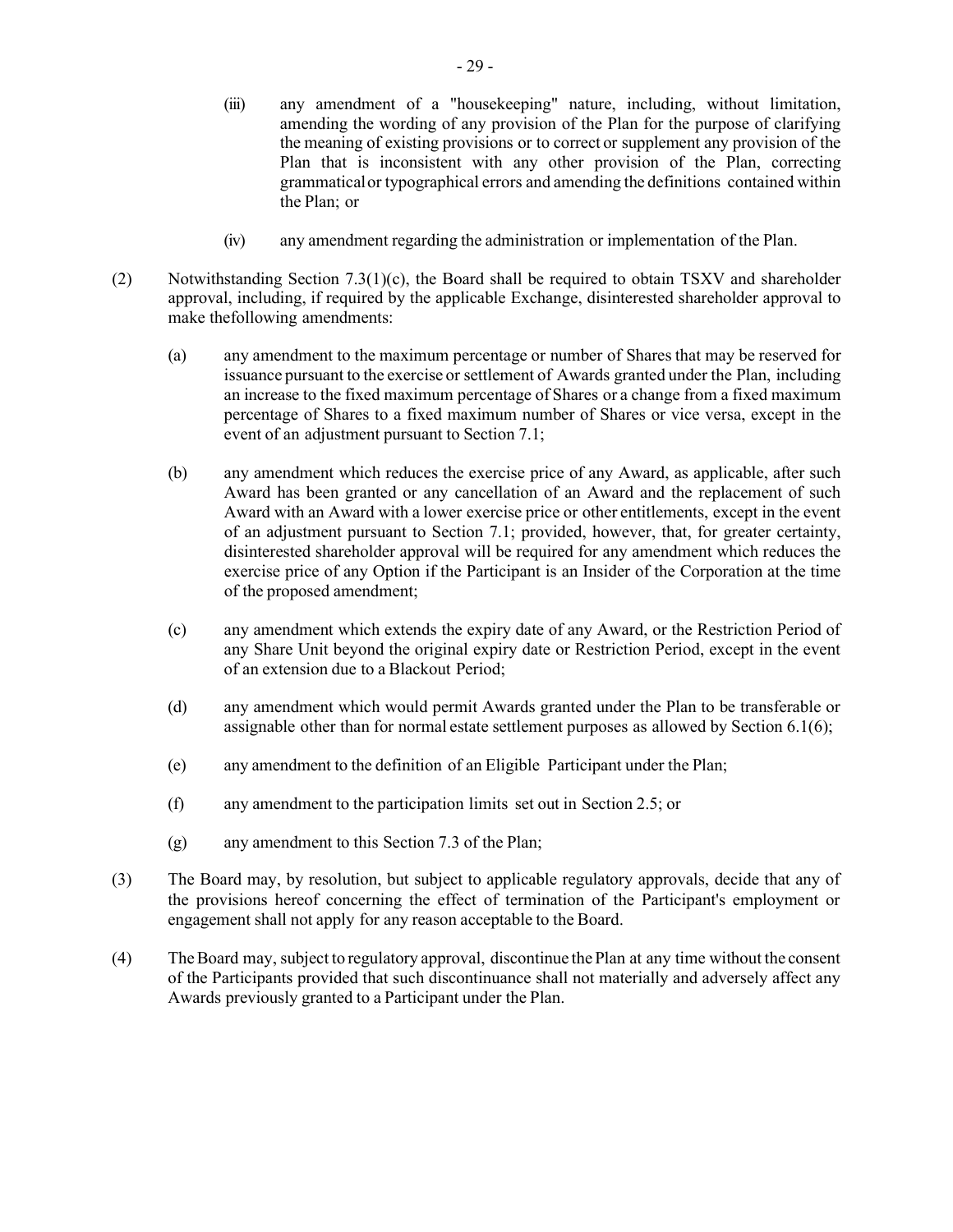(iii) any amendment of a "housekeeping" nature, including, without limitation, amending the wording of any provision of the Plan for the purpose of clarifying the meaning of existing provisions or to correct or supplement any provision of the Plan that is inconsistent with any other provision of the Plan, correcting grammatical or typographical errors and amending the definitions contained within the Plan; or

(iv) any amendment regarding the administration or implementation of the Plan.

(2) Notwithstanding Section 7.3(1)(c), the Board shall be required to obtain TSXV and shareholder approval, including, if required by the applicable Exchange, disinterested shareholder approval to make thefollowing amendments:

(a) any amendment to the maximum percentage or number of Shares that may be reserved for issuance pursuant to the exercise or settlement of Awards granted under the Plan, including an increase to the fixed maximum percentage of Shares or a change from a fixed maximum percentage of Shares to a fixed maximum number of Shares or vice versa, except in the event of an adjustment pursuant to Section 7.1;

(b) any amendment which reduces the exercise price of any Award, as applicable, after such Award has been granted or any cancellation of an Award and the replacement of such Award with an Award with a lower exercise price or other entitlements, except in the event of an adjustment pursuant to Section 7.1; provided, however, that, for greater certainty, disinterested shareholder approval will be required for any amendment which reduces the exercise price of any Option if the Participant is an Insider of the Corporation at the time of the proposed amendment;

(c) any amendment which extends the expiry date of any Award, or the Restriction Period of any Share Unit beyond the original expiry date or Restriction Period, except in the event of an extension due to a Blackout Period;

(d) any amendment which would permit Awards granted under the Plan to be transferable or assignable other than for normal estate settlement purposes as allowed by Section 6.1(6);

(e) any amendment to the definition of an Eligible Participant under the Plan;

(f) any amendment to the participation limits set out in Section 2.5; or

(g) any amendment to this Section 7.3 of the Plan;

(3) The Board may, by resolution, but subject to applicable regulatory approvals, decide that any of the provisions hereof concerning the effect of termination of the Participant's employment or engagement shall not apply for any reason acceptable to the Board.

(4) The Board may, subject to regulatory approval, discontinue the Plan at any time without the consent of the Participants provided that such discontinuance shall not materially and adversely affect any Awards previously granted to a Participant under the Plan.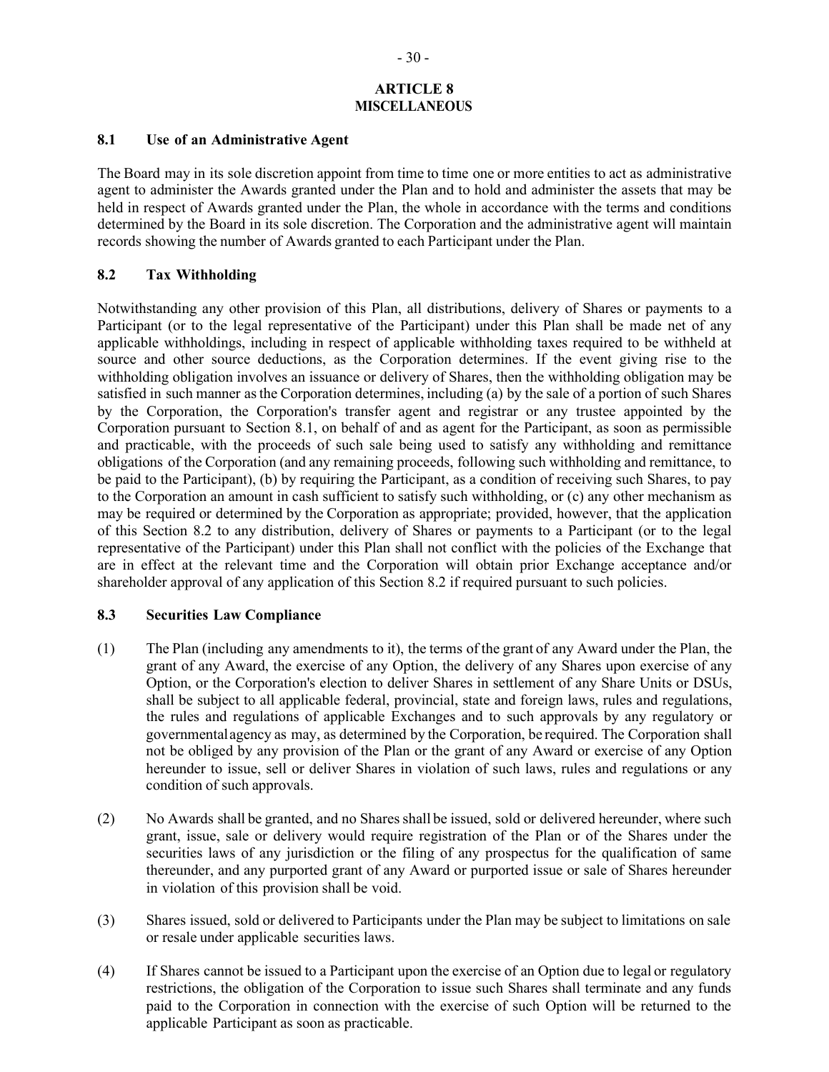# ARTICLE 8
# MISCELLANEOUS

## 8.1 Use of an Administrative Agent

The Board may in its sole discretion appoint from time to time one or more entities to act as administrative agent to administer the Awards granted under the Plan and to hold and administer the assets that may be held in respect of Awards granted under the Plan, the whole in accordance with the terms and conditions determined by the Board in its sole discretion. The Corporation and the administrative agent will maintain records showing the number of Awards granted to each Participant under the Plan.

## 8.2 Tax Withholding

Notwithstanding any other provision of this Plan, all distributions, delivery of Shares or payments to a Participant (or to the legal representative of the Participant) under this Plan shall be made net of any applicable withholdings, including in respect of applicable withholding taxes required to be withheld at source and other source deductions, as the Corporation determines. If the event giving rise to the withholding obligation involves an issuance or delivery of Shares, then the withholding obligation may be satisfied in such manner as the Corporation determines, including (a) by the sale of a portion of such Shares by the Corporation, the Corporation's transfer agent and registrar or any trustee appointed by the Corporation pursuant to Section 8.1, on behalf of and as agent for the Participant, as soon as permissible and practicable, with the proceeds of such sale being used to satisfy any withholding and remittance obligations of the Corporation (and any remaining proceeds, following such withholding and remittance, to be paid to the Participant), (b) by requiring the Participant, as a condition of receiving such Shares, to pay to the Corporation an amount in cash sufficient to satisfy such withholding, or (c) any other mechanism as may be required or determined by the Corporation as appropriate; provided, however, that the application of this Section 8.2 to any distribution, delivery of Shares or payments to a Participant (or to the legal representative of the Participant) under this Plan shall not conflict with the policies of the Exchange that are in effect at the relevant time and the Corporation will obtain prior Exchange acceptance and/or shareholder approval of any application of this Section 8.2 if required pursuant to such policies.

## 8.3 Securities Law Compliance

(1) The Plan (including any amendments to it), the terms of the grant of any Award under the Plan, the grant of any Award, the exercise of any Option, the delivery of any Shares upon exercise of any Option, or the Corporation's election to deliver Shares in settlement of any Share Units or DSUs, shall be subject to all applicable federal, provincial, state and foreign laws, rules and regulations, the rules and regulations of applicable Exchanges and to such approvals by any regulatory or governmental agency as may, as determined by the Corporation, be required. The Corporation shall not be obliged by any provision of the Plan or the grant of any Award or exercise of any Option hereunder to issue, sell or deliver Shares in violation of such laws, rules and regulations or any condition of such approvals.

(2) No Awards shall be granted, and no Shares shall be issued, sold or delivered hereunder, where such grant, issue, sale or delivery would require registration of the Plan or of the Shares under the securities laws of any jurisdiction or the filing of any prospectus for the qualification of same thereunder, and any purported grant of any Award or purported issue or sale of Shares hereunder in violation of this provision shall be void.

(3) Shares issued, sold or delivered to Participants under the Plan may be subject to limitations on sale or resale under applicable securities laws.

(4) If Shares cannot be issued to a Participant upon the exercise of an Option due to legal or regulatory restrictions, the obligation of the Corporation to issue such Shares shall terminate and any funds paid to the Corporation in connection with the exercise of such Option will be returned to the applicable Participant as soon as practicable.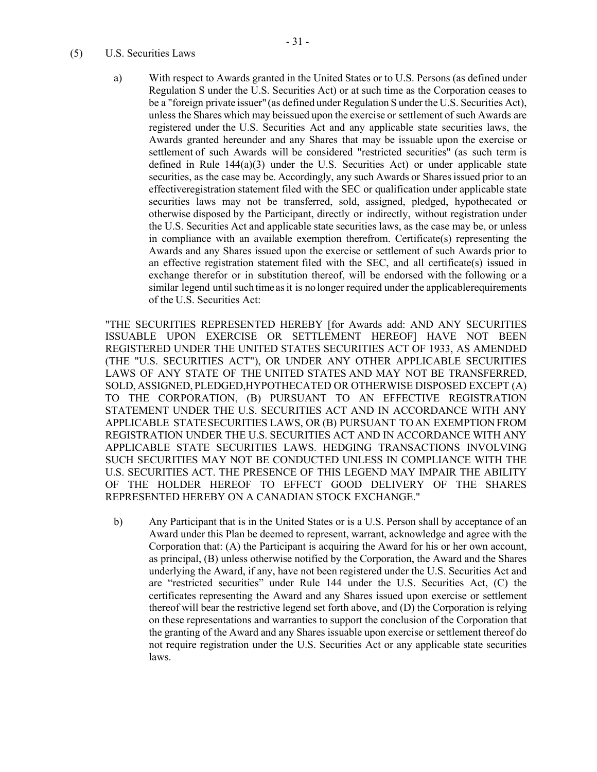(5) U.S. Securities Laws

a) With respect to Awards granted in the United States or to U.S. Persons (as defined under Regulation S under the U.S. Securities Act) or at such time as the Corporation ceases to be a "foreign private issuer" (as defined under Regulation S under the U.S. Securities Act), unless the Shares which may beissued upon the exercise or settlement of such Awards are registered under the U.S. Securities Act and any applicable state securities laws, the Awards granted hereunder and any Shares that may be issuable upon the exercise or settlement of such Awards will be considered "restricted securities" (as such term is defined in Rule 144(a)(3) under the U.S. Securities Act) or under applicable state securities, as the case may be. Accordingly, any such Awards or Shares issued prior to an effectiveregistration statement filed with the SEC or qualification under applicable state securities laws may not be transferred, sold, assigned, pledged, hypothecated or otherwise disposed by the Participant, directly or indirectly, without registration under the U.S. Securities Act and applicable state securities laws, as the case may be, or unless in compliance with an available exemption therefrom. Certificate(s) representing the Awards and any Shares issued upon the exercise or settlement of such Awards prior to an effective registration statement filed with the SEC, and all certificate(s) issued in exchange therefor or in substitution thereof, will be endorsed with the following or a similar legend until such time as it is no longer required under the applicablerequirements of the U.S. Securities Act:

"THE SECURITIES REPRESENTED HEREBY [for Awards add: AND ANY SECURITIES ISSUABLE UPON EXERCISE OR SETTLEMENT HEREOF] HAVE NOT BEEN REGISTERED UNDER THE UNITED STATES SECURITIES ACT OF 1933, AS AMENDED (THE "U.S. SECURITIES ACT"), OR UNDER ANY OTHER APPLICABLE SECURITIES LAWS OF ANY STATE OF THE UNITED STATES AND MAY NOT BE TRANSFERRED, SOLD, ASSIGNED, PLEDGED,HYPOTHECATED OR OTHERWISE DISPOSED EXCEPT (A) TO THE CORPORATION, (B) PURSUANT TO AN EFFECTIVE REGISTRATION STATEMENT UNDER THE U.S. SECURITIES ACT AND IN ACCORDANCE WITH ANY APPLICABLE STATESECURITIES LAWS, OR (B) PURSUANT TO AN EXEMPTION FROM REGISTRATION UNDER THE U.S. SECURITIES ACT AND IN ACCORDANCE WITH ANY APPLICABLE STATE SECURITIES LAWS. HEDGING TRANSACTIONS INVOLVING SUCH SECURITIES MAY NOT BE CONDUCTED UNLESS IN COMPLIANCE WITH THE U.S. SECURITIES ACT. THE PRESENCE OF THIS LEGEND MAY IMPAIR THE ABILITY OF THE HOLDER HEREOF TO EFFECT GOOD DELIVERY OF THE SHARES REPRESENTED HEREBY ON A CANADIAN STOCK EXCHANGE."

b) Any Participant that is in the United States or is a U.S. Person shall by acceptance of an Award under this Plan be deemed to represent, warrant, acknowledge and agree with the Corporation that: (A) the Participant is acquiring the Award for his or her own account, as principal, (B) unless otherwise notified by the Corporation, the Award and the Shares underlying the Award, if any, have not been registered under the U.S. Securities Act and are "restricted securities" under Rule 144 under the U.S. Securities Act, (C) the certificates representing the Award and any Shares issued upon exercise or settlement thereof will bear the restrictive legend set forth above, and (D) the Corporation is relying on these representations and warranties to support the conclusion of the Corporation that the granting of the Award and any Shares issuable upon exercise or settlement thereof do not require registration under the U.S. Securities Act or any applicable state securities laws.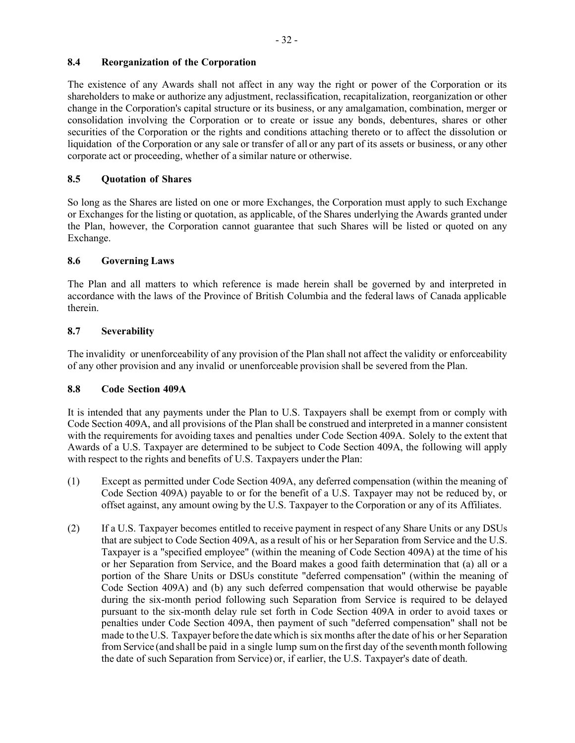### 8.4 Reorganization of the Corporation

The existence of any Awards shall not affect in any way the right or power of the Corporation or its shareholders to make or authorize any adjustment, reclassification, recapitalization, reorganization or other change in the Corporation's capital structure or its business, or any amalgamation, combination, merger or consolidation involving the Corporation or to create or issue any bonds, debentures, shares or other securities of the Corporation or the rights and conditions attaching thereto or to affect the dissolution or liquidation of the Corporation or any sale or transfer of all or any part of its assets or business, or any other corporate act or proceeding, whether of a similar nature or otherwise.

### 8.5 Quotation of Shares

So long as the Shares are listed on one or more Exchanges, the Corporation must apply to such Exchange or Exchanges for the listing or quotation, as applicable, of the Shares underlying the Awards granted under the Plan, however, the Corporation cannot guarantee that such Shares will be listed or quoted on any Exchange.

### 8.6 Governing Laws

The Plan and all matters to which reference is made herein shall be governed by and interpreted in accordance with the laws of the Province of British Columbia and the federal laws of Canada applicable therein.

### 8.7 Severability

The invalidity or unenforceability of any provision of the Plan shall not affect the validity or enforceability of any other provision and any invalid or unenforceable provision shall be severed from the Plan.

### 8.8 Code Section 409A

It is intended that any payments under the Plan to U.S. Taxpayers shall be exempt from or comply with Code Section 409A, and all provisions of the Plan shall be construed and interpreted in a manner consistent with the requirements for avoiding taxes and penalties under Code Section 409A. Solely to the extent that Awards of a U.S. Taxpayer are determined to be subject to Code Section 409A, the following will apply with respect to the rights and benefits of U.S. Taxpayers under the Plan:

(1) Except as permitted under Code Section 409A, any deferred compensation (within the meaning of Code Section 409A) payable to or for the benefit of a U.S. Taxpayer may not be reduced by, or offset against, any amount owing by the U.S. Taxpayer to the Corporation or any of its Affiliates.

(2) If a U.S. Taxpayer becomes entitled to receive payment in respect of any Share Units or any DSUs that are subject to Code Section 409A, as a result of his or her Separation from Service and the U.S. Taxpayer is a "specified employee" (within the meaning of Code Section 409A) at the time of his or her Separation from Service, and the Board makes a good faith determination that (a) all or a portion of the Share Units or DSUs constitute "deferred compensation" (within the meaning of Code Section 409A) and (b) any such deferred compensation that would otherwise be payable during the six-month period following such Separation from Service is required to be delayed pursuant to the six-month delay rule set forth in Code Section 409A in order to avoid taxes or penalties under Code Section 409A, then payment of such "deferred compensation" shall not be made to the U.S. Taxpayer before the date which is six months after the date of his or her Separation from Service (and shall be paid in a single lump sum on the first day of the seventh month following the date of such Separation from Service) or, if earlier, the U.S. Taxpayer's date of death.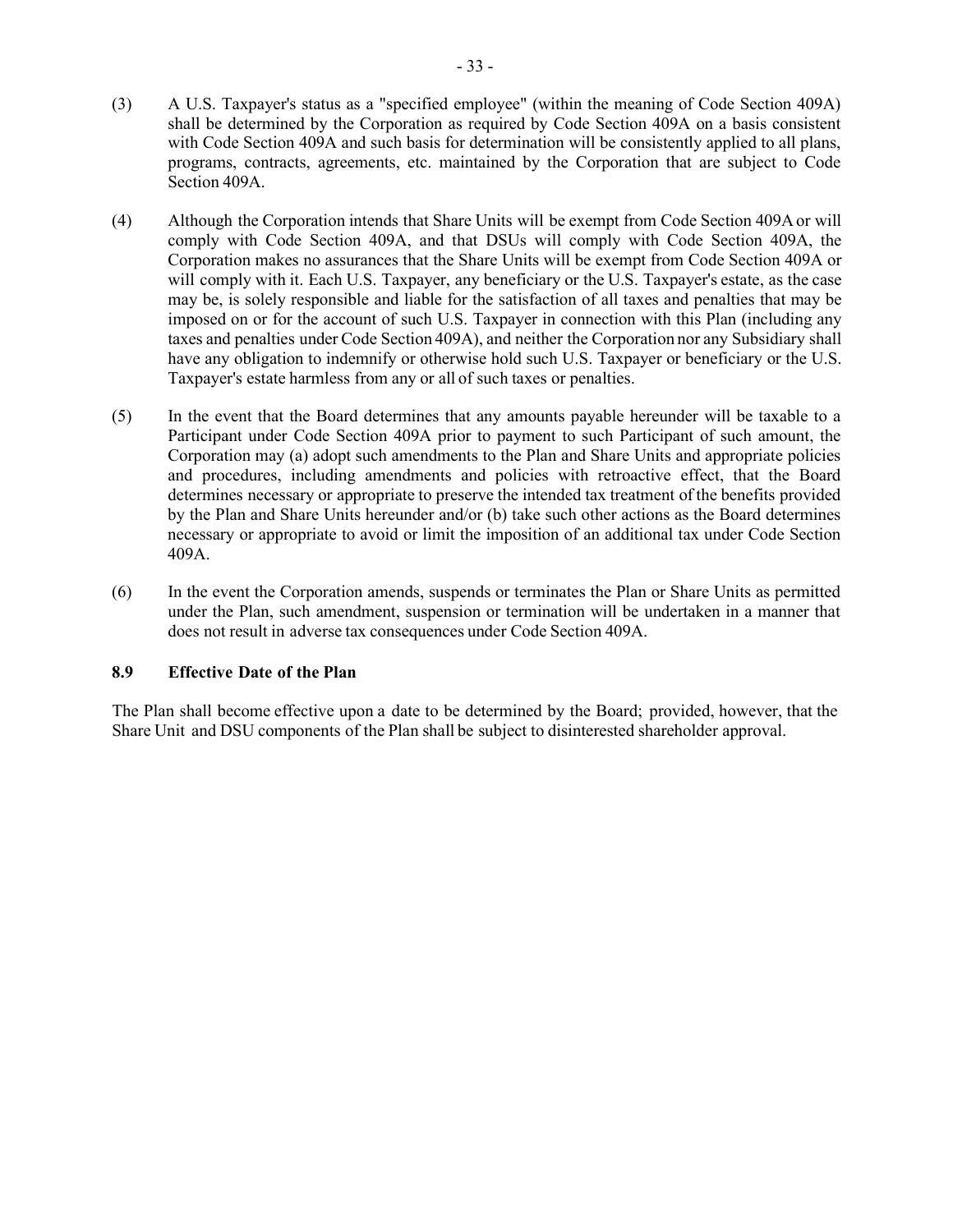(3) A U.S. Taxpayer's status as a "specified employee" (within the meaning of Code Section 409A) shall be determined by the Corporation as required by Code Section 409A on a basis consistent with Code Section 409A and such basis for determination will be consistently applied to all plans, programs, contracts, agreements, etc. maintained by the Corporation that are subject to Code Section 409A.

(4) Although the Corporation intends that Share Units will be exempt from Code Section 409A or will comply with Code Section 409A, and that DSUs will comply with Code Section 409A, the Corporation makes no assurances that the Share Units will be exempt from Code Section 409A or will comply with it. Each U.S. Taxpayer, any beneficiary or the U.S. Taxpayer's estate, as the case may be, is solely responsible and liable for the satisfaction of all taxes and penalties that may be imposed on or for the account of such U.S. Taxpayer in connection with this Plan (including any taxes and penalties under Code Section 409A), and neither the Corporation nor any Subsidiary shall have any obligation to indemnify or otherwise hold such U.S. Taxpayer or beneficiary or the U.S. Taxpayer's estate harmless from any or all of such taxes or penalties.

(5) In the event that the Board determines that any amounts payable hereunder will be taxable to a Participant under Code Section 409A prior to payment to such Participant of such amount, the Corporation may (a) adopt such amendments to the Plan and Share Units and appropriate policies and procedures, including amendments and policies with retroactive effect, that the Board determines necessary or appropriate to preserve the intended tax treatment of the benefits provided by the Plan and Share Units hereunder and/or (b) take such other actions as the Board determines necessary or appropriate to avoid or limit the imposition of an additional tax under Code Section 409A.

(6) In the event the Corporation amends, suspends or terminates the Plan or Share Units as permitted under the Plan, such amendment, suspension or termination will be undertaken in a manner that does not result in adverse tax consequences under Code Section 409A.

### 8.9 Effective Date of the Plan

The Plan shall become effective upon a date to be determined by the Board; provided, however, that the Share Unit and DSU components of the Plan shall be subject to disinterested shareholder approval.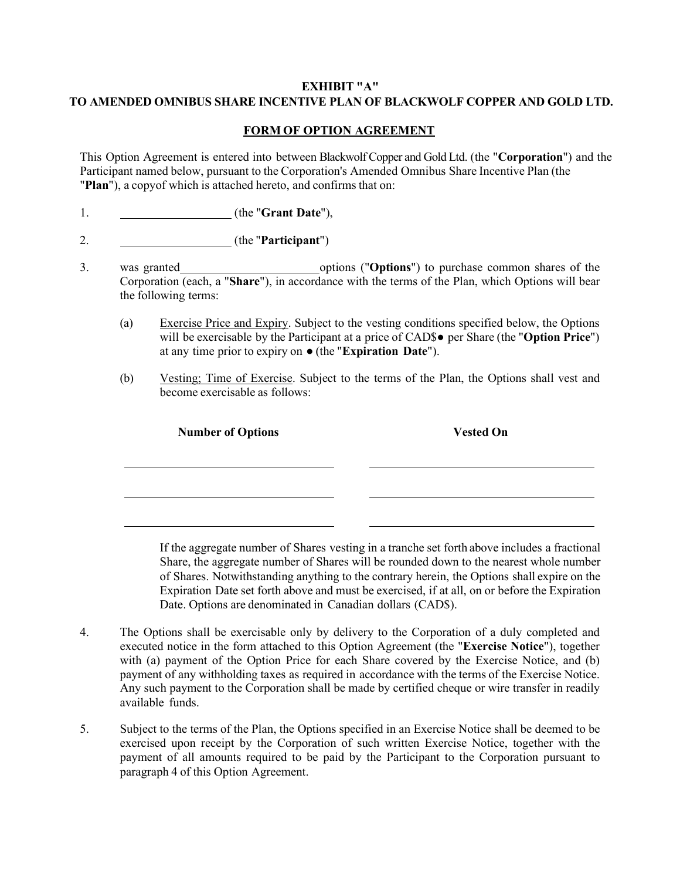**EXHIBIT "A"**
**TO AMENDED OMNIBUS SHARE INCENTIVE PLAN OF BLACKWOLF COPPER AND GOLD LTD.**

**FORM OF OPTION AGREEMENT**

This Option Agreement is entered into between Blackwolf Copper and Gold Ltd. (the "**Corporation**") and the Participant named below, pursuant to the Corporation's Amended Omnibus Share Incentive Plan (the "**Plan**"), a copyof which is attached hereto, and confirms that on:

1. ____________________ (the "**Grant Date**"),

2. ____________________ (the "**Participant**")

3. was granted ________________________ options ("**Options**") to purchase common shares of the Corporation (each, a "**Share**"), in accordance with the terms of the Plan, which Options will bear the following terms:

   (a) Exercise Price and Expiry. Subject to the vesting conditions specified below, the Options will be exercisable by the Participant at a price of CAD$● per Share (the "**Option Price**") at any time prior to expiry on ● (the "**Expiration Date**").

   (b) Vesting; Time of Exercise. Subject to the terms of the Plan, the Options shall vest and become exercisable as follows:

| **Number of Options** | **Vested On** |
|---|---|
| ____________________ | ____________________ |
| ____________________ | ____________________ |
| ____________________ | ____________________ |

   If the aggregate number of Shares vesting in a tranche set forth above includes a fractional Share, the aggregate number of Shares will be rounded down to the nearest whole number of Shares. Notwithstanding anything to the contrary herein, the Options shall expire on the Expiration Date set forth above and must be exercised, if at all, on or before the Expiration Date. Options are denominated in Canadian dollars (CAD$).

4. The Options shall be exercisable only by delivery to the Corporation of a duly completed and executed notice in the form attached to this Option Agreement (the "**Exercise Notice**"), together with (a) payment of the Option Price for each Share covered by the Exercise Notice, and (b) payment of any withholding taxes as required in accordance with the terms of the Exercise Notice. Any such payment to the Corporation shall be made by certified cheque or wire transfer in readily available funds.

5. Subject to the terms of the Plan, the Options specified in an Exercise Notice shall be deemed to be exercised upon receipt by the Corporation of such written Exercise Notice, together with the payment of all amounts required to be paid by the Participant to the Corporation pursuant to paragraph 4 of this Option Agreement.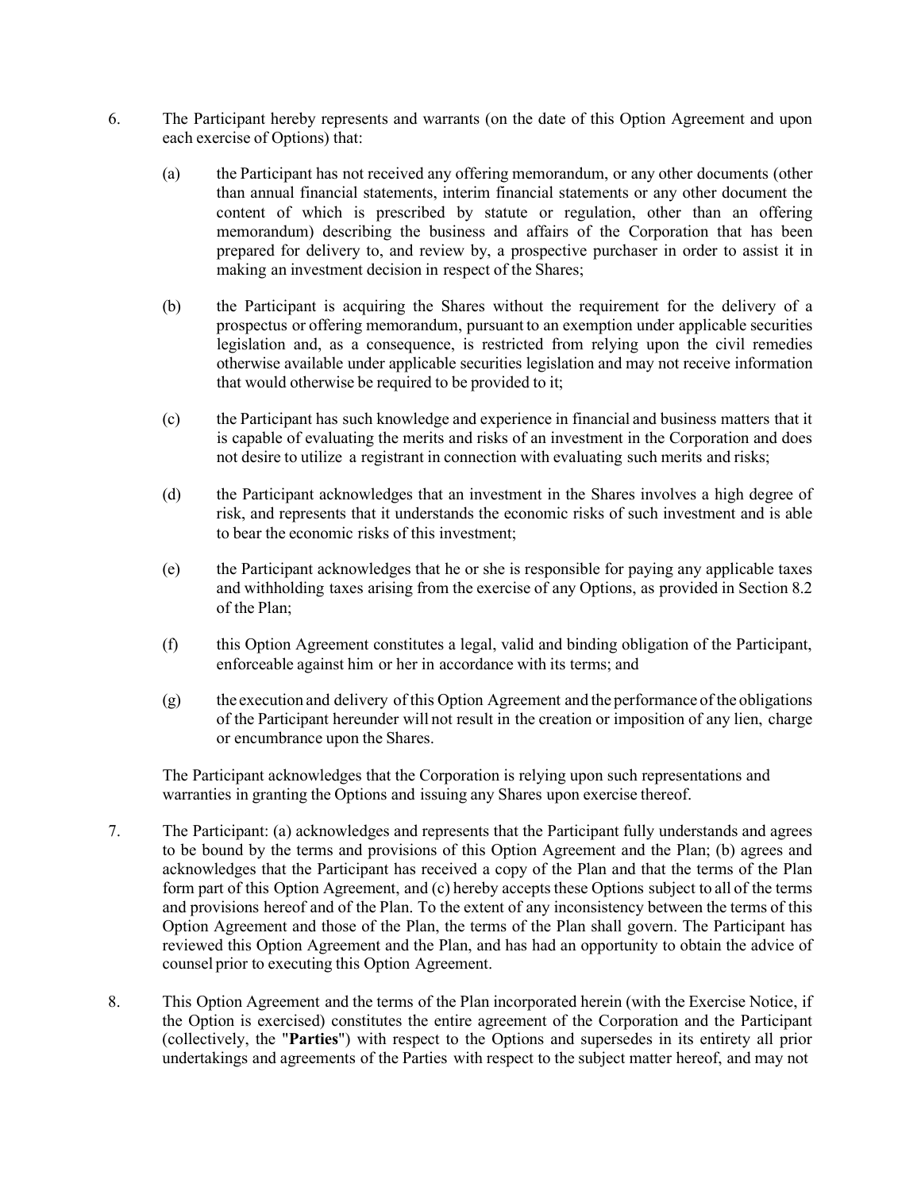6. The Participant hereby represents and warrants (on the date of this Option Agreement and upon each exercise of Options) that:

   (a) the Participant has not received any offering memorandum, or any other documents (other than annual financial statements, interim financial statements or any other document the content of which is prescribed by statute or regulation, other than an offering memorandum) describing the business and affairs of the Corporation that has been prepared for delivery to, and review by, a prospective purchaser in order to assist it in making an investment decision in respect of the Shares;

   (b) the Participant is acquiring the Shares without the requirement for the delivery of a prospectus or offering memorandum, pursuant to an exemption under applicable securities legislation and, as a consequence, is restricted from relying upon the civil remedies otherwise available under applicable securities legislation and may not receive information that would otherwise be required to be provided to it;

   (c) the Participant has such knowledge and experience in financial and business matters that it is capable of evaluating the merits and risks of an investment in the Corporation and does not desire to utilize a registrant in connection with evaluating such merits and risks;

   (d) the Participant acknowledges that an investment in the Shares involves a high degree of risk, and represents that it understands the economic risks of such investment and is able to bear the economic risks of this investment;

   (e) the Participant acknowledges that he or she is responsible for paying any applicable taxes and withholding taxes arising from the exercise of any Options, as provided in Section 8.2 of the Plan;

   (f) this Option Agreement constitutes a legal, valid and binding obligation of the Participant, enforceable against him or her in accordance with its terms; and

   (g) the execution and delivery of this Option Agreement and the performance of the obligations of the Participant hereunder will not result in the creation or imposition of any lien, charge or encumbrance upon the Shares.

   The Participant acknowledges that the Corporation is relying upon such representations and warranties in granting the Options and issuing any Shares upon exercise thereof.

7. The Participant: (a) acknowledges and represents that the Participant fully understands and agrees to be bound by the terms and provisions of this Option Agreement and the Plan; (b) agrees and acknowledges that the Participant has received a copy of the Plan and that the terms of the Plan form part of this Option Agreement, and (c) hereby accepts these Options subject to all of the terms and provisions hereof and of the Plan. To the extent of any inconsistency between the terms of this Option Agreement and those of the Plan, the terms of the Plan shall govern. The Participant has reviewed this Option Agreement and the Plan, and has had an opportunity to obtain the advice of counsel prior to executing this Option Agreement.

8. This Option Agreement and the terms of the Plan incorporated herein (with the Exercise Notice, if the Option is exercised) constitutes the entire agreement of the Corporation and the Participant (collectively, the "**Parties**") with respect to the Options and supersedes in its entirety all prior undertakings and agreements of the Parties with respect to the subject matter hereof, and may not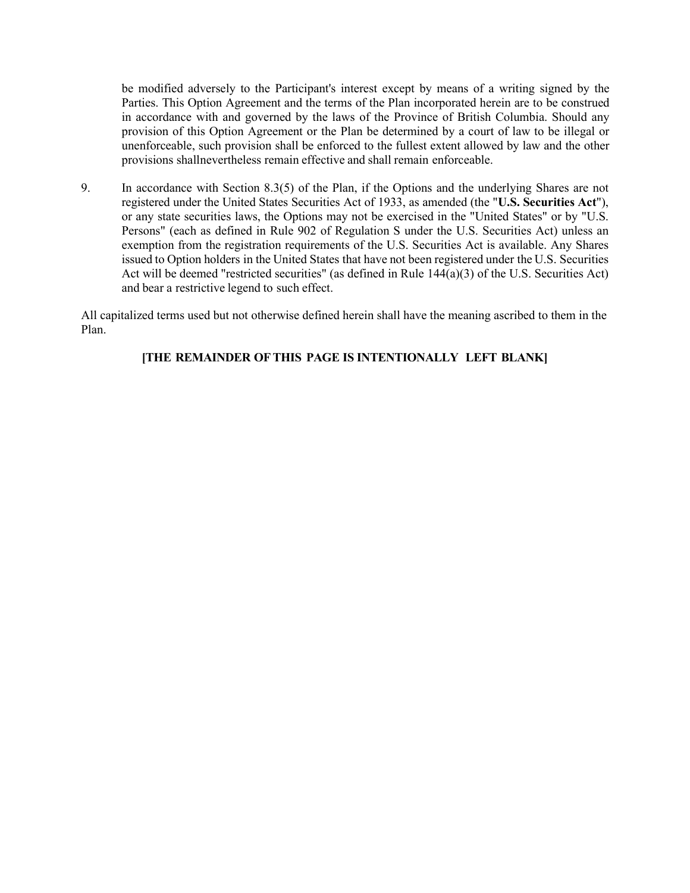be modified adversely to the Participant's interest except by means of a writing signed by the Parties. This Option Agreement and the terms of the Plan incorporated herein are to be construed in accordance with and governed by the laws of the Province of British Columbia. Should any provision of this Option Agreement or the Plan be determined by a court of law to be illegal or unenforceable, such provision shall be enforced to the fullest extent allowed by law and the other provisions shallnevertheless remain effective and shall remain enforceable.

9. In accordance with Section 8.3(5) of the Plan, if the Options and the underlying Shares are not registered under the United States Securities Act of 1933, as amended (the "**U.S. Securities Act**"), or any state securities laws, the Options may not be exercised in the "United States" or by "U.S. Persons" (each as defined in Rule 902 of Regulation S under the U.S. Securities Act) unless an exemption from the registration requirements of the U.S. Securities Act is available. Any Shares issued to Option holders in the United States that have not been registered under the U.S. Securities Act will be deemed "restricted securities" (as defined in Rule 144(a)(3) of the U.S. Securities Act) and bear a restrictive legend to such effect.

All capitalized terms used but not otherwise defined herein shall have the meaning ascribed to them in the Plan.

**[THE REMAINDER OF THIS PAGE IS INTENTIONALLY LEFT BLANK]**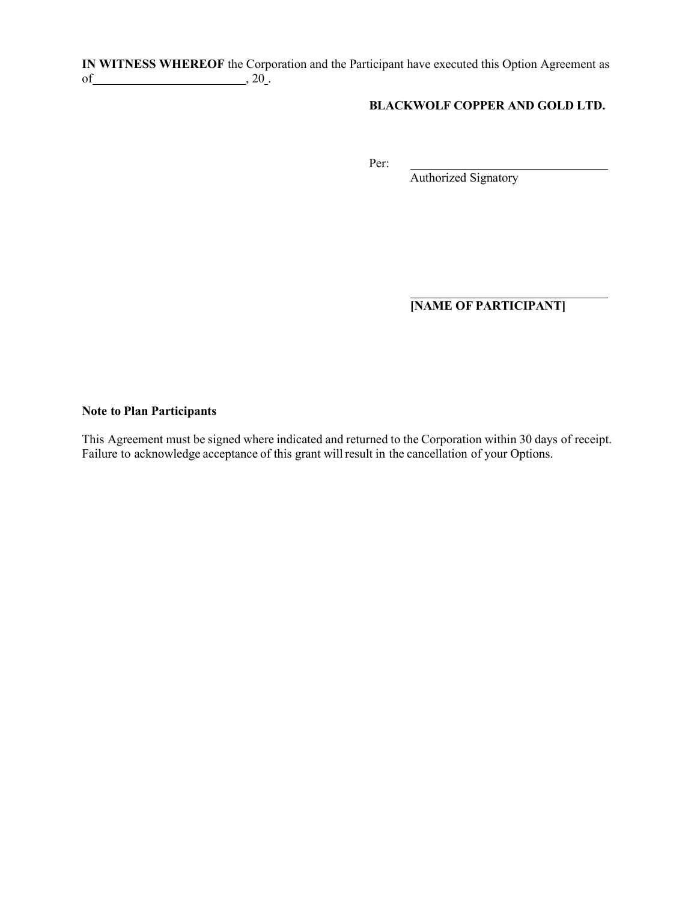**IN WITNESS WHEREOF** the Corporation and the Participant have executed this Option Agreement as of________________________, 20_.

**BLACKWOLF COPPER AND GOLD LTD.**

Per: ________________________________
Authorized Signatory

________________________________
**[NAME OF PARTICIPANT]**

**Note to Plan Participants**

This Agreement must be signed where indicated and returned to the Corporation within 30 days of receipt. Failure to acknowledge acceptance of this grant will result in the cancellation of your Options.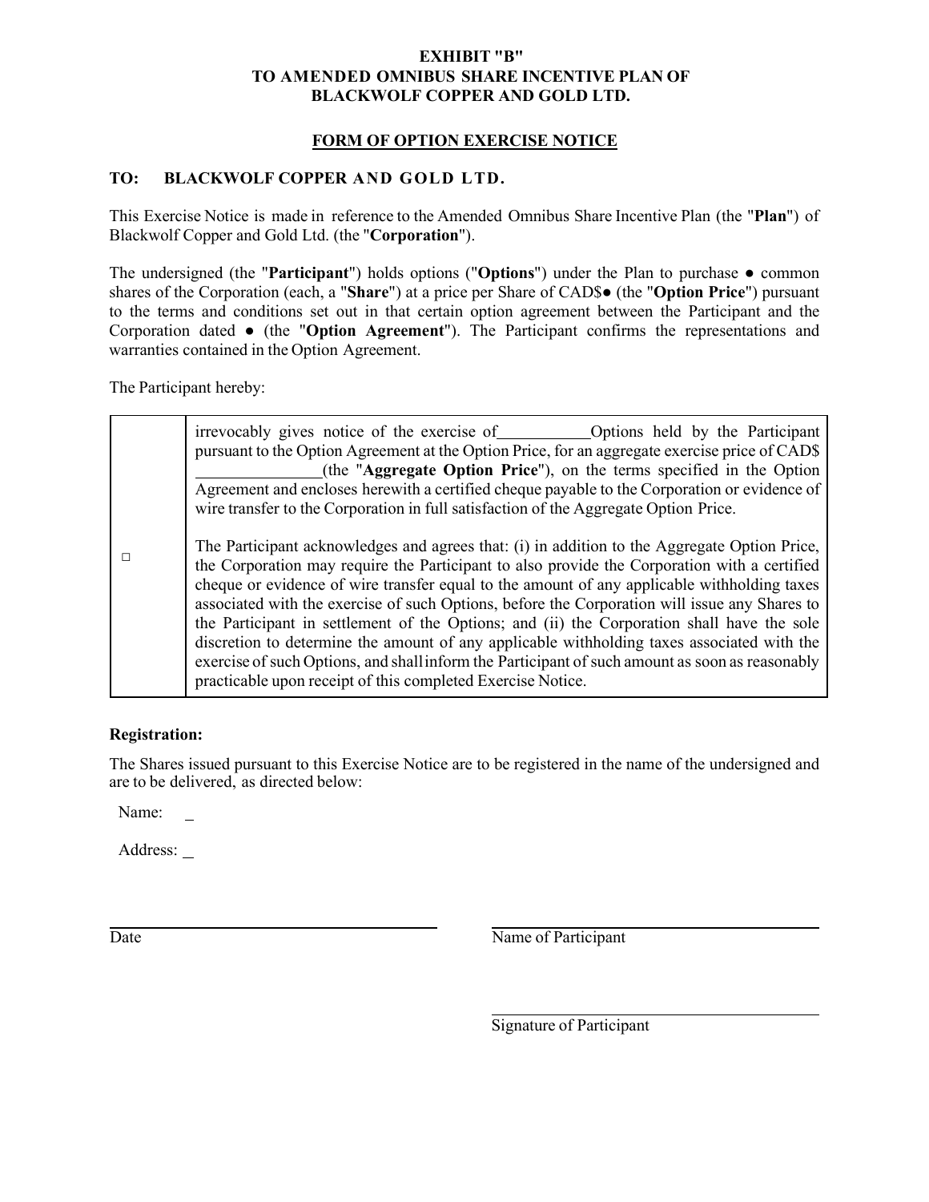**EXHIBIT "B"**
**TO AMENDED OMNIBUS SHARE INCENTIVE PLAN OF**
**BLACKWOLF COPPER AND GOLD LTD.**

**FORM OF OPTION EXERCISE NOTICE**

**TO: BLACKWOLF COPPER AND GOLD LTD.**

This Exercise Notice is made in reference to the Amended Omnibus Share Incentive Plan (the "**Plan**") of Blackwolf Copper and Gold Ltd. (the "**Corporation**").

The undersigned (the "**Participant**") holds options ("**Options**") under the Plan to purchase ● common shares of the Corporation (each, a "**Share**") at a price per Share of CAD$● (the "**Option Price**") pursuant to the terms and conditions set out in that certain option agreement between the Participant and the Corporation dated ● (the "**Option Agreement**"). The Participant confirms the representations and warranties contained in the Option Agreement.

The Participant hereby:

| | |
|---|---|
| □ | irrevocably gives notice of the exercise of __________ Options held by the Participant pursuant to the Option Agreement at the Option Price, for an aggregate exercise price of CAD$ __________ (the "**Aggregate Option Price**"), on the terms specified in the Option Agreement and encloses herewith a certified cheque payable to the Corporation or evidence of wire transfer to the Corporation in full satisfaction of the Aggregate Option Price.<br><br>The Participant acknowledges and agrees that: (i) in addition to the Aggregate Option Price, the Corporation may require the Participant to also provide the Corporation with a certified cheque or evidence of wire transfer equal to the amount of any applicable withholding taxes associated with the exercise of such Options, before the Corporation will issue any Shares to the Participant in settlement of the Options; and (ii) the Corporation shall have the sole discretion to determine the amount of any applicable withholding taxes associated with the exercise of such Options, and shall inform the Participant of such amount as soon as reasonably practicable upon receipt of this completed Exercise Notice. |

**Registration:**

The Shares issued pursuant to this Exercise Notice are to be registered in the name of the undersigned and are to be delivered, as directed below:

Name: _

Address: _

______________________________
Date

______________________________
Name of Participant

______________________________
Signature of Participant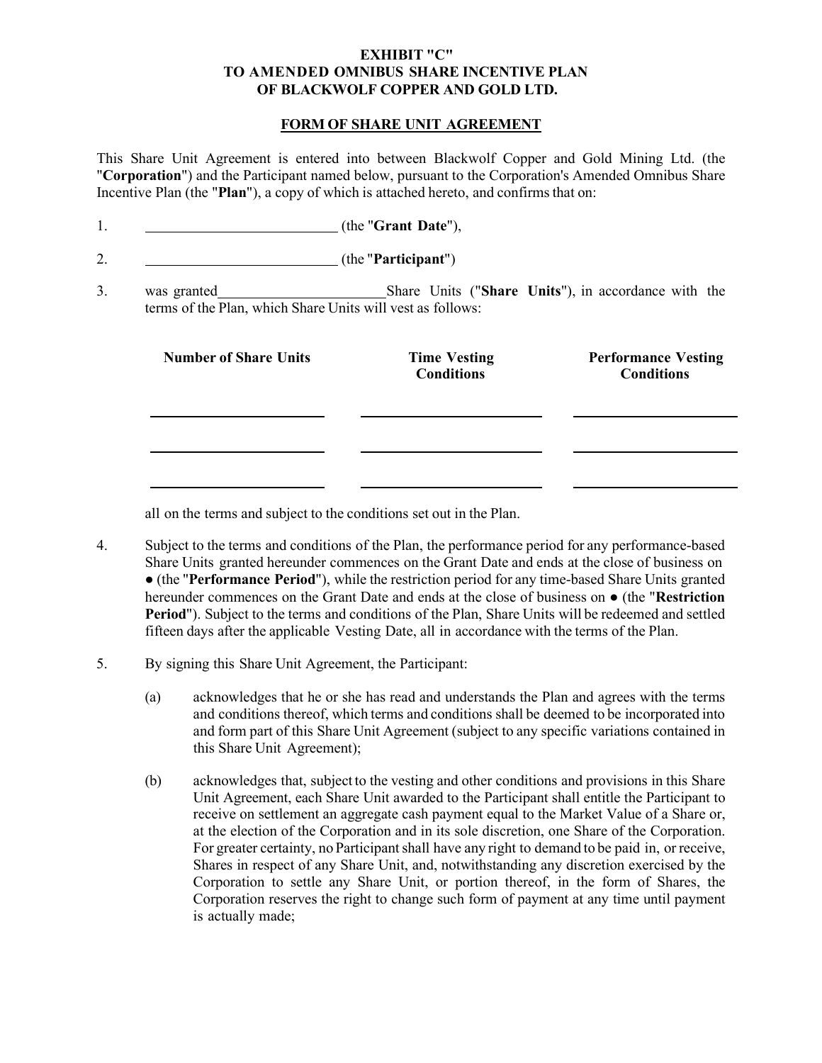**EXHIBIT "C"**
**TO AMENDED OMNIBUS SHARE INCENTIVE PLAN**
**OF BLACKWOLF COPPER AND GOLD LTD.**

**FORM OF SHARE UNIT AGREEMENT**

This Share Unit Agreement is entered into between Blackwolf Copper and Gold Mining Ltd. (the "**Corporation**") and the Participant named below, pursuant to the Corporation's Amended Omnibus Share Incentive Plan (the "**Plan**"), a copy of which is attached hereto, and confirms that on:

1. ____________________________ (the "**Grant Date**"),

2. ____________________________ (the "**Participant**")

3. was granted_________________________Share Units ("**Share Units**"), in accordance with the terms of the Plan, which Share Units will vest as follows:

| Number of Share Units | Time Vesting Conditions | Performance Vesting Conditions |
|---|---|---|
| ____________________ | ____________________ | ____________________ |
| ____________________ | ____________________ | ____________________ |
| ____________________ | ____________________ | ____________________ |

all on the terms and subject to the conditions set out in the Plan.

4. Subject to the terms and conditions of the Plan, the performance period for any performance-based Share Units granted hereunder commences on the Grant Date and ends at the close of business on ● (the "**Performance Period**"), while the restriction period for any time-based Share Units granted hereunder commences on the Grant Date and ends at the close of business on ● (the "**Restriction Period**"). Subject to the terms and conditions of the Plan, Share Units will be redeemed and settled fifteen days after the applicable Vesting Date, all in accordance with the terms of the Plan.

5. By signing this Share Unit Agreement, the Participant:

   (a) acknowledges that he or she has read and understands the Plan and agrees with the terms and conditions thereof, which terms and conditions shall be deemed to be incorporated into and form part of this Share Unit Agreement (subject to any specific variations contained in this Share Unit Agreement);

   (b) acknowledges that, subject to the vesting and other conditions and provisions in this Share Unit Agreement, each Share Unit awarded to the Participant shall entitle the Participant to receive on settlement an aggregate cash payment equal to the Market Value of a Share or, at the election of the Corporation and in its sole discretion, one Share of the Corporation. For greater certainty, no Participant shall have any right to demand to be paid in, or receive, Shares in respect of any Share Unit, and, notwithstanding any discretion exercised by the Corporation to settle any Share Unit, or portion thereof, in the form of Shares, the Corporation reserves the right to change such form of payment at any time until payment is actually made;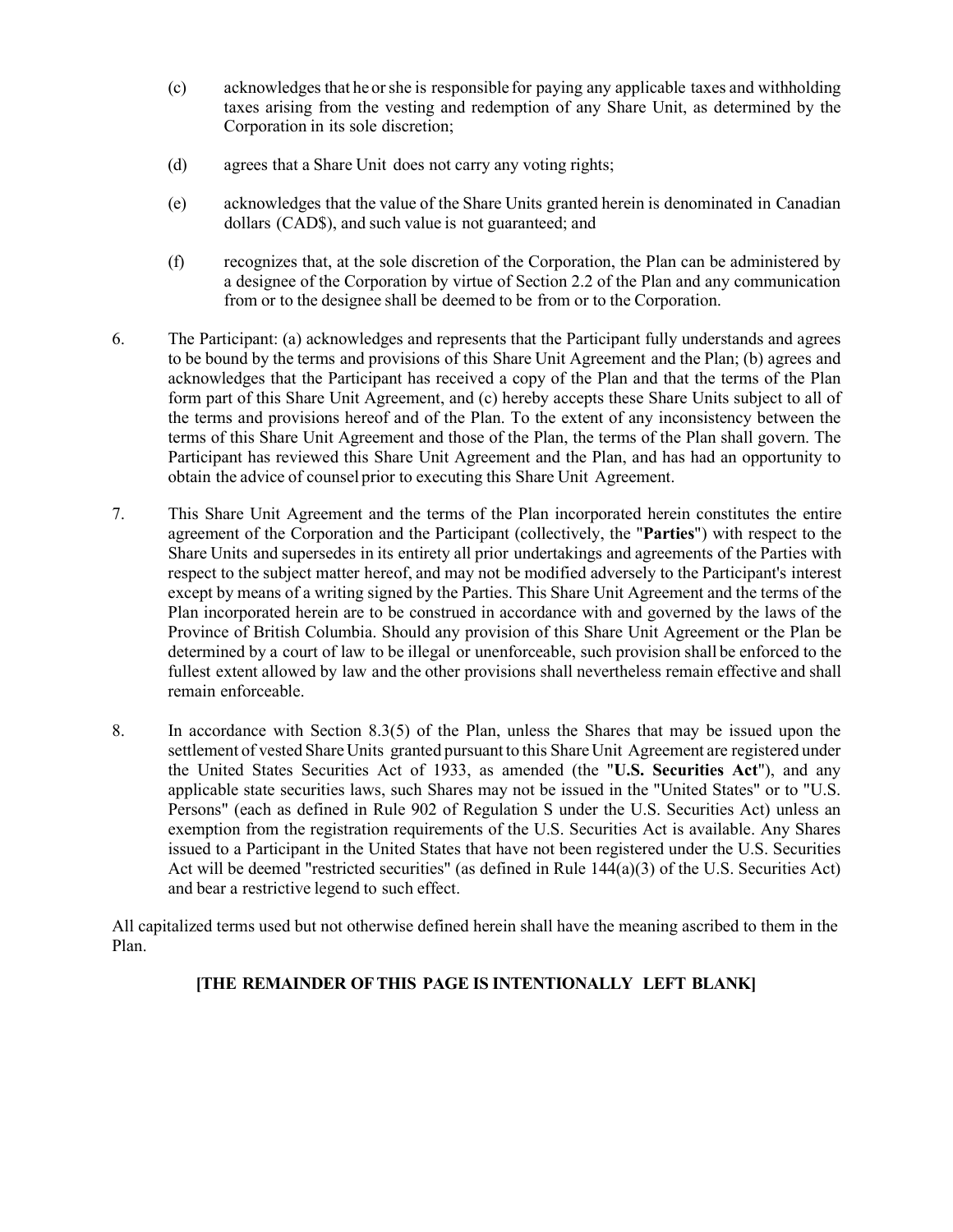(c) acknowledges that he or she is responsible for paying any applicable taxes and withholding taxes arising from the vesting and redemption of any Share Unit, as determined by the Corporation in its sole discretion;

(d) agrees that a Share Unit does not carry any voting rights;

(e) acknowledges that the value of the Share Units granted herein is denominated in Canadian dollars (CAD$), and such value is not guaranteed; and

(f) recognizes that, at the sole discretion of the Corporation, the Plan can be administered by a designee of the Corporation by virtue of Section 2.2 of the Plan and any communication from or to the designee shall be deemed to be from or to the Corporation.

6. The Participant: (a) acknowledges and represents that the Participant fully understands and agrees to be bound by the terms and provisions of this Share Unit Agreement and the Plan; (b) agrees and acknowledges that the Participant has received a copy of the Plan and that the terms of the Plan form part of this Share Unit Agreement, and (c) hereby accepts these Share Units subject to all of the terms and provisions hereof and of the Plan. To the extent of any inconsistency between the terms of this Share Unit Agreement and those of the Plan, the terms of the Plan shall govern. The Participant has reviewed this Share Unit Agreement and the Plan, and has had an opportunity to obtain the advice of counsel prior to executing this Share Unit Agreement.

7. This Share Unit Agreement and the terms of the Plan incorporated herein constitutes the entire agreement of the Corporation and the Participant (collectively, the "**Parties**") with respect to the Share Units and supersedes in its entirety all prior undertakings and agreements of the Parties with respect to the subject matter hereof, and may not be modified adversely to the Participant's interest except by means of a writing signed by the Parties. This Share Unit Agreement and the terms of the Plan incorporated herein are to be construed in accordance with and governed by the laws of the Province of British Columbia. Should any provision of this Share Unit Agreement or the Plan be determined by a court of law to be illegal or unenforceable, such provision shall be enforced to the fullest extent allowed by law and the other provisions shall nevertheless remain effective and shall remain enforceable.

8. In accordance with Section 8.3(5) of the Plan, unless the Shares that may be issued upon the settlement of vested Share Units granted pursuant to this Share Unit Agreement are registered under the United States Securities Act of 1933, as amended (the "**U.S. Securities Act**"), and any applicable state securities laws, such Shares may not be issued in the "United States" or to "U.S. Persons" (each as defined in Rule 902 of Regulation S under the U.S. Securities Act) unless an exemption from the registration requirements of the U.S. Securities Act is available. Any Shares issued to a Participant in the United States that have not been registered under the U.S. Securities Act will be deemed "restricted securities" (as defined in Rule 144(a)(3) of the U.S. Securities Act) and bear a restrictive legend to such effect.

All capitalized terms used but not otherwise defined herein shall have the meaning ascribed to them in the Plan.

**[THE REMAINDER OF THIS PAGE IS INTENTIONALLY LEFT BLANK]**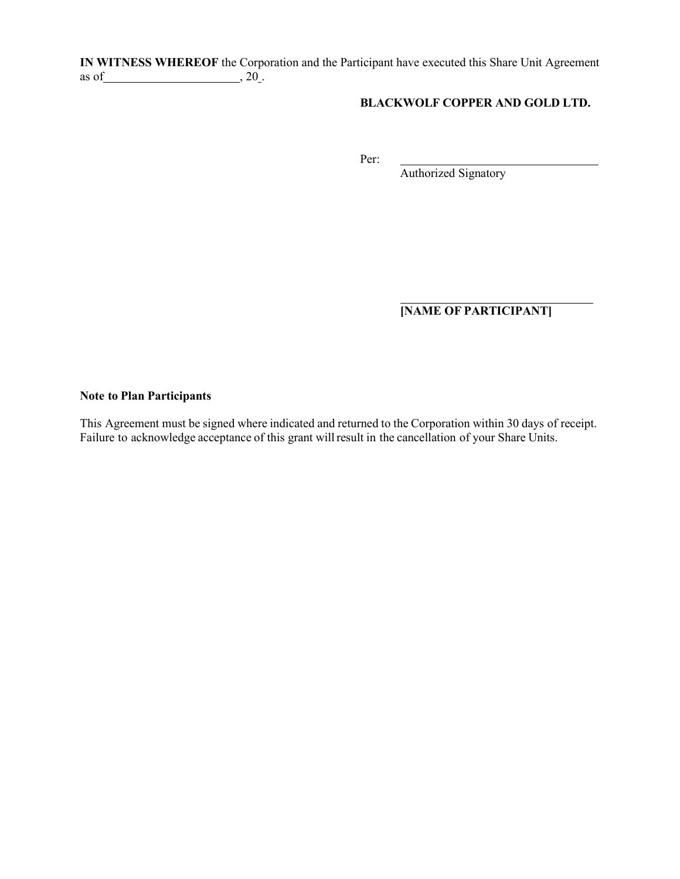**IN WITNESS WHEREOF** the Corporation and the Participant have executed this Share Unit Agreement as of______________________, 20_.

**BLACKWOLF COPPER AND GOLD LTD.**

Per: ________________________________
Authorized Signatory

________________________________
**[NAME OF PARTICIPANT]**

**Note to Plan Participants**

This Agreement must be signed where indicated and returned to the Corporation within 30 days of receipt. Failure to acknowledge acceptance of this grant will result in the cancellation of your Share Units.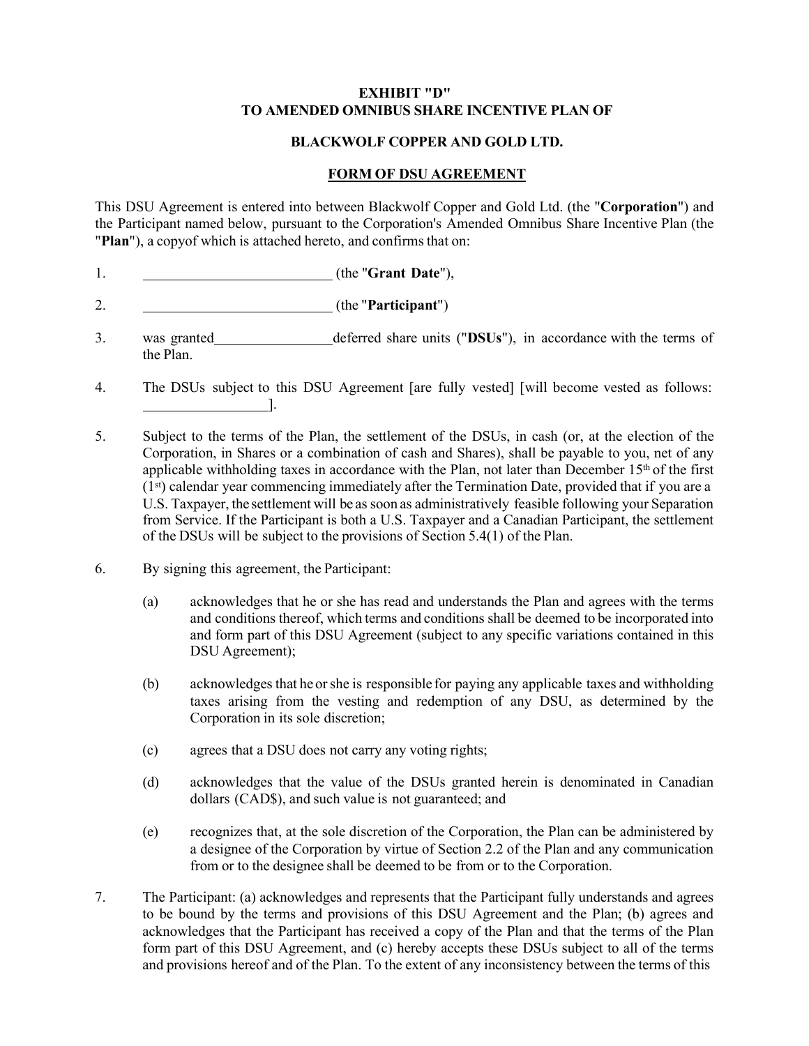**EXHIBIT "D"**
**TO AMENDED OMNIBUS SHARE INCENTIVE PLAN OF**

**BLACKWOLF COPPER AND GOLD LTD.**

**FORM OF DSU AGREEMENT**

This DSU Agreement is entered into between Blackwolf Copper and Gold Ltd. (the "**Corporation**") and the Participant named below, pursuant to the Corporation's Amended Omnibus Share Incentive Plan (the "**Plan**"), a copyof which is attached hereto, and confirms that on:

1. \_\_\_\_\_\_\_\_\_\_\_\_\_\_\_\_\_\_\_\_\_\_\_\_\_\_\_ (the "**Grant Date**"),

2. \_\_\_\_\_\_\_\_\_\_\_\_\_\_\_\_\_\_\_\_\_\_\_\_\_\_\_ (the "**Participant**")

3. was granted\_\_\_\_\_\_\_\_\_\_\_\_\_\_\_\_\_deferred share units ("**DSUs**"), in accordance with the terms of the Plan.

4. The DSUs subject to this DSU Agreement [are fully vested] [will become vested as follows: \_\_\_\_\_\_\_\_\_\_\_\_\_\_\_\_\_\_].

5. Subject to the terms of the Plan, the settlement of the DSUs, in cash (or, at the election of the Corporation, in Shares or a combination of cash and Shares), shall be payable to you, net of any applicable withholding taxes in accordance with the Plan, not later than December 15th of the first (1st) calendar year commencing immediately after the Termination Date, provided that if you are a U.S. Taxpayer, the settlement will be as soon as administratively feasible following your Separation from Service. If the Participant is both a U.S. Taxpayer and a Canadian Participant, the settlement of the DSUs will be subject to the provisions of Section 5.4(1) of the Plan.

6. By signing this agreement, the Participant:

   (a) acknowledges that he or she has read and understands the Plan and agrees with the terms and conditions thereof, which terms and conditions shall be deemed to be incorporated into and form part of this DSU Agreement (subject to any specific variations contained in this DSU Agreement);

   (b) acknowledges that he or she is responsible for paying any applicable taxes and withholding taxes arising from the vesting and redemption of any DSU, as determined by the Corporation in its sole discretion;

   (c) agrees that a DSU does not carry any voting rights;

   (d) acknowledges that the value of the DSUs granted herein is denominated in Canadian dollars (CAD$), and such value is not guaranteed; and

   (e) recognizes that, at the sole discretion of the Corporation, the Plan can be administered by a designee of the Corporation by virtue of Section 2.2 of the Plan and any communication from or to the designee shall be deemed to be from or to the Corporation.

7. The Participant: (a) acknowledges and represents that the Participant fully understands and agrees to be bound by the terms and provisions of this DSU Agreement and the Plan; (b) agrees and acknowledges that the Participant has received a copy of the Plan and that the terms of the Plan form part of this DSU Agreement, and (c) hereby accepts these DSUs subject to all of the terms and provisions hereof and of the Plan. To the extent of any inconsistency between the terms of this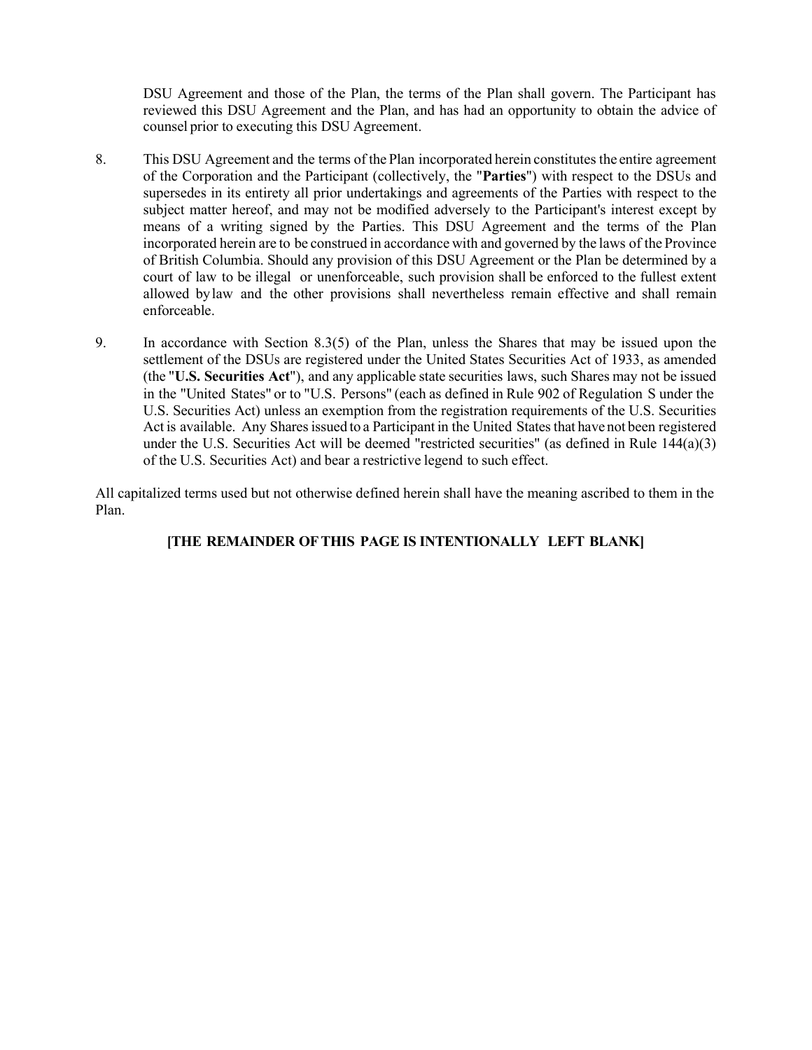DSU Agreement and those of the Plan, the terms of the Plan shall govern. The Participant has reviewed this DSU Agreement and the Plan, and has had an opportunity to obtain the advice of counsel prior to executing this DSU Agreement.

8. This DSU Agreement and the terms of the Plan incorporated herein constitutes the entire agreement of the Corporation and the Participant (collectively, the "**Parties**") with respect to the DSUs and supersedes in its entirety all prior undertakings and agreements of the Parties with respect to the subject matter hereof, and may not be modified adversely to the Participant's interest except by means of a writing signed by the Parties. This DSU Agreement and the terms of the Plan incorporated herein are to be construed in accordance with and governed by the laws of the Province of British Columbia. Should any provision of this DSU Agreement or the Plan be determined by a court of law to be illegal or unenforceable, such provision shall be enforced to the fullest extent allowed by law and the other provisions shall nevertheless remain effective and shall remain enforceable.

9. In accordance with Section 8.3(5) of the Plan, unless the Shares that may be issued upon the settlement of the DSUs are registered under the United States Securities Act of 1933, as amended (the "**U.S. Securities Act**"), and any applicable state securities laws, such Shares may not be issued in the "United States" or to "U.S. Persons" (each as defined in Rule 902 of Regulation S under the U.S. Securities Act) unless an exemption from the registration requirements of the U.S. Securities Act is available. Any Shares issued to a Participant in the United States that have not been registered under the U.S. Securities Act will be deemed "restricted securities" (as defined in Rule 144(a)(3) of the U.S. Securities Act) and bear a restrictive legend to such effect.

All capitalized terms used but not otherwise defined herein shall have the meaning ascribed to them in the Plan.

**[THE REMAINDER OF THIS PAGE IS INTENTIONALLY LEFT BLANK]**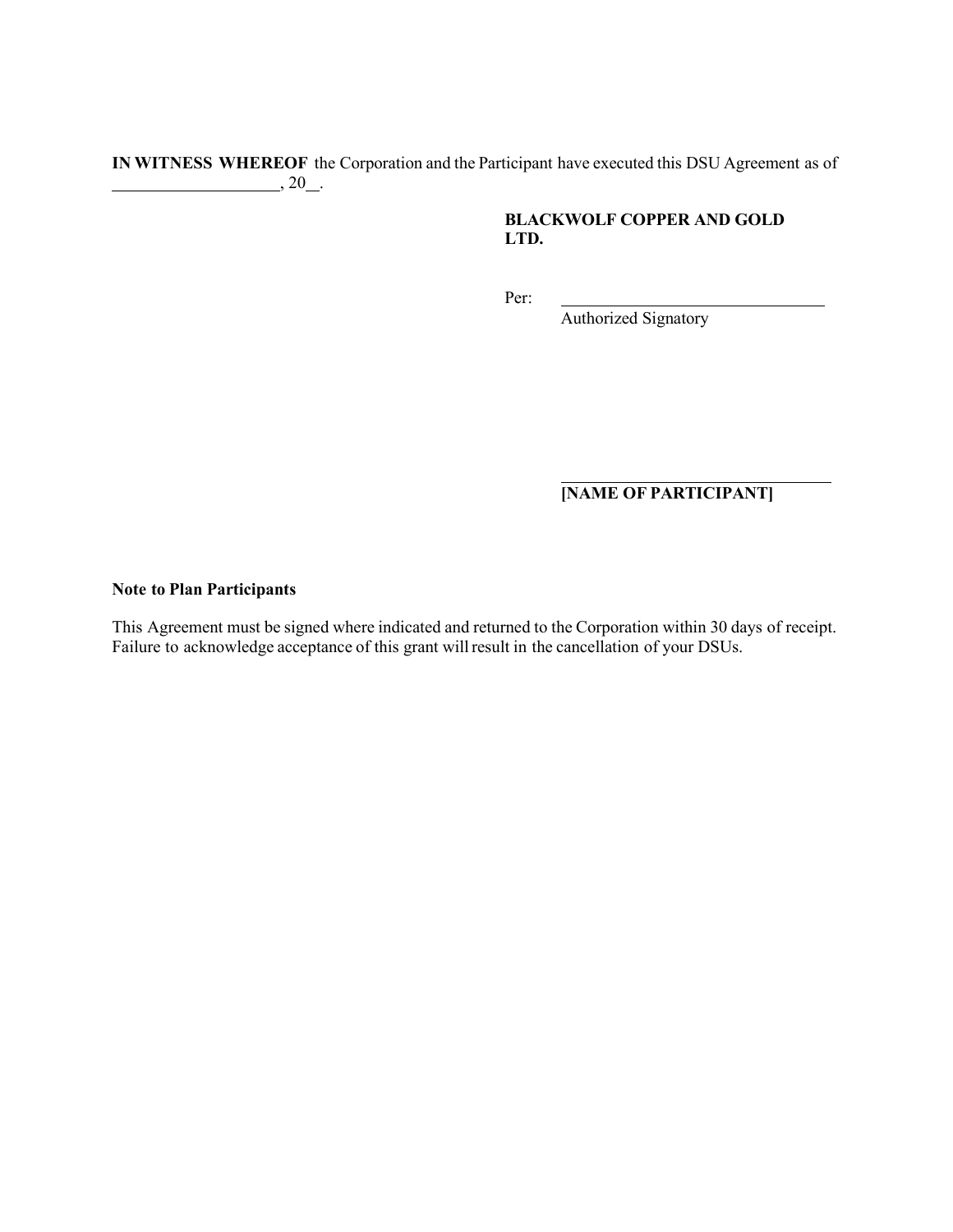**IN WITNESS WHEREOF** the Corporation and the Participant have executed this DSU Agreement as of ____________________, 20__.

**BLACKWOLF COPPER AND GOLD LTD.**

Per: ________________________________
Authorized Signatory

________________________________
**[NAME OF PARTICIPANT]**

**Note to Plan Participants**

This Agreement must be signed where indicated and returned to the Corporation within 30 days of receipt. Failure to acknowledge acceptance of this grant will result in the cancellation of your DSUs.